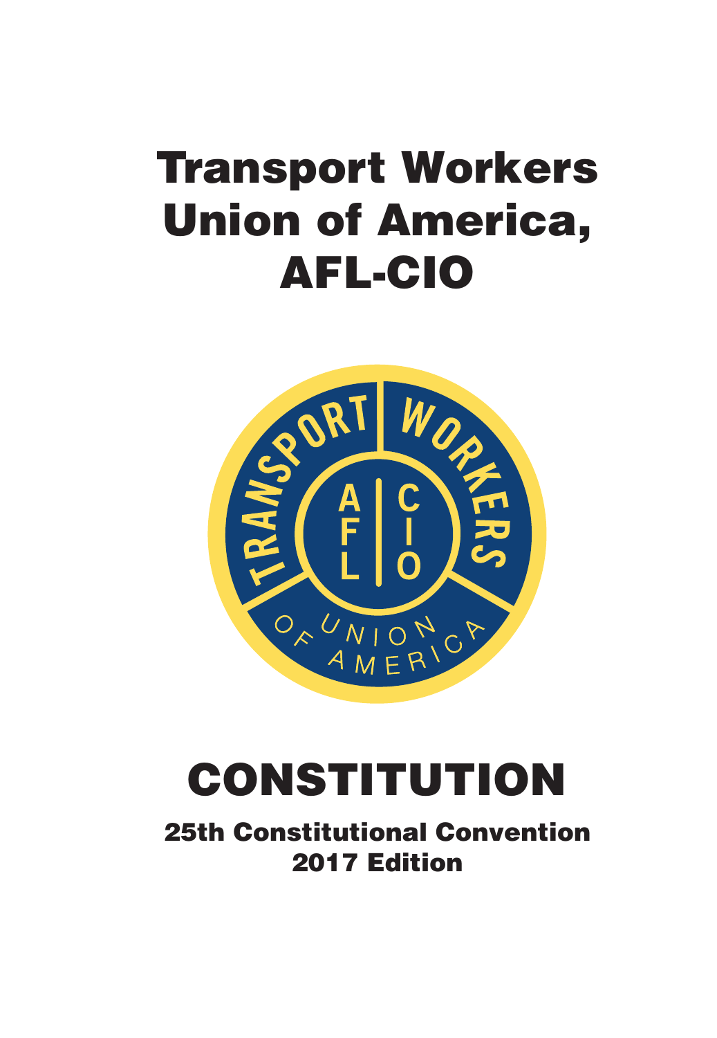# Transport Workers Union of America, AFL-CIO

# CONSTITUTION

## 25th Constitutional Convention 2017 Edition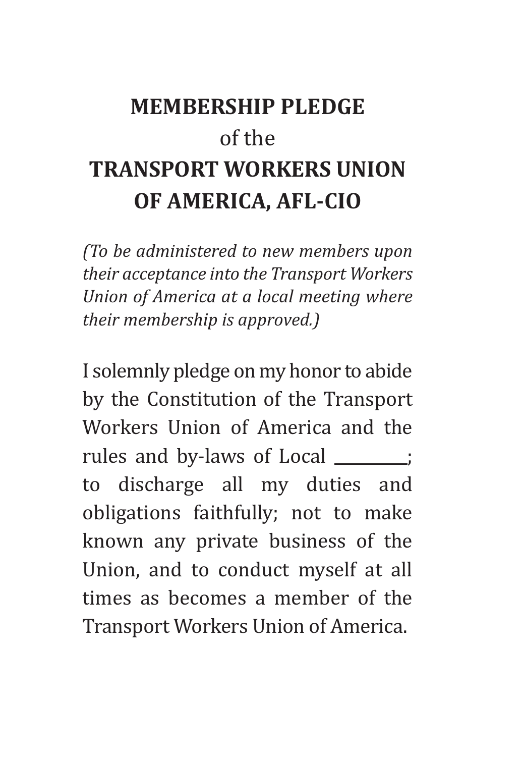# MEMBERSHIP PLEDGE
of the
# TRANSPORT WORKERS UNION OF AMERICA, AFL-CIO

*(To be administered to new members upon their acceptance into the Transport Workers Union of America at a local meeting where their membership is approved.)*

I solemnly pledge on my honor to abide by the Constitution of the Transport Workers Union of America and the rules and by-laws of Local ________; to discharge all my duties and obligations faithfully; not to make known any private business of the Union, and to conduct myself at all times as becomes a member of the Transport Workers Union of America.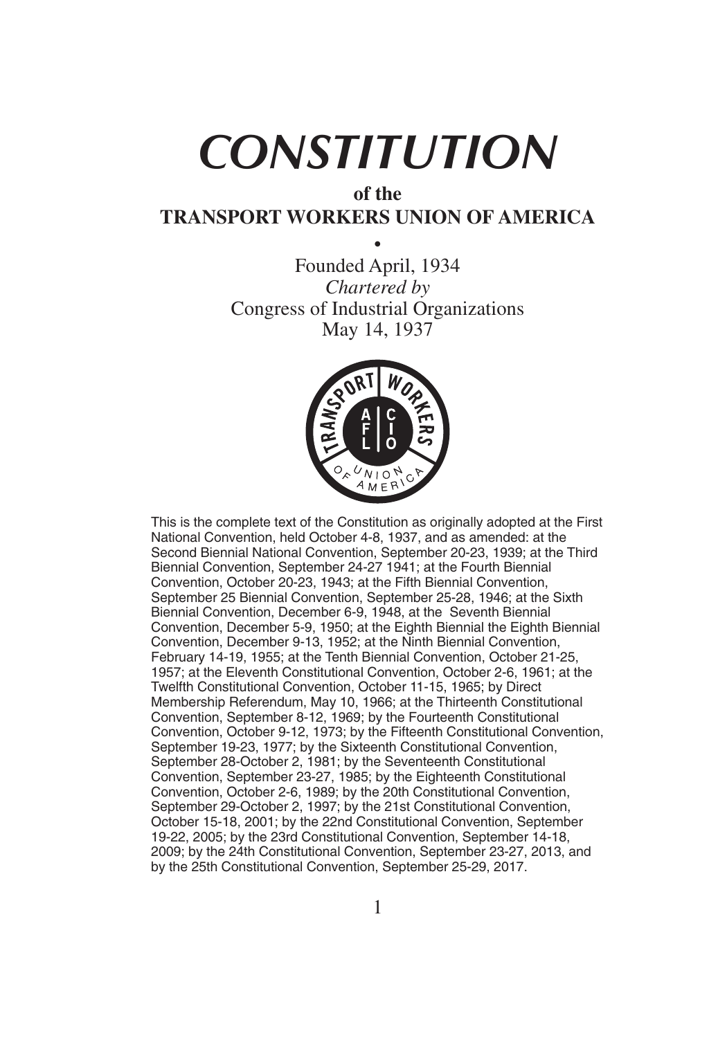# *CONSTITUTION*

**of the**

**TRANSPORT WORKERS UNION OF AMERICA**

•

Founded April, 1934

*Chartered by*

Congress of Industrial Organizations

May 14, 1937

This is the complete text of the Constitution as originally adopted at the First National Convention, held October 4-8, 1937, and as amended: at the Second Biennial National Convention, September 20-23, 1939; at the Third Biennial Convention, September 24-27 1941; at the Fourth Biennial Convention, October 20-23, 1943; at the Fifth Biennial Convention, September 25 Biennial Convention, September 25-28, 1946; at the Sixth Biennial Convention, December 6-9, 1948, at the Seventh Biennial Convention, December 5-9, 1950; at the Eighth Biennial the Eighth Biennial Convention, December 9-13, 1952; at the Ninth Biennial Convention, February 14-19, 1955; at the Tenth Biennial Convention, October 21-25, 1957; at the Eleventh Constitutional Convention, October 2-6, 1961; at the Twelfth Constitutional Convention, October 11-15, 1965; by Direct Membership Referendum, May 10, 1966; at the Thirteenth Constitutional Convention, September 8-12, 1969; by the Fourteenth Constitutional Convention, October 9-12, 1973; by the Fifteenth Constitutional Convention, September 19-23, 1977; by the Sixteenth Constitutional Convention, September 28-October 2, 1981; by the Seventeenth Constitutional Convention, September 23-27, 1985; by the Eighteenth Constitutional Convention, October 2-6, 1989; by the 20th Constitutional Convention, September 29-October 2, 1997; by the 21st Constitutional Convention, October 15-18, 2001; by the 22nd Constitutional Convention, September 19-22, 2005; by the 23rd Constitutional Convention, September 14-18, 2009; by the 24th Constitutional Convention, September 23-27, 2013, and by the 25th Constitutional Convention, September 25-29, 2017.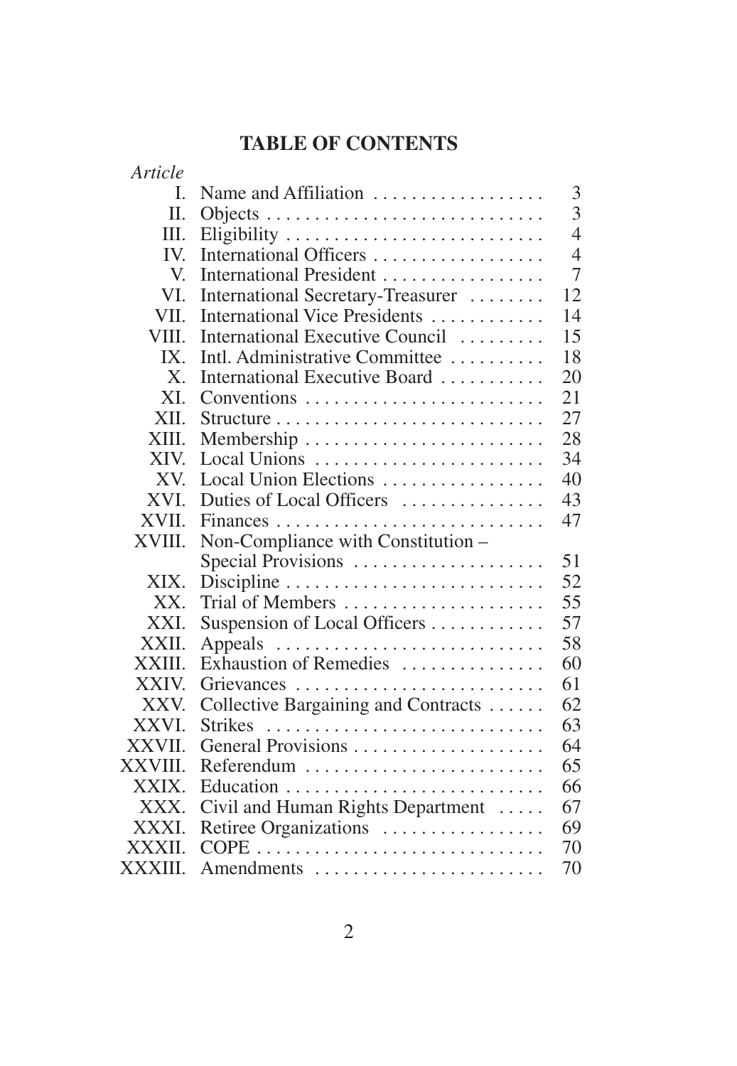## TABLE OF CONTENTS

| *Article* | | |
|---|---|---|
| I. | Name and Affiliation | 3 |
| II. | Objects | 3 |
| III. | Eligibility | 4 |
| IV. | International Officers | 4 |
| V. | International President | 7 |
| VI. | International Secretary-Treasurer | 12 |
| VII. | International Vice Presidents | 14 |
| VIII. | International Executive Council | 15 |
| IX. | Intl. Administrative Committee | 18 |
| X. | International Executive Board | 20 |
| XI. | Conventions | 21 |
| XII. | Structure | 27 |
| XIII. | Membership | 28 |
| XIV. | Local Unions | 34 |
| XV. | Local Union Elections | 40 |
| XVI. | Duties of Local Officers | 43 |
| XVII. | Finances | 47 |
| XVIII. | Non-Compliance with Constitution – Special Provisions | 51 |
| XIX. | Discipline | 52 |
| XX. | Trial of Members | 55 |
| XXI. | Suspension of Local Officers | 57 |
| XXII. | Appeals | 58 |
| XXIII. | Exhaustion of Remedies | 60 |
| XXIV. | Grievances | 61 |
| XXV. | Collective Bargaining and Contracts | 62 |
| XXVI. | Strikes | 63 |
| XXVII. | General Provisions | 64 |
| XXVIII. | Referendum | 65 |
| XXIX. | Education | 66 |
| XXX. | Civil and Human Rights Department | 67 |
| XXXI. | Retiree Organizations | 69 |
| XXXII. | COPE | 70 |
| XXXIII. | Amendments | 70 |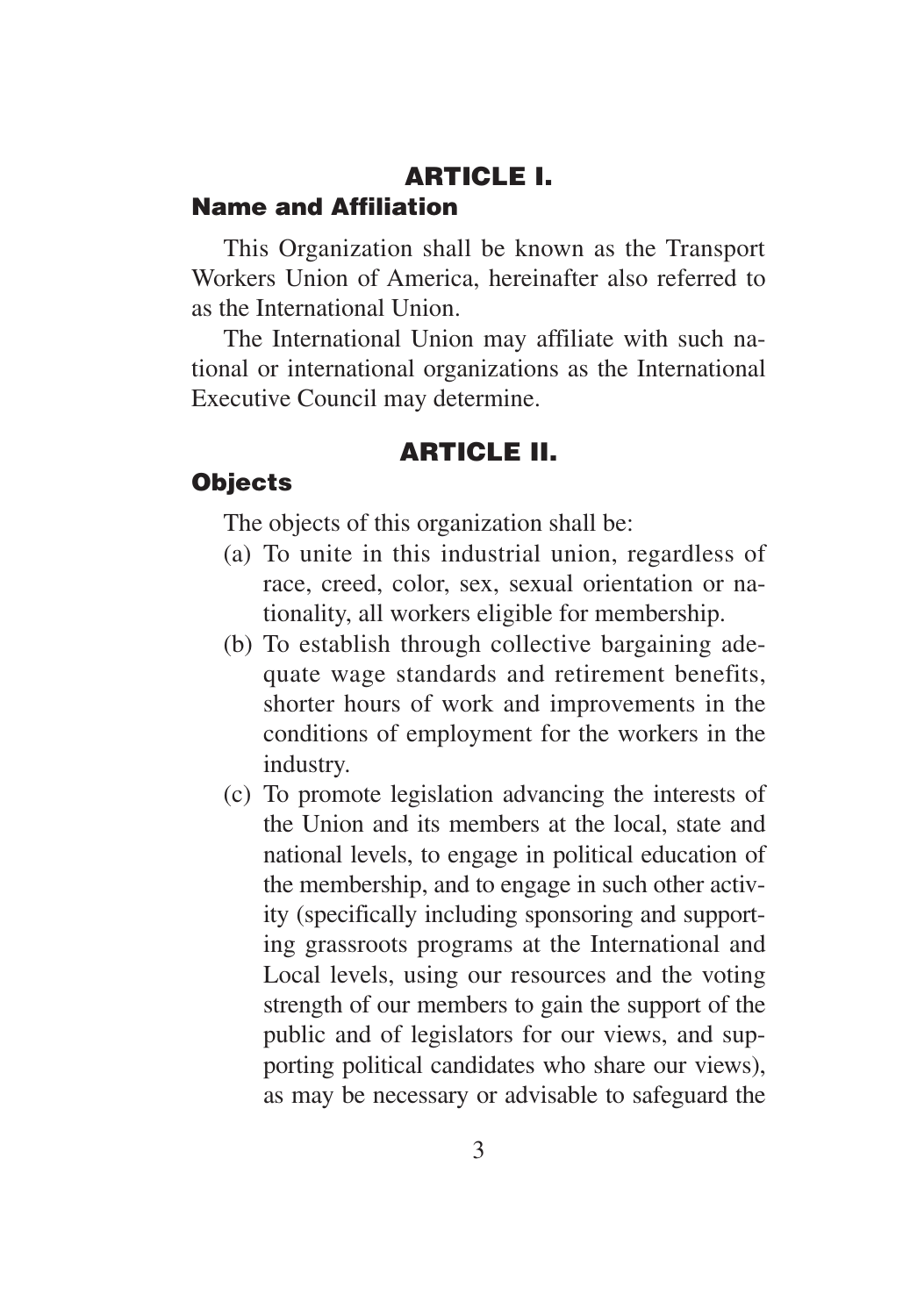## ARTICLE I.

### Name and Affiliation

This Organization shall be known as the Transport Workers Union of America, hereinafter also referred to as the International Union.

The International Union may affiliate with such national or international organizations as the International Executive Council may determine.

## ARTICLE II.

### Objects

The objects of this organization shall be:

(a) To unite in this industrial union, regardless of race, creed, color, sex, sexual orientation or nationality, all workers eligible for membership.

(b) To establish through collective bargaining adequate wage standards and retirement benefits, shorter hours of work and improvements in the conditions of employment for the workers in the industry.

(c) To promote legislation advancing the interests of the Union and its members at the local, state and national levels, to engage in political education of the membership, and to engage in such other activity (specifically including sponsoring and supporting grassroots programs at the International and Local levels, using our resources and the voting strength of our members to gain the support of the public and of legislators for our views, and supporting political candidates who share our views), as may be necessary or advisable to safeguard the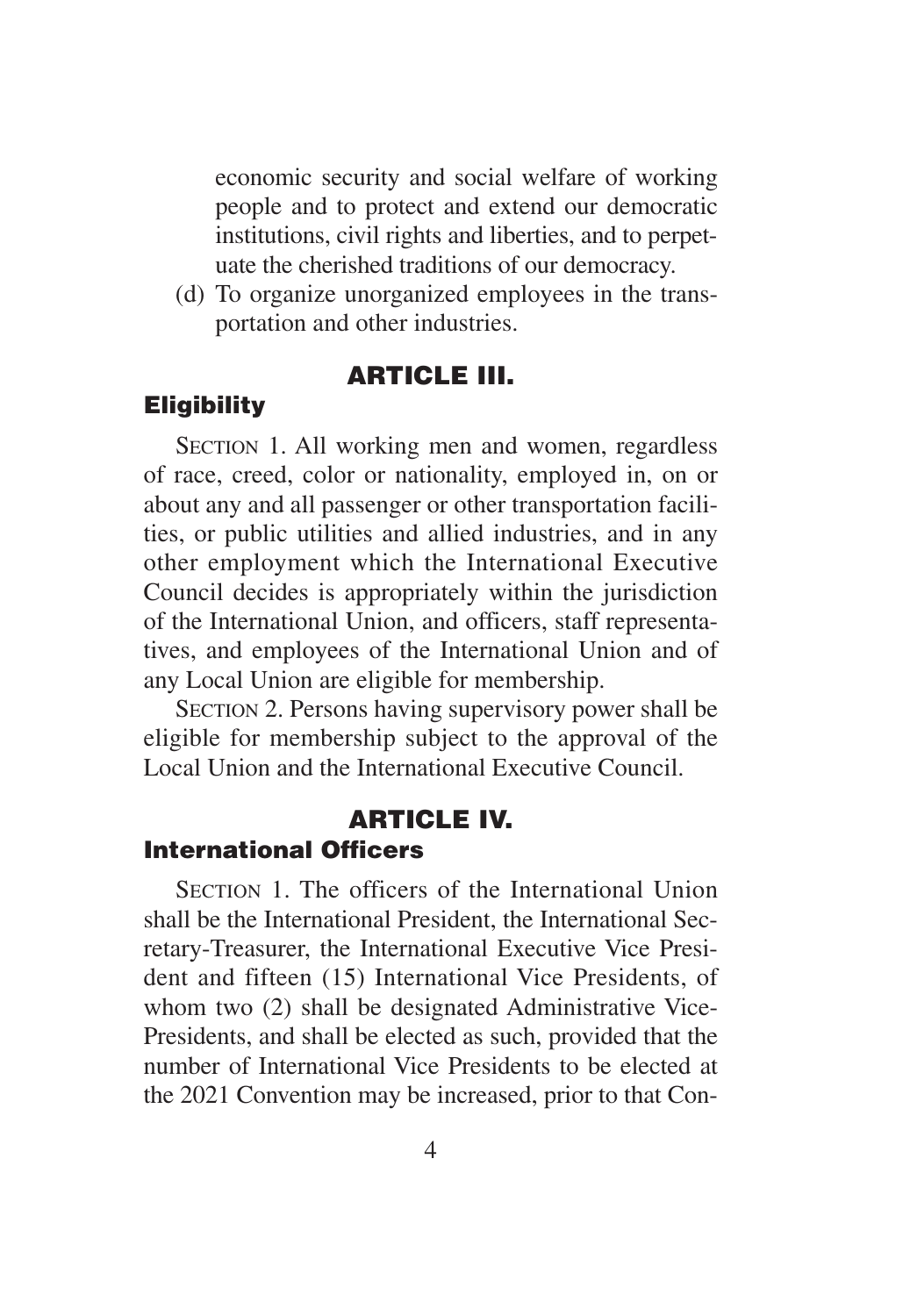economic security and social welfare of working people and to protect and extend our democratic institutions, civil rights and liberties, and to perpetuate the cherished traditions of our democracy.

(d) To organize unorganized employees in the transportation and other industries.

## ARTICLE III.

### Eligibility

SECTION 1. All working men and women, regardless of race, creed, color or nationality, employed in, on or about any and all passenger or other transportation facilities, or public utilities and allied industries, and in any other employment which the International Executive Council decides is appropriately within the jurisdiction of the International Union, and officers, staff representatives, and employees of the International Union and of any Local Union are eligible for membership.

SECTION 2. Persons having supervisory power shall be eligible for membership subject to the approval of the Local Union and the International Executive Council.

## ARTICLE IV.

### International Officers

SECTION 1. The officers of the International Union shall be the International President, the International Secretary-Treasurer, the International Executive Vice President and fifteen (15) International Vice Presidents, of whom two (2) shall be designated Administrative Vice-Presidents, and shall be elected as such, provided that the number of International Vice Presidents to be elected at the 2021 Convention may be increased, prior to that Con-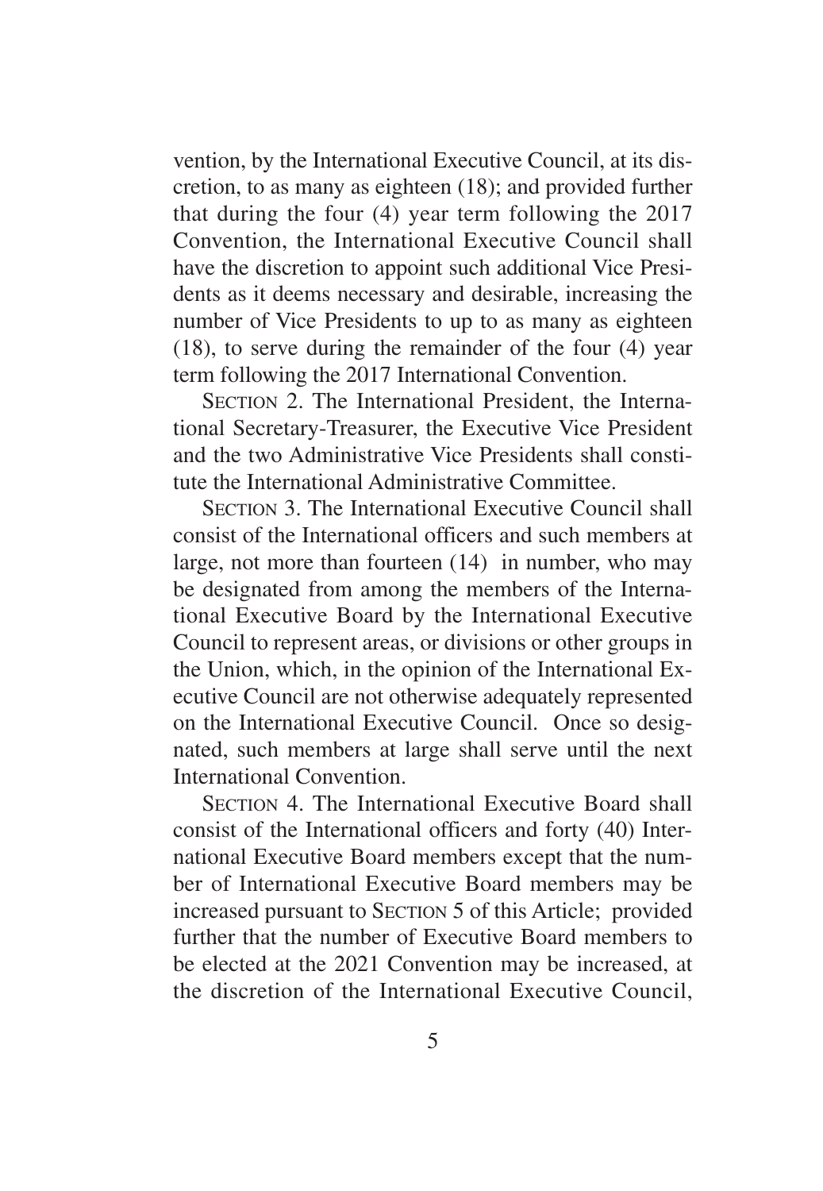vention, by the International Executive Council, at its discretion, to as many as eighteen (18); and provided further that during the four (4) year term following the 2017 Convention, the International Executive Council shall have the discretion to appoint such additional Vice Presidents as it deems necessary and desirable, increasing the number of Vice Presidents to up to as many as eighteen (18), to serve during the remainder of the four (4) year term following the 2017 International Convention.

SECTION 2. The International President, the International Secretary-Treasurer, the Executive Vice President and the two Administrative Vice Presidents shall constitute the International Administrative Committee.

SECTION 3. The International Executive Council shall consist of the International officers and such members at large, not more than fourteen (14) in number, who may be designated from among the members of the International Executive Board by the International Executive Council to represent areas, or divisions or other groups in the Union, which, in the opinion of the International Executive Council are not otherwise adequately represented on the International Executive Council. Once so designated, such members at large shall serve until the next International Convention.

SECTION 4. The International Executive Board shall consist of the International officers and forty (40) International Executive Board members except that the number of International Executive Board members may be increased pursuant to SECTION 5 of this Article; provided further that the number of Executive Board members to be elected at the 2021 Convention may be increased, at the discretion of the International Executive Council,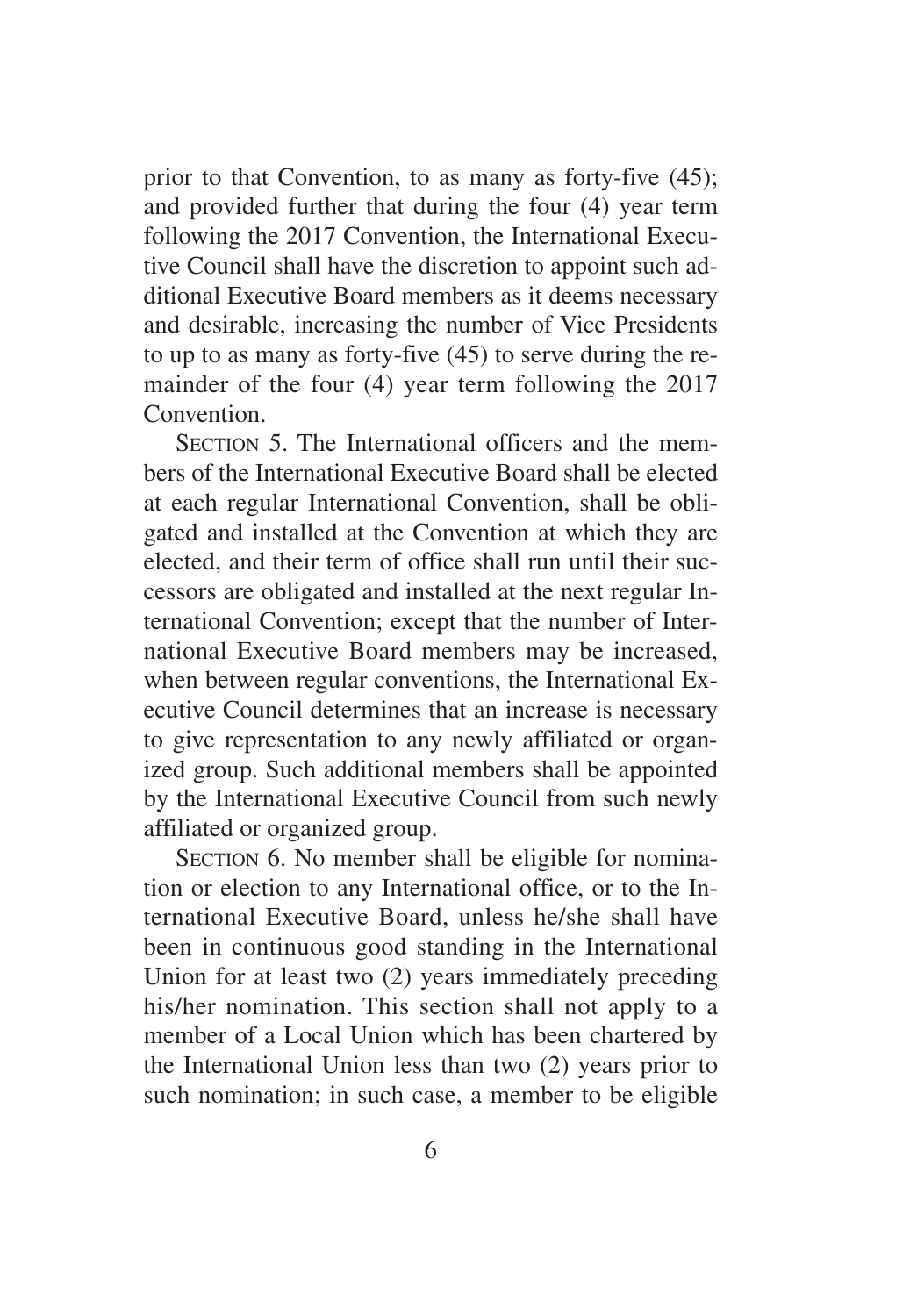prior to that Convention, to as many as forty-five (45); and provided further that during the four (4) year term following the 2017 Convention, the International Executive Council shall have the discretion to appoint such additional Executive Board members as it deems necessary and desirable, increasing the number of Vice Presidents to up to as many as forty-five (45) to serve during the remainder of the four (4) year term following the 2017 Convention.

SECTION 5. The International officers and the members of the International Executive Board shall be elected at each regular International Convention, shall be obligated and installed at the Convention at which they are elected, and their term of office shall run until their successors are obligated and installed at the next regular International Convention; except that the number of International Executive Board members may be increased, when between regular conventions, the International Executive Council determines that an increase is necessary to give representation to any newly affiliated or organized group. Such additional members shall be appointed by the International Executive Council from such newly affiliated or organized group.

SECTION 6. No member shall be eligible for nomination or election to any International office, or to the International Executive Board, unless he/she shall have been in continuous good standing in the International Union for at least two (2) years immediately preceding his/her nomination. This section shall not apply to a member of a Local Union which has been chartered by the International Union less than two (2) years prior to such nomination; in such case, a member to be eligible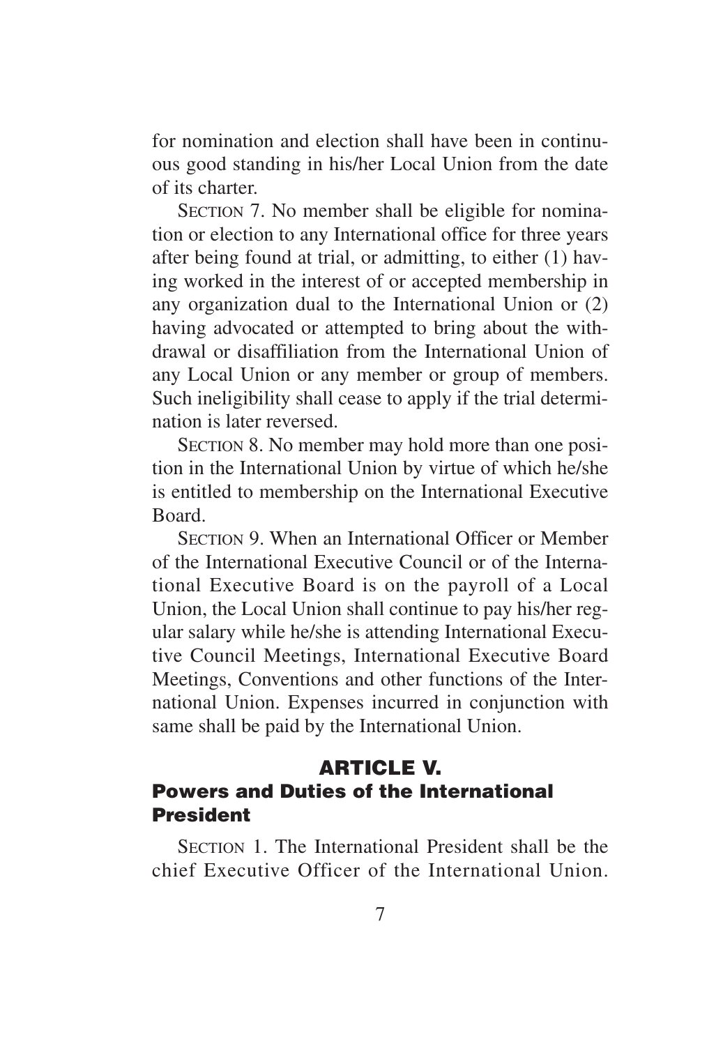for nomination and election shall have been in continuous good standing in his/her Local Union from the date of its charter.

SECTION 7. No member shall be eligible for nomination or election to any International office for three years after being found at trial, or admitting, to either (1) having worked in the interest of or accepted membership in any organization dual to the International Union or (2) having advocated or attempted to bring about the withdrawal or disaffiliation from the International Union of any Local Union or any member or group of members. Such ineligibility shall cease to apply if the trial determination is later reversed.

SECTION 8. No member may hold more than one position in the International Union by virtue of which he/she is entitled to membership on the International Executive Board.

SECTION 9. When an International Officer or Member of the International Executive Council or of the International Executive Board is on the payroll of a Local Union, the Local Union shall continue to pay his/her regular salary while he/she is attending International Executive Council Meetings, International Executive Board Meetings, Conventions and other functions of the International Union. Expenses incurred in conjunction with same shall be paid by the International Union.

## ARTICLE V.
## Powers and Duties of the International President

SECTION 1. The International President shall be the chief Executive Officer of the International Union.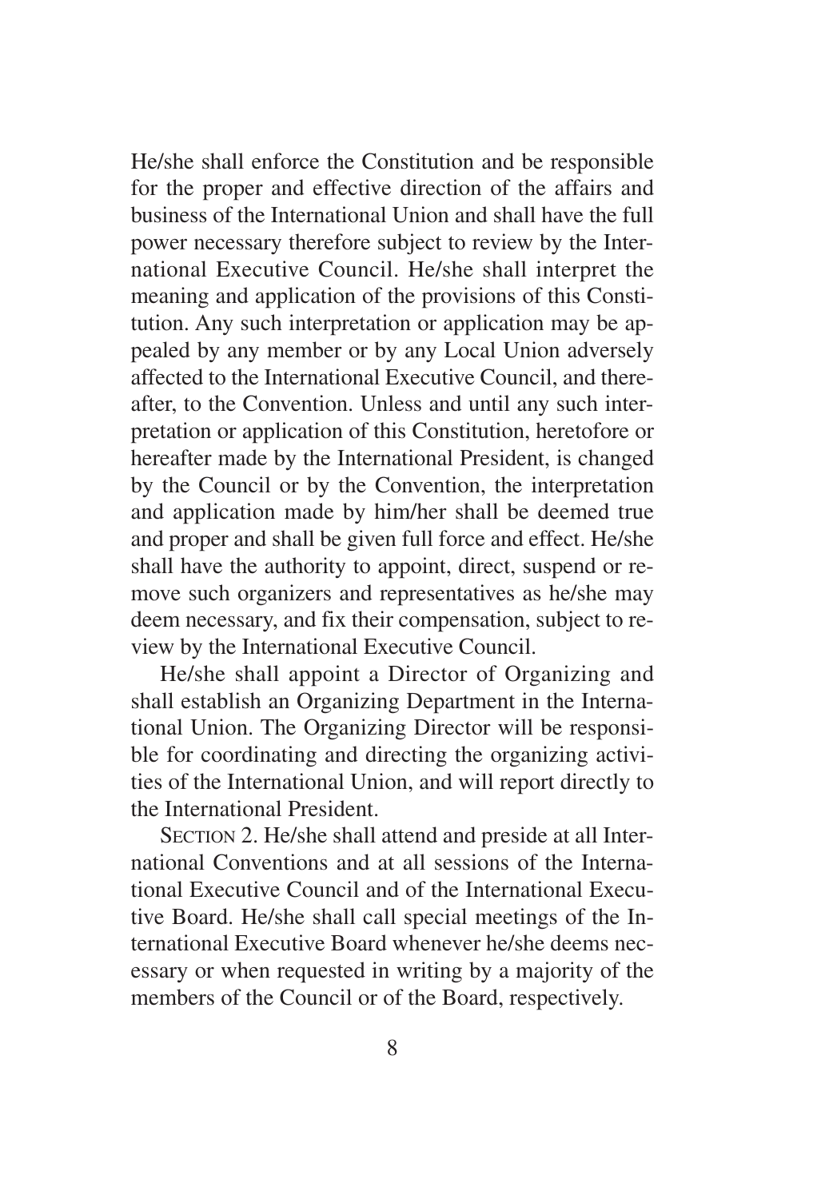He/she shall enforce the Constitution and be responsible for the proper and effective direction of the affairs and business of the International Union and shall have the full power necessary therefore subject to review by the International Executive Council. He/she shall interpret the meaning and application of the provisions of this Constitution. Any such interpretation or application may be appealed by any member or by any Local Union adversely affected to the International Executive Council, and thereafter, to the Convention. Unless and until any such interpretation or application of this Constitution, heretofore or hereafter made by the International President, is changed by the Council or by the Convention, the interpretation and application made by him/her shall be deemed true and proper and shall be given full force and effect. He/she shall have the authority to appoint, direct, suspend or remove such organizers and representatives as he/she may deem necessary, and fix their compensation, subject to review by the International Executive Council.

He/she shall appoint a Director of Organizing and shall establish an Organizing Department in the International Union. The Organizing Director will be responsible for coordinating and directing the organizing activities of the International Union, and will report directly to the International President.

SECTION 2. He/she shall attend and preside at all International Conventions and at all sessions of the International Executive Council and of the International Executive Board. He/she shall call special meetings of the International Executive Board whenever he/she deems necessary or when requested in writing by a majority of the members of the Council or of the Board, respectively.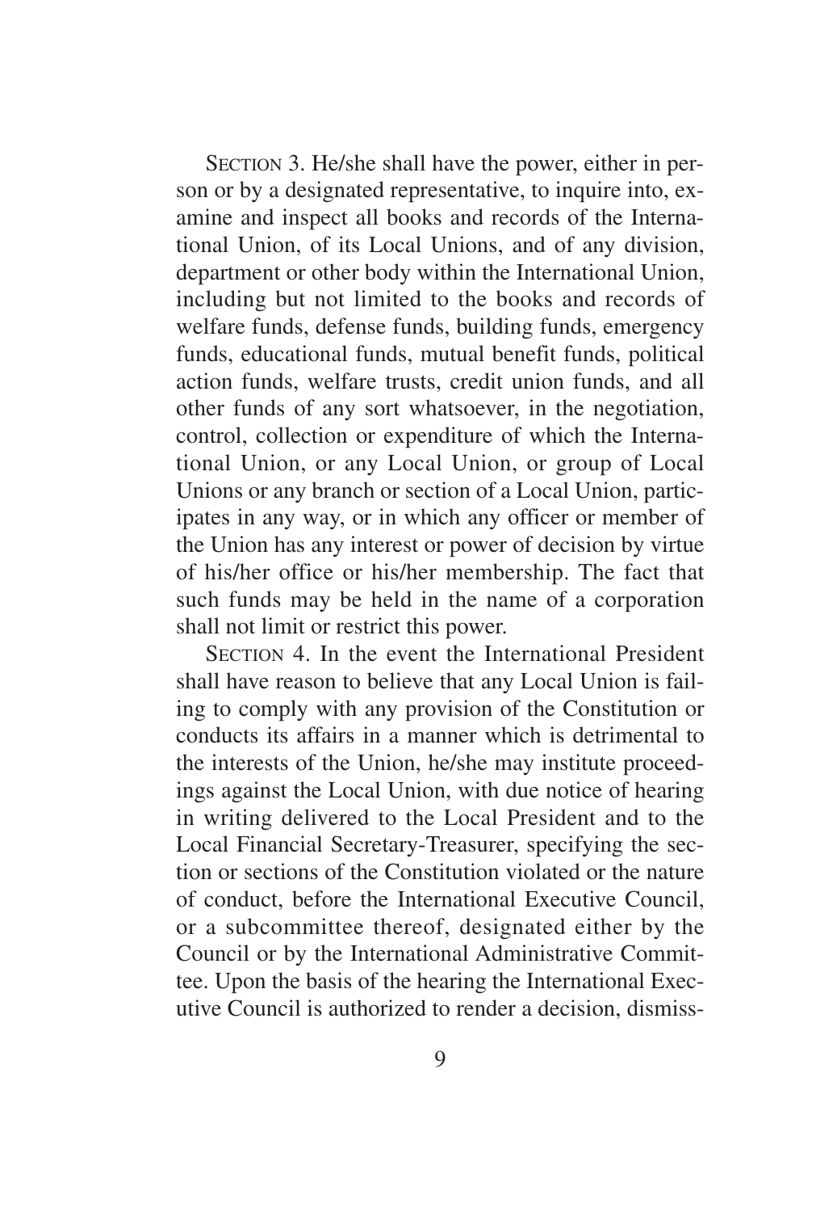SECTION 3. He/she shall have the power, either in person or by a designated representative, to inquire into, examine and inspect all books and records of the International Union, of its Local Unions, and of any division, department or other body within the International Union, including but not limited to the books and records of welfare funds, defense funds, building funds, emergency funds, educational funds, mutual benefit funds, political action funds, welfare trusts, credit union funds, and all other funds of any sort whatsoever, in the negotiation, control, collection or expenditure of which the International Union, or any Local Union, or group of Local Unions or any branch or section of a Local Union, participates in any way, or in which any officer or member of the Union has any interest or power of decision by virtue of his/her office or his/her membership. The fact that such funds may be held in the name of a corporation shall not limit or restrict this power.

SECTION 4. In the event the International President shall have reason to believe that any Local Union is failing to comply with any provision of the Constitution or conducts its affairs in a manner which is detrimental to the interests of the Union, he/she may institute proceedings against the Local Union, with due notice of hearing in writing delivered to the Local President and to the Local Financial Secretary-Treasurer, specifying the section or sections of the Constitution violated or the nature of conduct, before the International Executive Council, or a subcommittee thereof, designated either by the Council or by the International Administrative Committee. Upon the basis of the hearing the International Executive Council is authorized to render a decision, dismiss-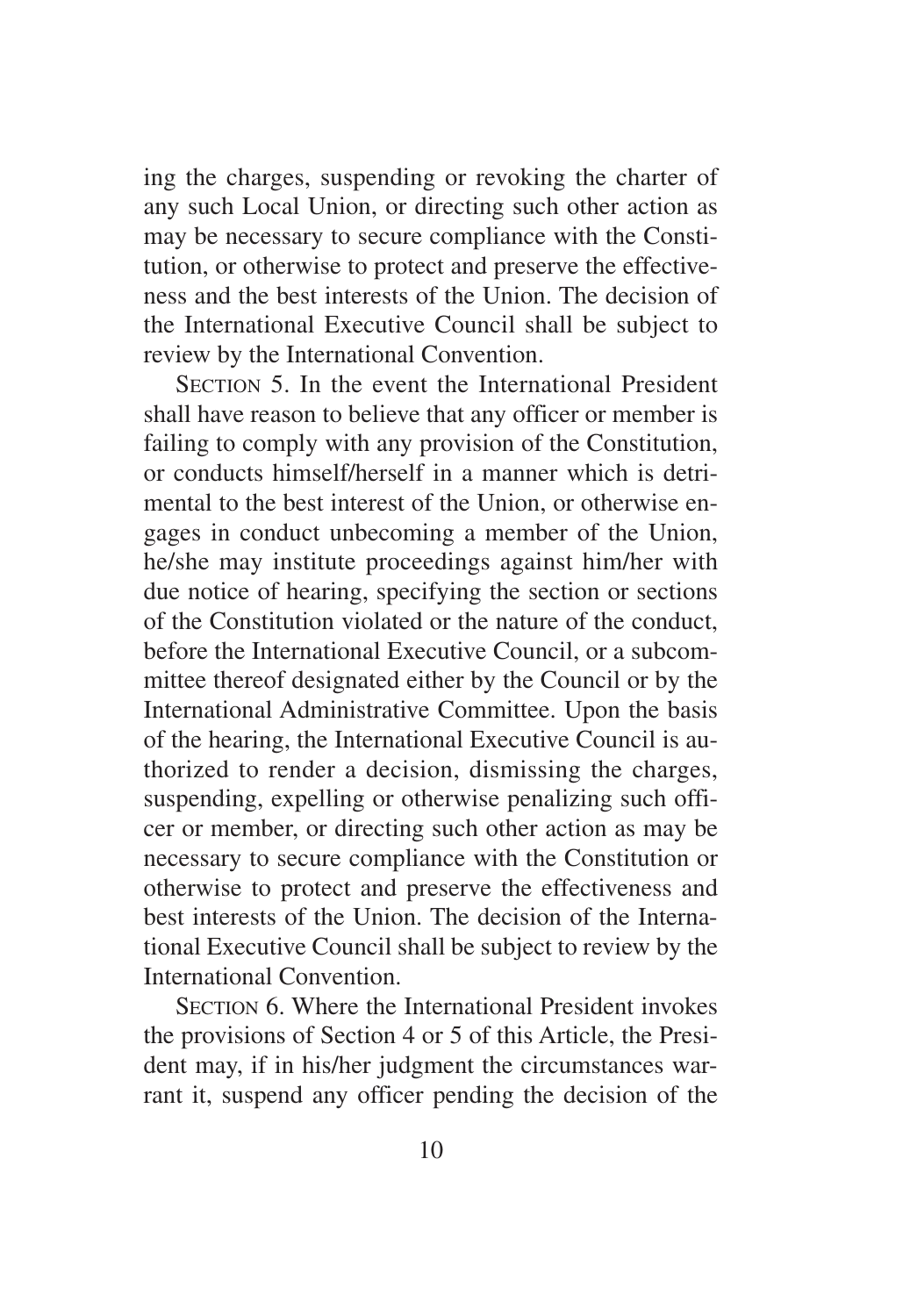ing the charges, suspending or revoking the charter of any such Local Union, or directing such other action as may be necessary to secure compliance with the Constitution, or otherwise to protect and preserve the effectiveness and the best interests of the Union. The decision of the International Executive Council shall be subject to review by the International Convention.

SECTION 5. In the event the International President shall have reason to believe that any officer or member is failing to comply with any provision of the Constitution, or conducts himself/herself in a manner which is detrimental to the best interest of the Union, or otherwise engages in conduct unbecoming a member of the Union, he/she may institute proceedings against him/her with due notice of hearing, specifying the section or sections of the Constitution violated or the nature of the conduct, before the International Executive Council, or a subcommittee thereof designated either by the Council or by the International Administrative Committee. Upon the basis of the hearing, the International Executive Council is authorized to render a decision, dismissing the charges, suspending, expelling or otherwise penalizing such officer or member, or directing such other action as may be necessary to secure compliance with the Constitution or otherwise to protect and preserve the effectiveness and best interests of the Union. The decision of the International Executive Council shall be subject to review by the International Convention.

SECTION 6. Where the International President invokes the provisions of Section 4 or 5 of this Article, the President may, if in his/her judgment the circumstances warrant it, suspend any officer pending the decision of the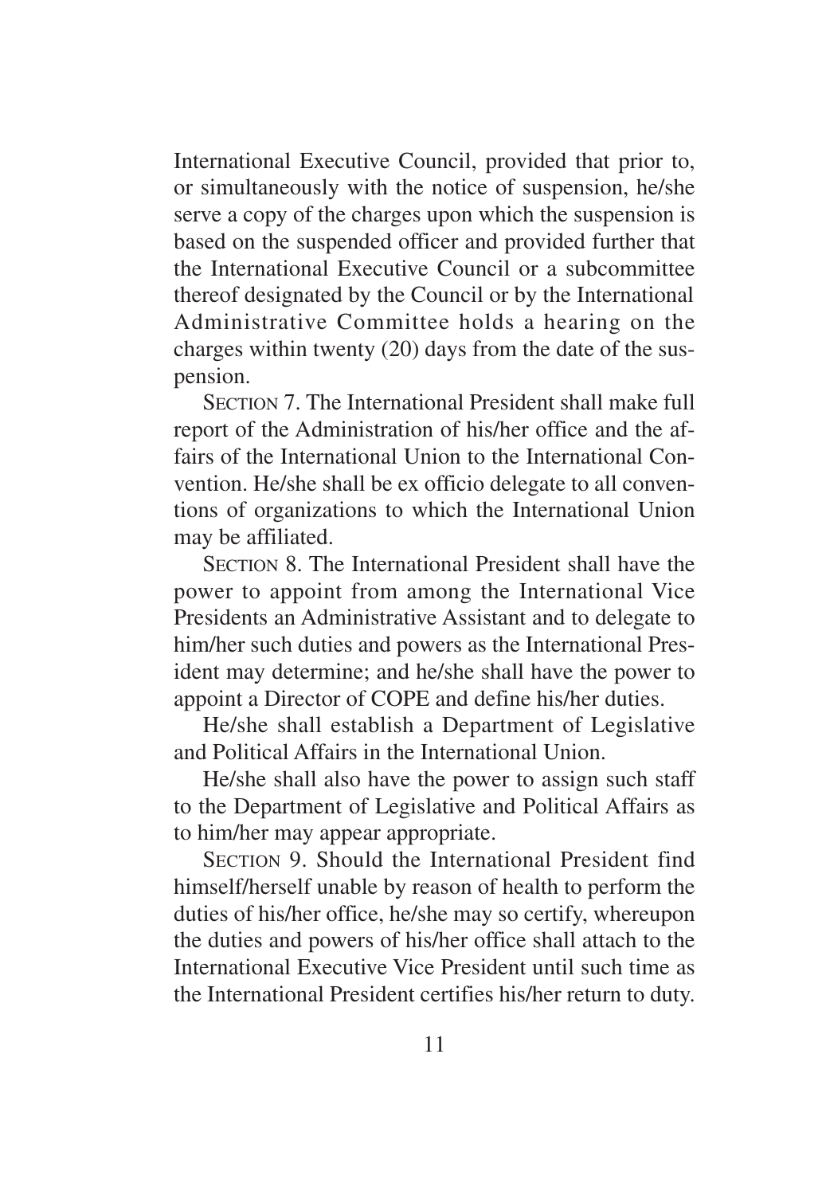International Executive Council, provided that prior to, or simultaneously with the notice of suspension, he/she serve a copy of the charges upon which the suspension is based on the suspended officer and provided further that the International Executive Council or a subcommittee thereof designated by the Council or by the International Administrative Committee holds a hearing on the charges within twenty (20) days from the date of the suspension.

SECTION 7. The International President shall make full report of the Administration of his/her office and the affairs of the International Union to the International Convention. He/she shall be ex officio delegate to all conventions of organizations to which the International Union may be affiliated.

SECTION 8. The International President shall have the power to appoint from among the International Vice Presidents an Administrative Assistant and to delegate to him/her such duties and powers as the International President may determine; and he/she shall have the power to appoint a Director of COPE and define his/her duties.

He/she shall establish a Department of Legislative and Political Affairs in the International Union.

He/she shall also have the power to assign such staff to the Department of Legislative and Political Affairs as to him/her may appear appropriate.

SECTION 9. Should the International President find himself/herself unable by reason of health to perform the duties of his/her office, he/she may so certify, whereupon the duties and powers of his/her office shall attach to the International Executive Vice President until such time as the International President certifies his/her return to duty.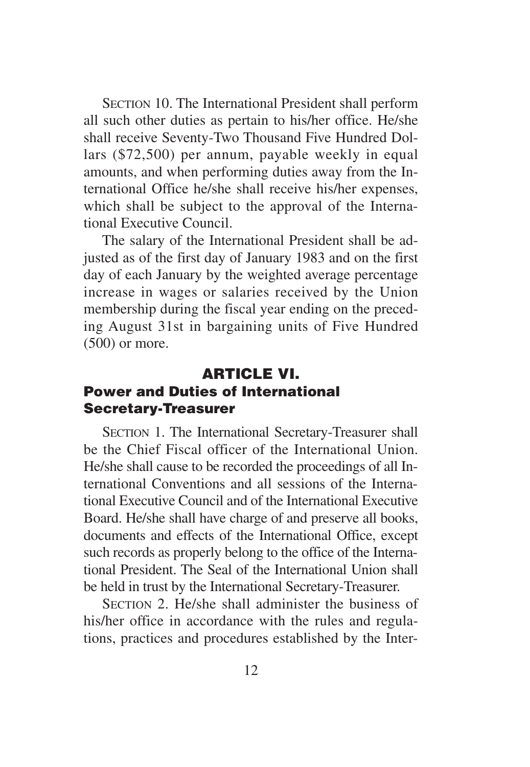SECTION 10. The International President shall perform all such other duties as pertain to his/her office. He/she shall receive Seventy-Two Thousand Five Hundred Dollars ($72,500) per annum, payable weekly in equal amounts, and when performing duties away from the International Office he/she shall receive his/her expenses, which shall be subject to the approval of the International Executive Council.

The salary of the International President shall be adjusted as of the first day of January 1983 and on the first day of each January by the weighted average percentage increase in wages or salaries received by the Union membership during the fiscal year ending on the preceding August 31st in bargaining units of Five Hundred (500) or more.

## ARTICLE VI.
## Power and Duties of International Secretary-Treasurer

SECTION 1. The International Secretary-Treasurer shall be the Chief Fiscal officer of the International Union. He/she shall cause to be recorded the proceedings of all International Conventions and all sessions of the International Executive Council and of the International Executive Board. He/she shall have charge of and preserve all books, documents and effects of the International Office, except such records as properly belong to the office of the International President. The Seal of the International Union shall be held in trust by the International Secretary-Treasurer.

SECTION 2. He/she shall administer the business of his/her office in accordance with the rules and regulations, practices and procedures established by the Inter-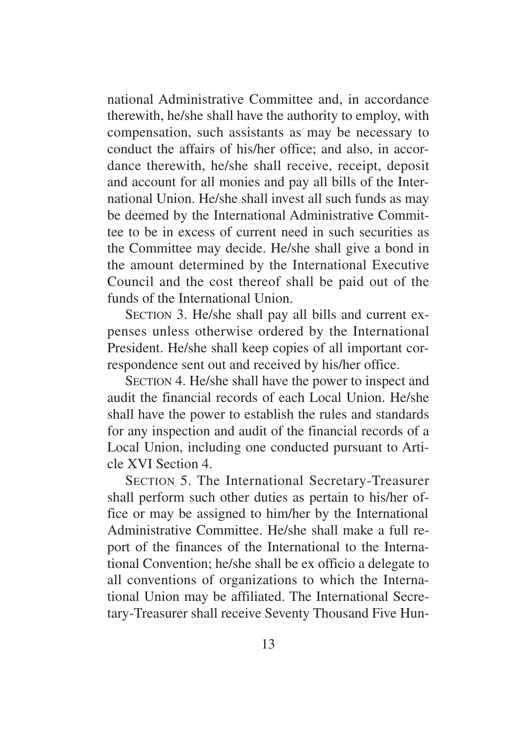national Administrative Committee and, in accordance therewith, he/she shall have the authority to employ, with compensation, such assistants as may be necessary to conduct the affairs of his/her office; and also, in accordance therewith, he/she shall receive, receipt, deposit and account for all monies and pay all bills of the International Union. He/she shall invest all such funds as may be deemed by the International Administrative Committee to be in excess of current need in such securities as the Committee may decide. He/she shall give a bond in the amount determined by the International Executive Council and the cost thereof shall be paid out of the funds of the International Union.

SECTION 3. He/she shall pay all bills and current expenses unless otherwise ordered by the International President. He/she shall keep copies of all important correspondence sent out and received by his/her office.

SECTION 4. He/she shall have the power to inspect and audit the financial records of each Local Union. He/she shall have the power to establish the rules and standards for any inspection and audit of the financial records of a Local Union, including one conducted pursuant to Article XVI Section 4.

SECTION 5. The International Secretary-Treasurer shall perform such other duties as pertain to his/her office or may be assigned to him/her by the International Administrative Committee. He/she shall make a full report of the finances of the International to the International Convention; he/she shall be ex officio a delegate to all conventions of organizations to which the International Union may be affiliated. The International Secretary-Treasurer shall receive Seventy Thousand Five Hun-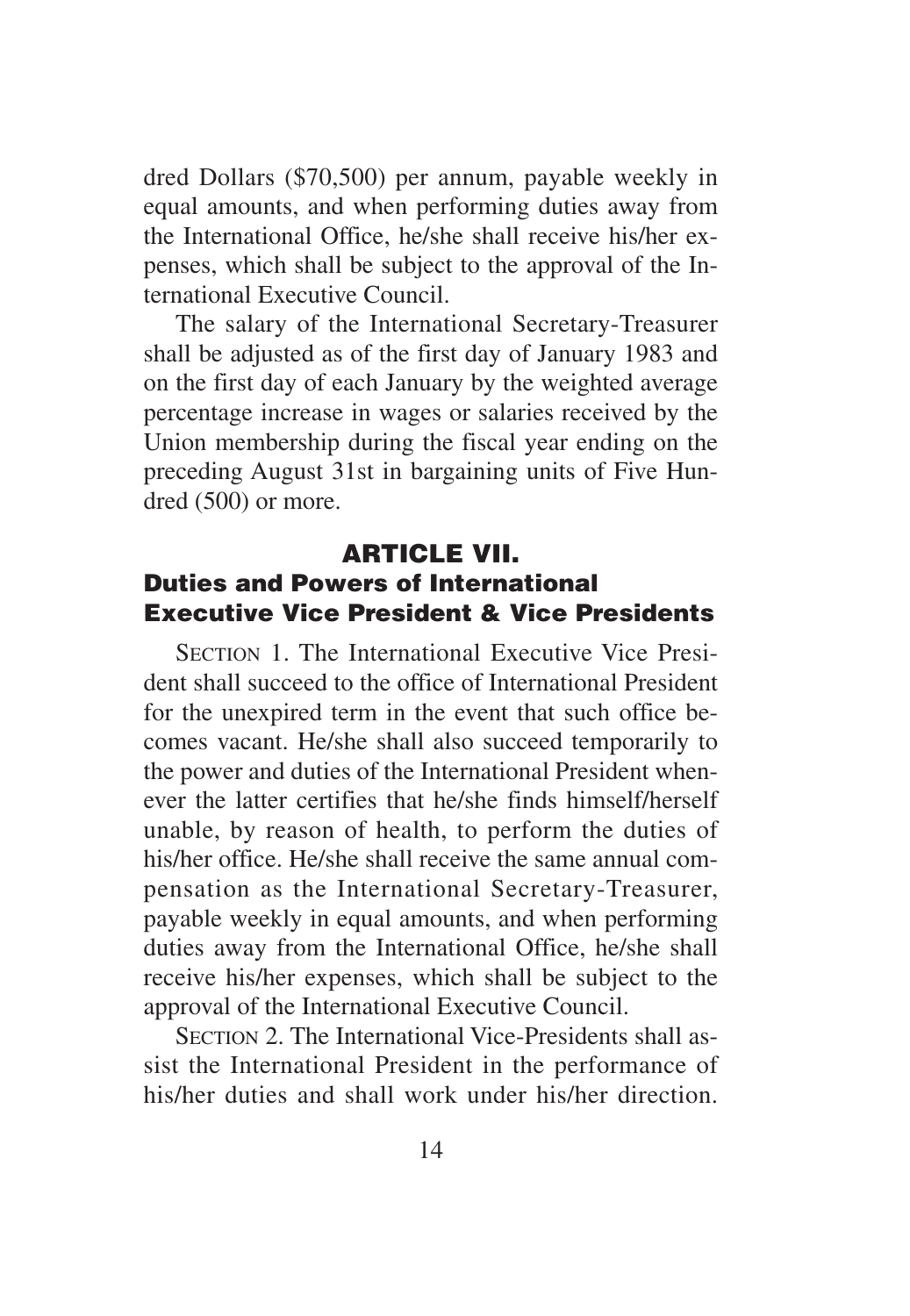dred Dollars ($70,500) per annum, payable weekly in equal amounts, and when performing duties away from the International Office, he/she shall receive his/her expenses, which shall be subject to the approval of the International Executive Council.

The salary of the International Secretary-Treasurer shall be adjusted as of the first day of January 1983 and on the first day of each January by the weighted average percentage increase in wages or salaries received by the Union membership during the fiscal year ending on the preceding August 31st in bargaining units of Five Hundred (500) or more.

## ARTICLE VII.
## Duties and Powers of International Executive Vice President & Vice Presidents

SECTION 1. The International Executive Vice President shall succeed to the office of International President for the unexpired term in the event that such office becomes vacant. He/she shall also succeed temporarily to the power and duties of the International President whenever the latter certifies that he/she finds himself/herself unable, by reason of health, to perform the duties of his/her office. He/she shall receive the same annual compensation as the International Secretary-Treasurer, payable weekly in equal amounts, and when performing duties away from the International Office, he/she shall receive his/her expenses, which shall be subject to the approval of the International Executive Council.

SECTION 2. The International Vice-Presidents shall assist the International President in the performance of his/her duties and shall work under his/her direction.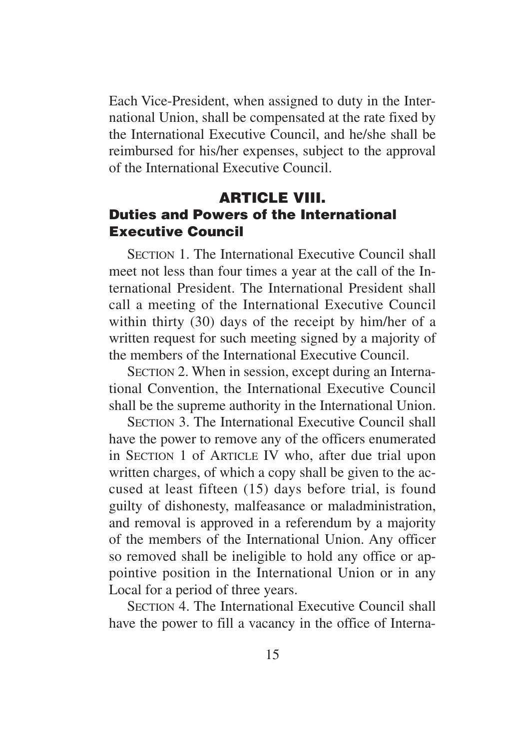Each Vice-President, when assigned to duty in the International Union, shall be compensated at the rate fixed by the International Executive Council, and he/she shall be reimbursed for his/her expenses, subject to the approval of the International Executive Council.

## ARTICLE VIII.
## Duties and Powers of the International Executive Council

SECTION 1. The International Executive Council shall meet not less than four times a year at the call of the International President. The International President shall call a meeting of the International Executive Council within thirty (30) days of the receipt by him/her of a written request for such meeting signed by a majority of the members of the International Executive Council.

SECTION 2. When in session, except during an International Convention, the International Executive Council shall be the supreme authority in the International Union.

SECTION 3. The International Executive Council shall have the power to remove any of the officers enumerated in SECTION 1 of ARTICLE IV who, after due trial upon written charges, of which a copy shall be given to the accused at least fifteen (15) days before trial, is found guilty of dishonesty, malfeasance or maladministration, and removal is approved in a referendum by a majority of the members of the International Union. Any officer so removed shall be ineligible to hold any office or appointive position in the International Union or in any Local for a period of three years.

SECTION 4. The International Executive Council shall have the power to fill a vacancy in the office of Interna-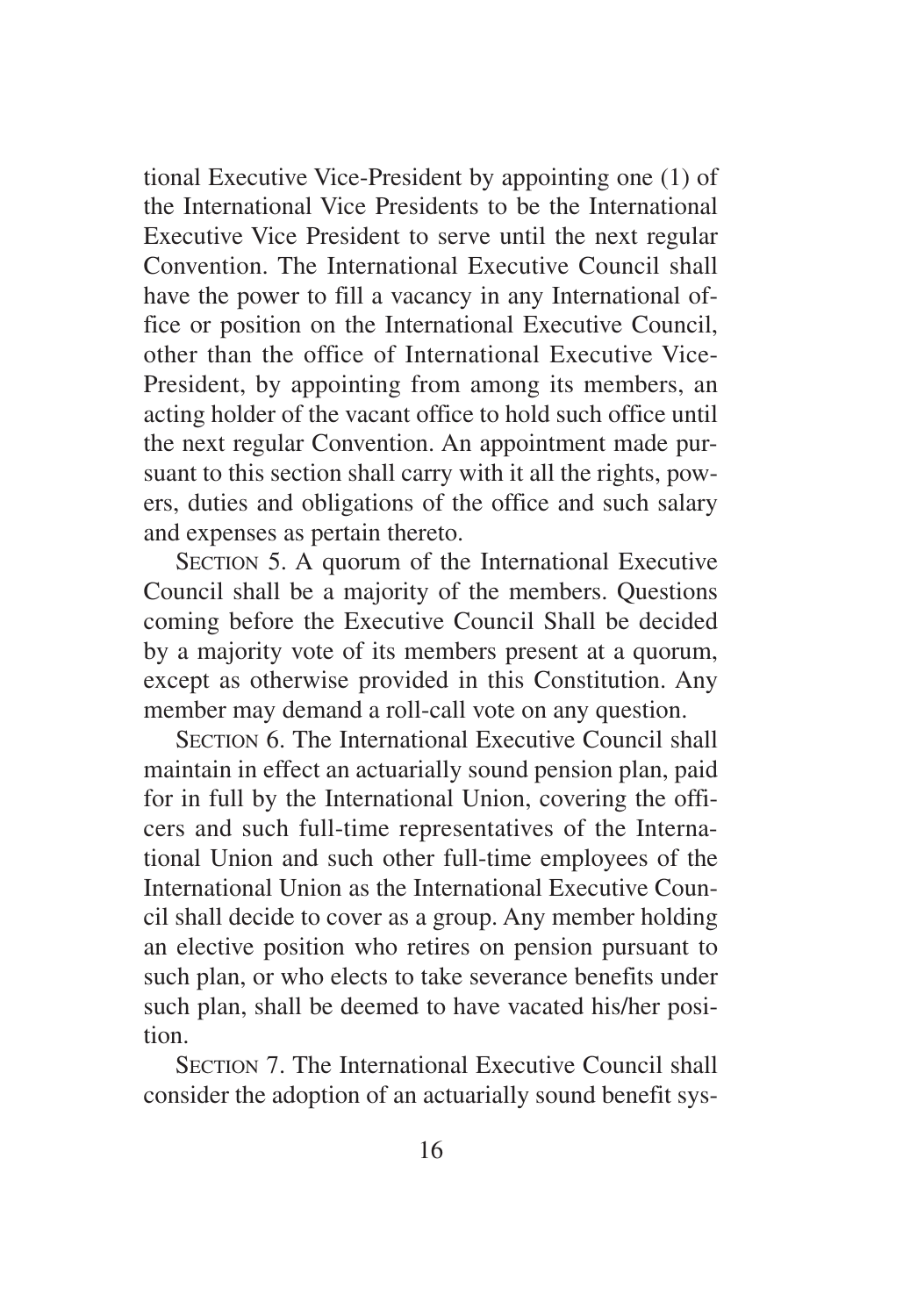tional Executive Vice-President by appointing one (1) of the International Vice Presidents to be the International Executive Vice President to serve until the next regular Convention. The International Executive Council shall have the power to fill a vacancy in any International office or position on the International Executive Council, other than the office of International Executive Vice-President, by appointing from among its members, an acting holder of the vacant office to hold such office until the next regular Convention. An appointment made pursuant to this section shall carry with it all the rights, powers, duties and obligations of the office and such salary and expenses as pertain thereto.

SECTION 5. A quorum of the International Executive Council shall be a majority of the members. Questions coming before the Executive Council Shall be decided by a majority vote of its members present at a quorum, except as otherwise provided in this Constitution. Any member may demand a roll-call vote on any question.

SECTION 6. The International Executive Council shall maintain in effect an actuarially sound pension plan, paid for in full by the International Union, covering the officers and such full-time representatives of the International Union and such other full-time employees of the International Union as the International Executive Council shall decide to cover as a group. Any member holding an elective position who retires on pension pursuant to such plan, or who elects to take severance benefits under such plan, shall be deemed to have vacated his/her position.

SECTION 7. The International Executive Council shall consider the adoption of an actuarially sound benefit sys-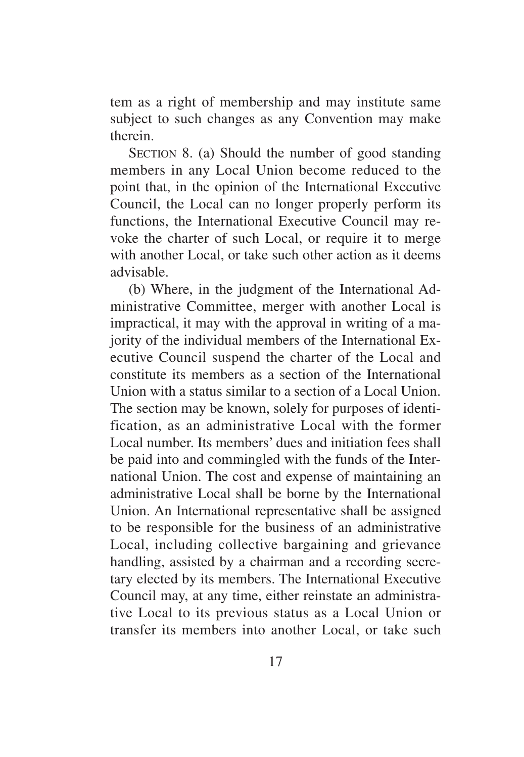tem as a right of membership and may institute same subject to such changes as any Convention may make therein.

SECTION 8. (a) Should the number of good standing members in any Local Union become reduced to the point that, in the opinion of the International Executive Council, the Local can no longer properly perform its functions, the International Executive Council may revoke the charter of such Local, or require it to merge with another Local, or take such other action as it deems advisable.

(b) Where, in the judgment of the International Administrative Committee, merger with another Local is impractical, it may with the approval in writing of a majority of the individual members of the International Executive Council suspend the charter of the Local and constitute its members as a section of the International Union with a status similar to a section of a Local Union. The section may be known, solely for purposes of identification, as an administrative Local with the former Local number. Its members' dues and initiation fees shall be paid into and commingled with the funds of the International Union. The cost and expense of maintaining an administrative Local shall be borne by the International Union. An International representative shall be assigned to be responsible for the business of an administrative Local, including collective bargaining and grievance handling, assisted by a chairman and a recording secretary elected by its members. The International Executive Council may, at any time, either reinstate an administrative Local to its previous status as a Local Union or transfer its members into another Local, or take such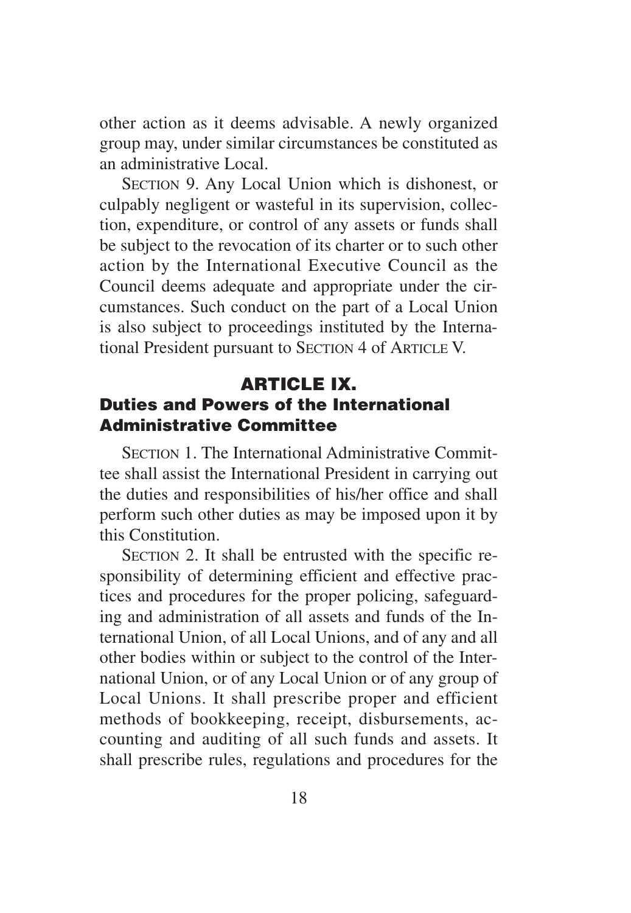other action as it deems advisable. A newly organized group may, under similar circumstances be constituted as an administrative Local.

SECTION 9. Any Local Union which is dishonest, or culpably negligent or wasteful in its supervision, collection, expenditure, or control of any assets or funds shall be subject to the revocation of its charter or to such other action by the International Executive Council as the Council deems adequate and appropriate under the circumstances. Such conduct on the part of a Local Union is also subject to proceedings instituted by the International President pursuant to SECTION 4 of ARTICLE V.

## ARTICLE IX.
## Duties and Powers of the International Administrative Committee

SECTION 1. The International Administrative Committee shall assist the International President in carrying out the duties and responsibilities of his/her office and shall perform such other duties as may be imposed upon it by this Constitution.

SECTION 2. It shall be entrusted with the specific responsibility of determining efficient and effective practices and procedures for the proper policing, safeguarding and administration of all assets and funds of the International Union, of all Local Unions, and of any and all other bodies within or subject to the control of the International Union, or of any Local Union or of any group of Local Unions. It shall prescribe proper and efficient methods of bookkeeping, receipt, disbursements, accounting and auditing of all such funds and assets. It shall prescribe rules, regulations and procedures for the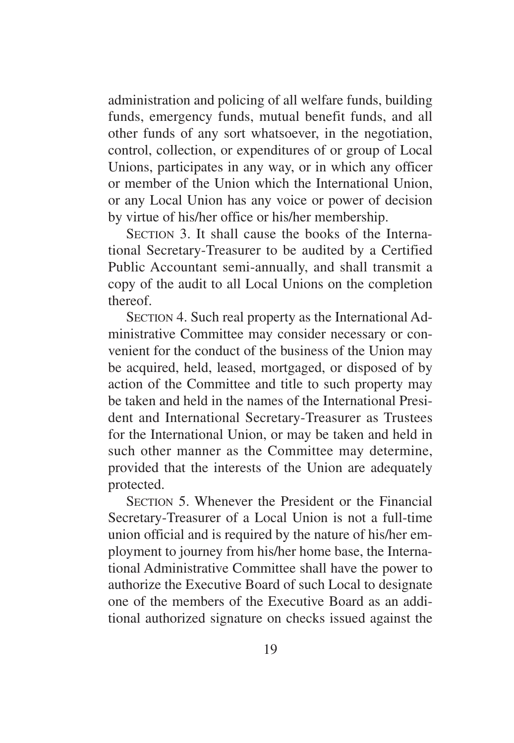administration and policing of all welfare funds, building funds, emergency funds, mutual benefit funds, and all other funds of any sort whatsoever, in the negotiation, control, collection, or expenditures of or group of Local Unions, participates in any way, or in which any officer or member of the Union which the International Union, or any Local Union has any voice or power of decision by virtue of his/her office or his/her membership.

SECTION 3. It shall cause the books of the International Secretary-Treasurer to be audited by a Certified Public Accountant semi-annually, and shall transmit a copy of the audit to all Local Unions on the completion thereof.

SECTION 4. Such real property as the International Administrative Committee may consider necessary or convenient for the conduct of the business of the Union may be acquired, held, leased, mortgaged, or disposed of by action of the Committee and title to such property may be taken and held in the names of the International President and International Secretary-Treasurer as Trustees for the International Union, or may be taken and held in such other manner as the Committee may determine, provided that the interests of the Union are adequately protected.

SECTION 5. Whenever the President or the Financial Secretary-Treasurer of a Local Union is not a full-time union official and is required by the nature of his/her employment to journey from his/her home base, the International Administrative Committee shall have the power to authorize the Executive Board of such Local to designate one of the members of the Executive Board as an additional authorized signature on checks issued against the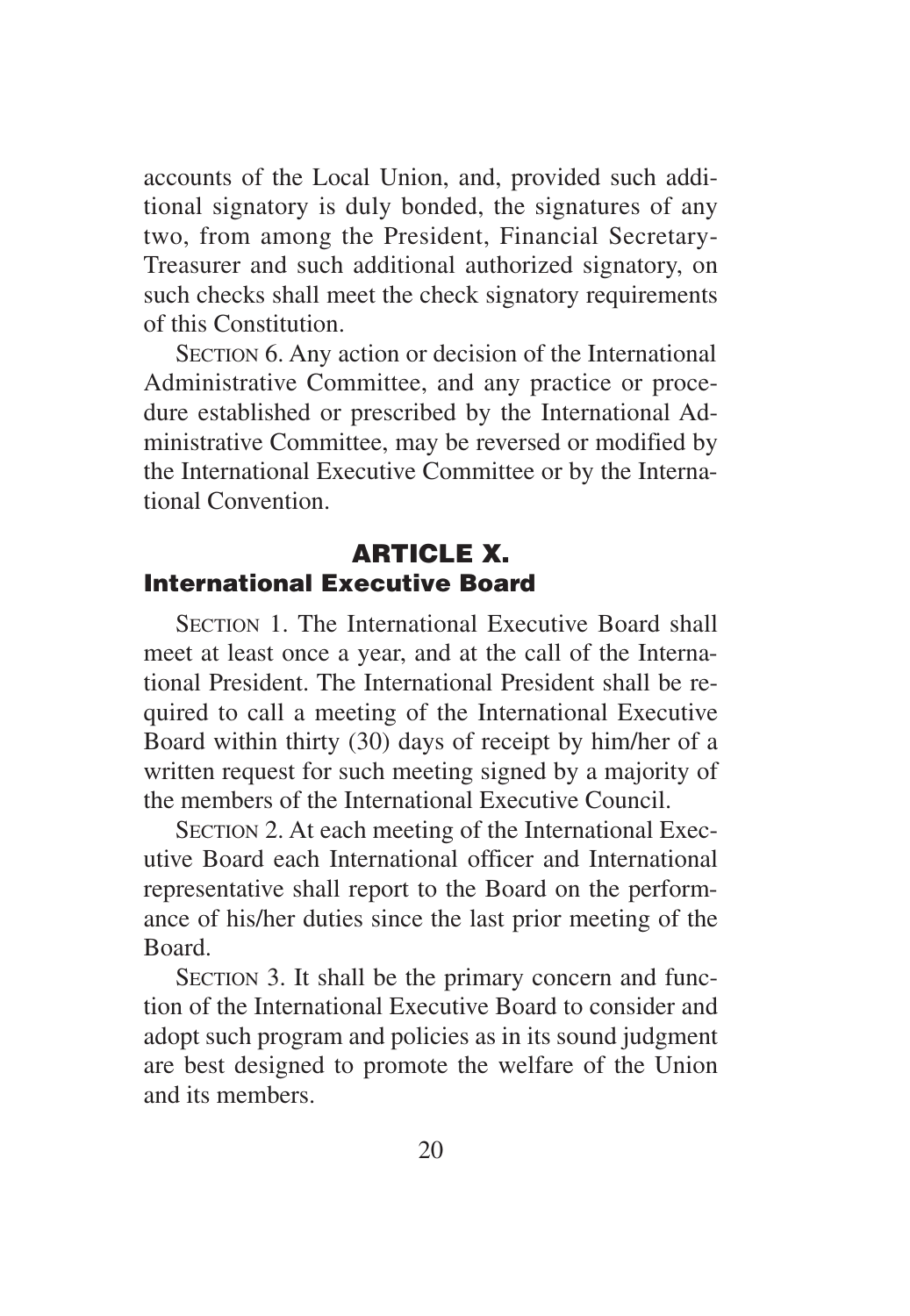accounts of the Local Union, and, provided such additional signatory is duly bonded, the signatures of any two, from among the President, Financial Secretary-Treasurer and such additional authorized signatory, on such checks shall meet the check signatory requirements of this Constitution.

SECTION 6. Any action or decision of the International Administrative Committee, and any practice or procedure established or prescribed by the International Administrative Committee, may be reversed or modified by the International Executive Committee or by the International Convention.

## ARTICLE X.
### International Executive Board

SECTION 1. The International Executive Board shall meet at least once a year, and at the call of the International President. The International President shall be required to call a meeting of the International Executive Board within thirty (30) days of receipt by him/her of a written request for such meeting signed by a majority of the members of the International Executive Council.

SECTION 2. At each meeting of the International Executive Board each International officer and International representative shall report to the Board on the performance of his/her duties since the last prior meeting of the Board.

SECTION 3. It shall be the primary concern and function of the International Executive Board to consider and adopt such program and policies as in its sound judgment are best designed to promote the welfare of the Union and its members.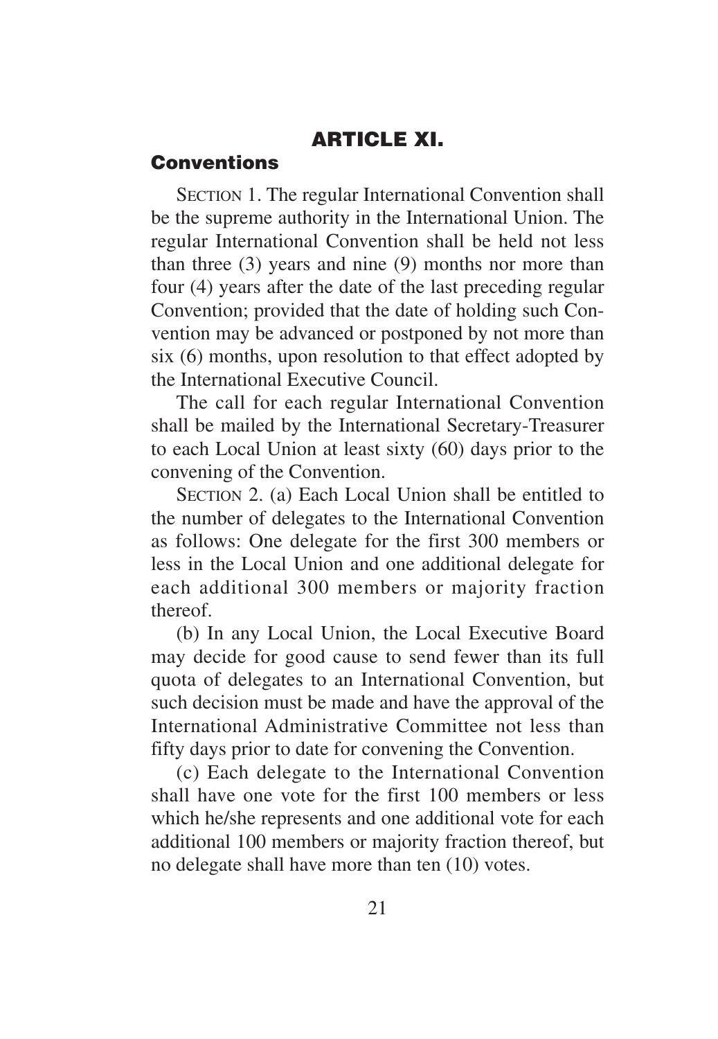## ARTICLE XI.

### Conventions

SECTION 1. The regular International Convention shall be the supreme authority in the International Union. The regular International Convention shall be held not less than three (3) years and nine (9) months nor more than four (4) years after the date of the last preceding regular Convention; provided that the date of holding such Convention may be advanced or postponed by not more than six (6) months, upon resolution to that effect adopted by the International Executive Council.

The call for each regular International Convention shall be mailed by the International Secretary-Treasurer to each Local Union at least sixty (60) days prior to the convening of the Convention.

SECTION 2. (a) Each Local Union shall be entitled to the number of delegates to the International Convention as follows: One delegate for the first 300 members or less in the Local Union and one additional delegate for each additional 300 members or majority fraction thereof.

(b) In any Local Union, the Local Executive Board may decide for good cause to send fewer than its full quota of delegates to an International Convention, but such decision must be made and have the approval of the International Administrative Committee not less than fifty days prior to date for convening the Convention.

(c) Each delegate to the International Convention shall have one vote for the first 100 members or less which he/she represents and one additional vote for each additional 100 members or majority fraction thereof, but no delegate shall have more than ten (10) votes.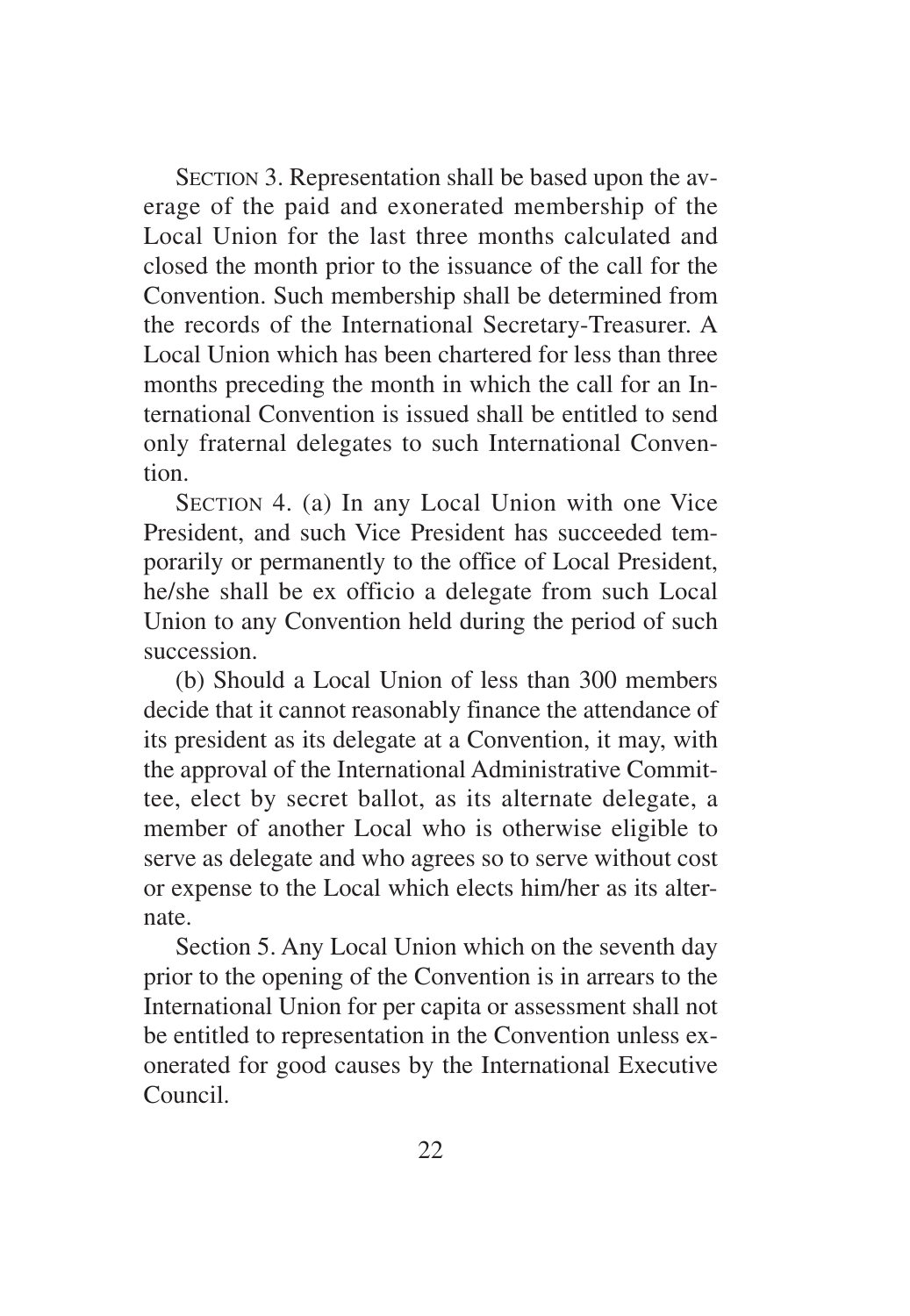SECTION 3. Representation shall be based upon the average of the paid and exonerated membership of the Local Union for the last three months calculated and closed the month prior to the issuance of the call for the Convention. Such membership shall be determined from the records of the International Secretary-Treasurer. A Local Union which has been chartered for less than three months preceding the month in which the call for an International Convention is issued shall be entitled to send only fraternal delegates to such International Convention.

SECTION 4. (a) In any Local Union with one Vice President, and such Vice President has succeeded temporarily or permanently to the office of Local President, he/she shall be ex officio a delegate from such Local Union to any Convention held during the period of such succession.

(b) Should a Local Union of less than 300 members decide that it cannot reasonably finance the attendance of its president as its delegate at a Convention, it may, with the approval of the International Administrative Committee, elect by secret ballot, as its alternate delegate, a member of another Local who is otherwise eligible to serve as delegate and who agrees so to serve without cost or expense to the Local which elects him/her as its alternate.

Section 5. Any Local Union which on the seventh day prior to the opening of the Convention is in arrears to the International Union for per capita or assessment shall not be entitled to representation in the Convention unless exonerated for good causes by the International Executive Council.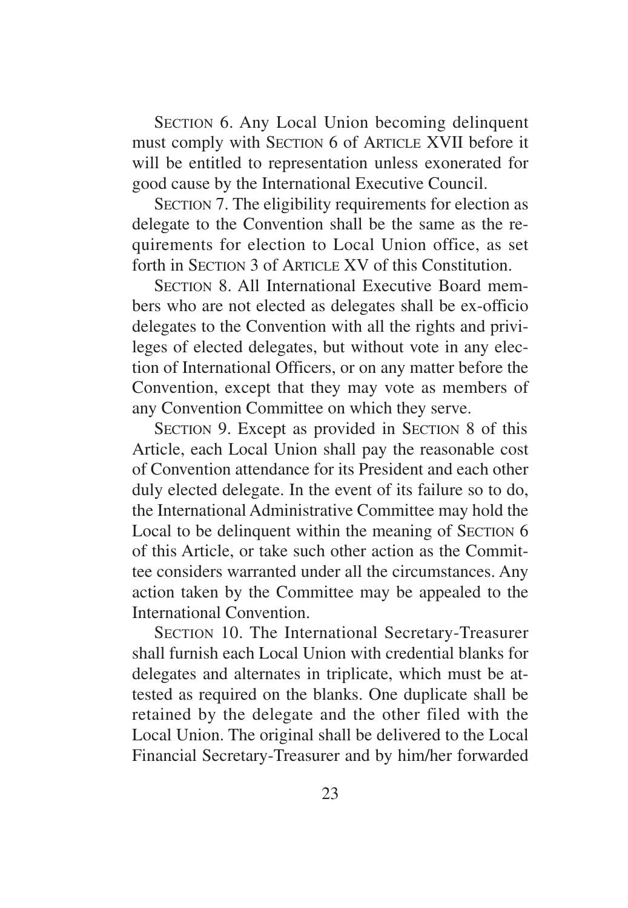SECTION 6. Any Local Union becoming delinquent must comply with SECTION 6 of ARTICLE XVII before it will be entitled to representation unless exonerated for good cause by the International Executive Council.

SECTION 7. The eligibility requirements for election as delegate to the Convention shall be the same as the requirements for election to Local Union office, as set forth in SECTION 3 of ARTICLE XV of this Constitution.

SECTION 8. All International Executive Board members who are not elected as delegates shall be ex-officio delegates to the Convention with all the rights and privileges of elected delegates, but without vote in any election of International Officers, or on any matter before the Convention, except that they may vote as members of any Convention Committee on which they serve.

SECTION 9. Except as provided in SECTION 8 of this Article, each Local Union shall pay the reasonable cost of Convention attendance for its President and each other duly elected delegate. In the event of its failure so to do, the International Administrative Committee may hold the Local to be delinquent within the meaning of SECTION 6 of this Article, or take such other action as the Committee considers warranted under all the circumstances. Any action taken by the Committee may be appealed to the International Convention.

SECTION 10. The International Secretary-Treasurer shall furnish each Local Union with credential blanks for delegates and alternates in triplicate, which must be attested as required on the blanks. One duplicate shall be retained by the delegate and the other filed with the Local Union. The original shall be delivered to the Local Financial Secretary-Treasurer and by him/her forwarded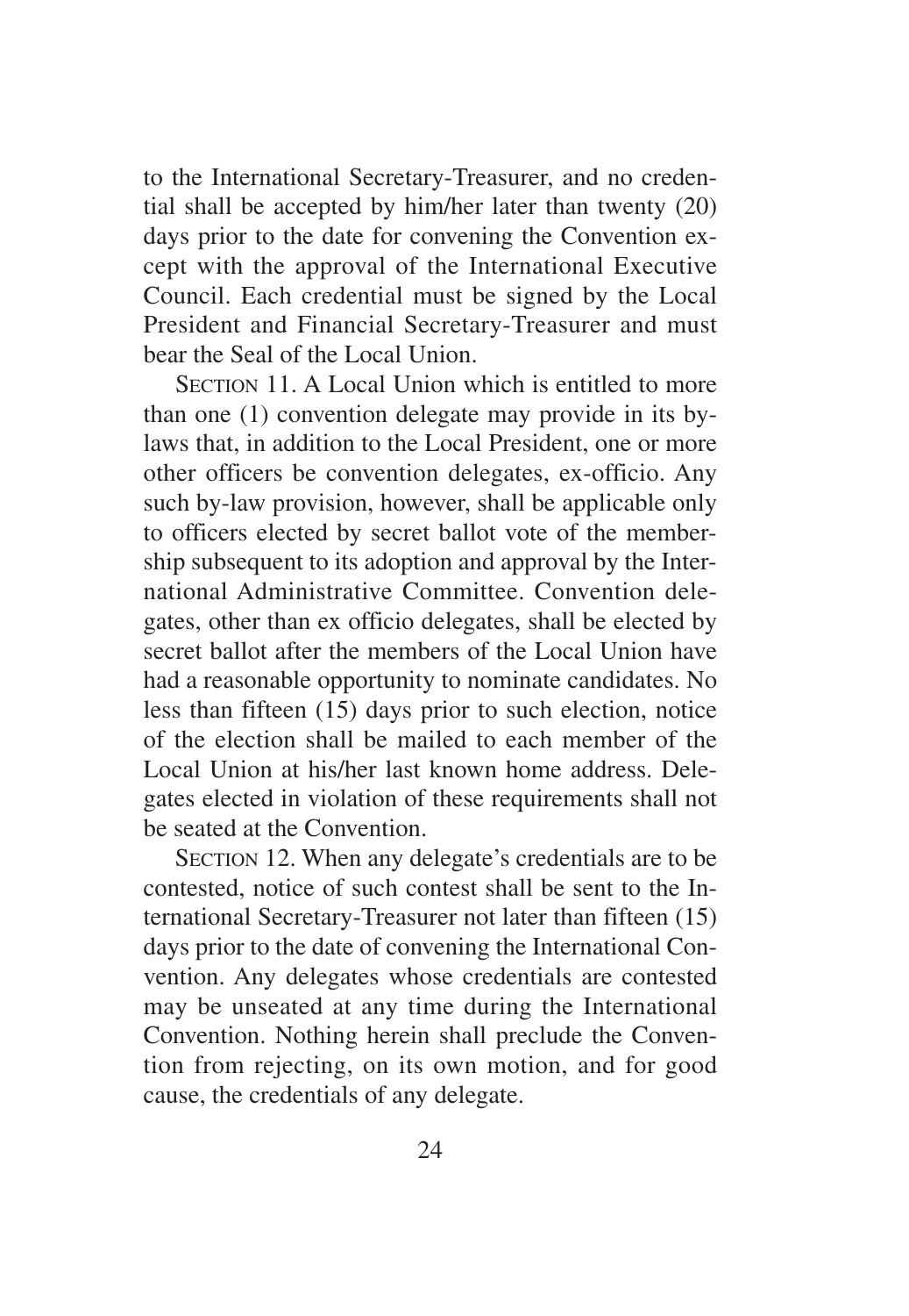to the International Secretary-Treasurer, and no credential shall be accepted by him/her later than twenty (20) days prior to the date for convening the Convention except with the approval of the International Executive Council. Each credential must be signed by the Local President and Financial Secretary-Treasurer and must bear the Seal of the Local Union.

SECTION 11. A Local Union which is entitled to more than one (1) convention delegate may provide in its by-laws that, in addition to the Local President, one or more other officers be convention delegates, ex-officio. Any such by-law provision, however, shall be applicable only to officers elected by secret ballot vote of the membership subsequent to its adoption and approval by the International Administrative Committee. Convention delegates, other than ex officio delegates, shall be elected by secret ballot after the members of the Local Union have had a reasonable opportunity to nominate candidates. No less than fifteen (15) days prior to such election, notice of the election shall be mailed to each member of the Local Union at his/her last known home address. Delegates elected in violation of these requirements shall not be seated at the Convention.

SECTION 12. When any delegate's credentials are to be contested, notice of such contest shall be sent to the International Secretary-Treasurer not later than fifteen (15) days prior to the date of convening the International Convention. Any delegates whose credentials are contested may be unseated at any time during the International Convention. Nothing herein shall preclude the Convention from rejecting, on its own motion, and for good cause, the credentials of any delegate.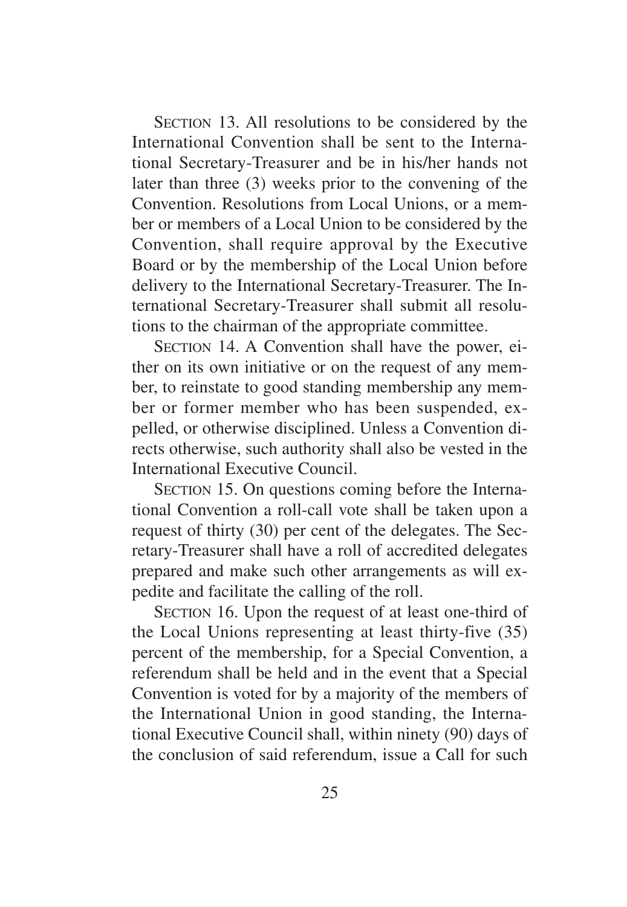SECTION 13. All resolutions to be considered by the International Convention shall be sent to the International Secretary-Treasurer and be in his/her hands not later than three (3) weeks prior to the convening of the Convention. Resolutions from Local Unions, or a member or members of a Local Union to be considered by the Convention, shall require approval by the Executive Board or by the membership of the Local Union before delivery to the International Secretary-Treasurer. The International Secretary-Treasurer shall submit all resolutions to the chairman of the appropriate committee.

SECTION 14. A Convention shall have the power, either on its own initiative or on the request of any member, to reinstate to good standing membership any member or former member who has been suspended, expelled, or otherwise disciplined. Unless a Convention directs otherwise, such authority shall also be vested in the International Executive Council.

SECTION 15. On questions coming before the International Convention a roll-call vote shall be taken upon a request of thirty (30) per cent of the delegates. The Secretary-Treasurer shall have a roll of accredited delegates prepared and make such other arrangements as will expedite and facilitate the calling of the roll.

SECTION 16. Upon the request of at least one-third of the Local Unions representing at least thirty-five (35) percent of the membership, for a Special Convention, a referendum shall be held and in the event that a Special Convention is voted for by a majority of the members of the International Union in good standing, the International Executive Council shall, within ninety (90) days of the conclusion of said referendum, issue a Call for such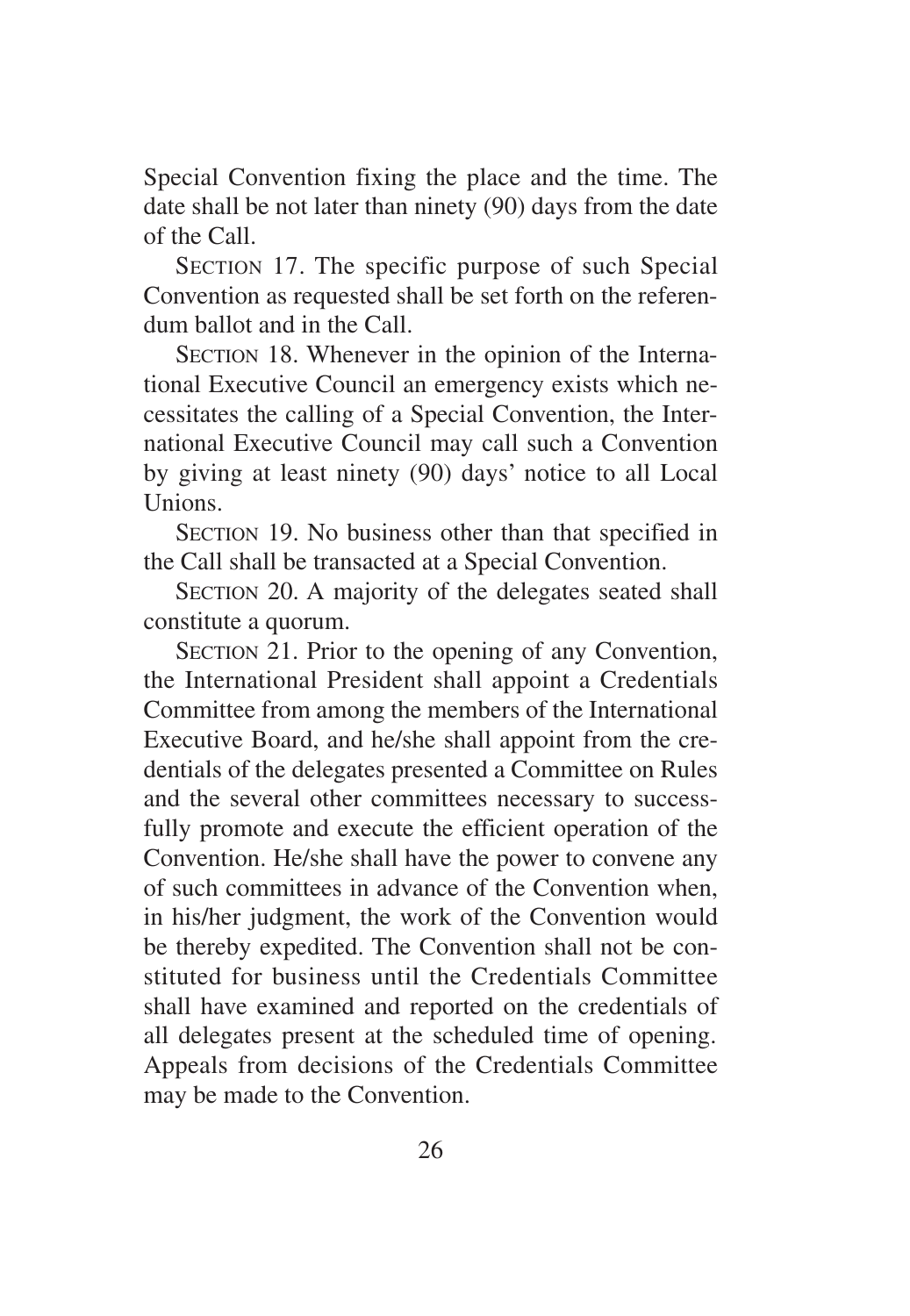Special Convention fixing the place and the time. The date shall be not later than ninety (90) days from the date of the Call.

SECTION 17. The specific purpose of such Special Convention as requested shall be set forth on the referendum ballot and in the Call.

SECTION 18. Whenever in the opinion of the International Executive Council an emergency exists which necessitates the calling of a Special Convention, the International Executive Council may call such a Convention by giving at least ninety (90) days' notice to all Local Unions.

SECTION 19. No business other than that specified in the Call shall be transacted at a Special Convention.

SECTION 20. A majority of the delegates seated shall constitute a quorum.

SECTION 21. Prior to the opening of any Convention, the International President shall appoint a Credentials Committee from among the members of the International Executive Board, and he/she shall appoint from the credentials of the delegates presented a Committee on Rules and the several other committees necessary to successfully promote and execute the efficient operation of the Convention. He/she shall have the power to convene any of such committees in advance of the Convention when, in his/her judgment, the work of the Convention would be thereby expedited. The Convention shall not be constituted for business until the Credentials Committee shall have examined and reported on the credentials of all delegates present at the scheduled time of opening. Appeals from decisions of the Credentials Committee may be made to the Convention.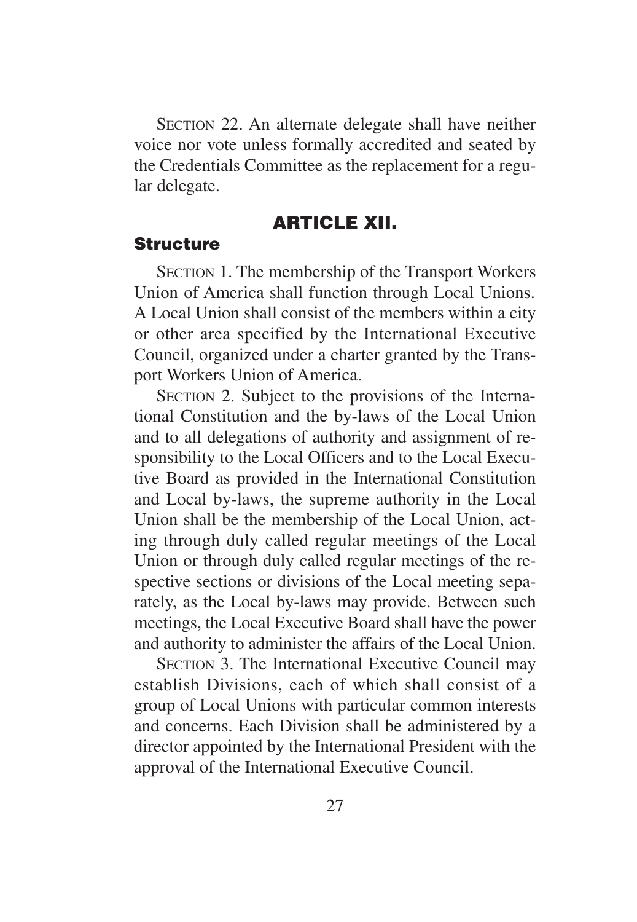SECTION 22. An alternate delegate shall have neither voice nor vote unless formally accredited and seated by the Credentials Committee as the replacement for a regular delegate.

## ARTICLE XII.

### Structure

SECTION 1. The membership of the Transport Workers Union of America shall function through Local Unions. A Local Union shall consist of the members within a city or other area specified by the International Executive Council, organized under a charter granted by the Transport Workers Union of America.

SECTION 2. Subject to the provisions of the International Constitution and the by-laws of the Local Union and to all delegations of authority and assignment of responsibility to the Local Officers and to the Local Executive Board as provided in the International Constitution and Local by-laws, the supreme authority in the Local Union shall be the membership of the Local Union, acting through duly called regular meetings of the Local Union or through duly called regular meetings of the respective sections or divisions of the Local meeting separately, as the Local by-laws may provide. Between such meetings, the Local Executive Board shall have the power and authority to administer the affairs of the Local Union.

SECTION 3. The International Executive Council may establish Divisions, each of which shall consist of a group of Local Unions with particular common interests and concerns. Each Division shall be administered by a director appointed by the International President with the approval of the International Executive Council.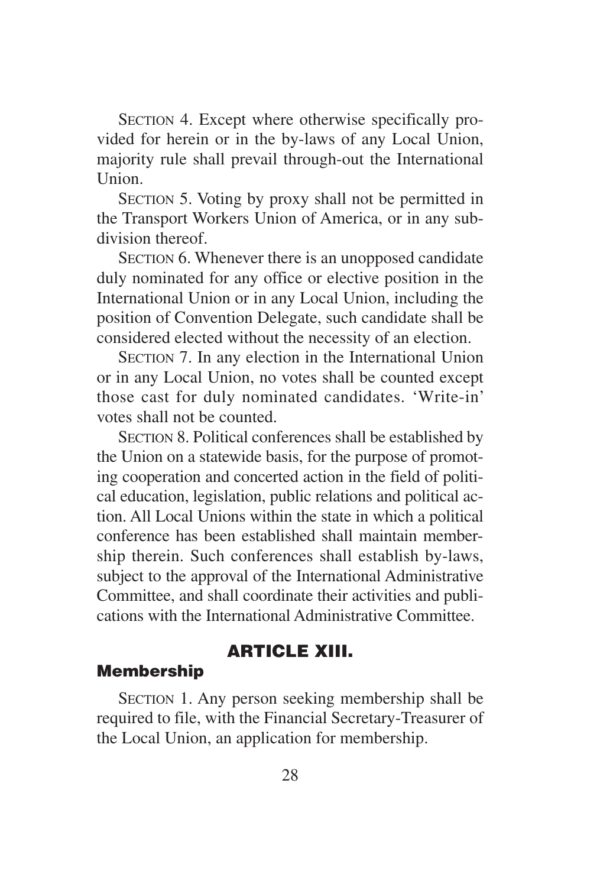SECTION 4. Except where otherwise specifically provided for herein or in the by-laws of any Local Union, majority rule shall prevail through-out the International Union.

SECTION 5. Voting by proxy shall not be permitted in the Transport Workers Union of America, or in any subdivision thereof.

SECTION 6. Whenever there is an unopposed candidate duly nominated for any office or elective position in the International Union or in any Local Union, including the position of Convention Delegate, such candidate shall be considered elected without the necessity of an election.

SECTION 7. In any election in the International Union or in any Local Union, no votes shall be counted except those cast for duly nominated candidates. 'Write-in' votes shall not be counted.

SECTION 8. Political conferences shall be established by the Union on a statewide basis, for the purpose of promoting cooperation and concerted action in the field of political education, legislation, public relations and political action. All Local Unions within the state in which a political conference has been established shall maintain membership therein. Such conferences shall establish by-laws, subject to the approval of the International Administrative Committee, and shall coordinate their activities and publications with the International Administrative Committee.

## ARTICLE XIII.

### Membership

SECTION 1. Any person seeking membership shall be required to file, with the Financial Secretary-Treasurer of the Local Union, an application for membership.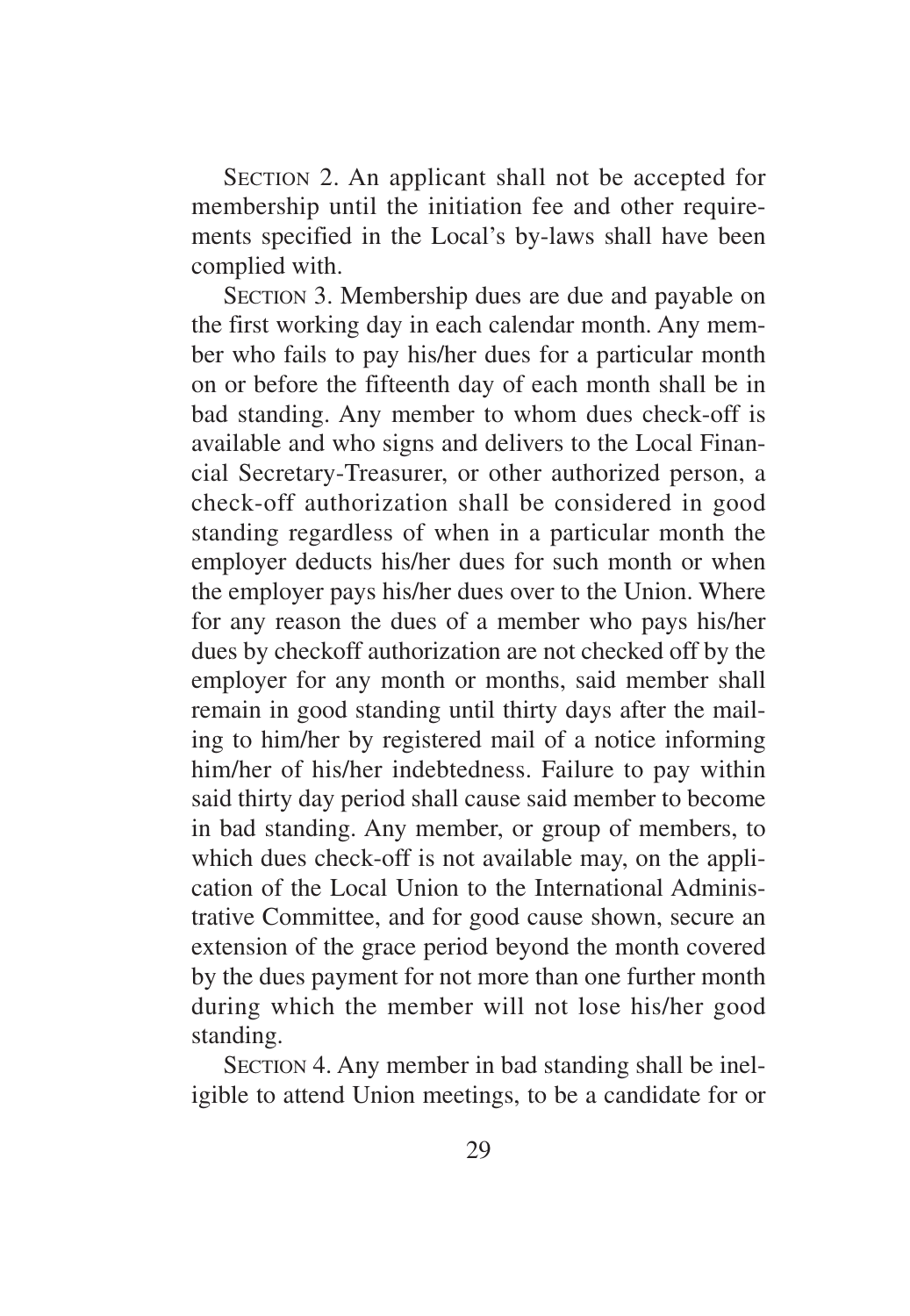SECTION 2. An applicant shall not be accepted for membership until the initiation fee and other requirements specified in the Local's by-laws shall have been complied with.

SECTION 3. Membership dues are due and payable on the first working day in each calendar month. Any member who fails to pay his/her dues for a particular month on or before the fifteenth day of each month shall be in bad standing. Any member to whom dues check-off is available and who signs and delivers to the Local Financial Secretary-Treasurer, or other authorized person, a check-off authorization shall be considered in good standing regardless of when in a particular month the employer deducts his/her dues for such month or when the employer pays his/her dues over to the Union. Where for any reason the dues of a member who pays his/her dues by checkoff authorization are not checked off by the employer for any month or months, said member shall remain in good standing until thirty days after the mailing to him/her by registered mail of a notice informing him/her of his/her indebtedness. Failure to pay within said thirty day period shall cause said member to become in bad standing. Any member, or group of members, to which dues check-off is not available may, on the application of the Local Union to the International Administrative Committee, and for good cause shown, secure an extension of the grace period beyond the month covered by the dues payment for not more than one further month during which the member will not lose his/her good standing.

SECTION 4. Any member in bad standing shall be ineligible to attend Union meetings, to be a candidate for or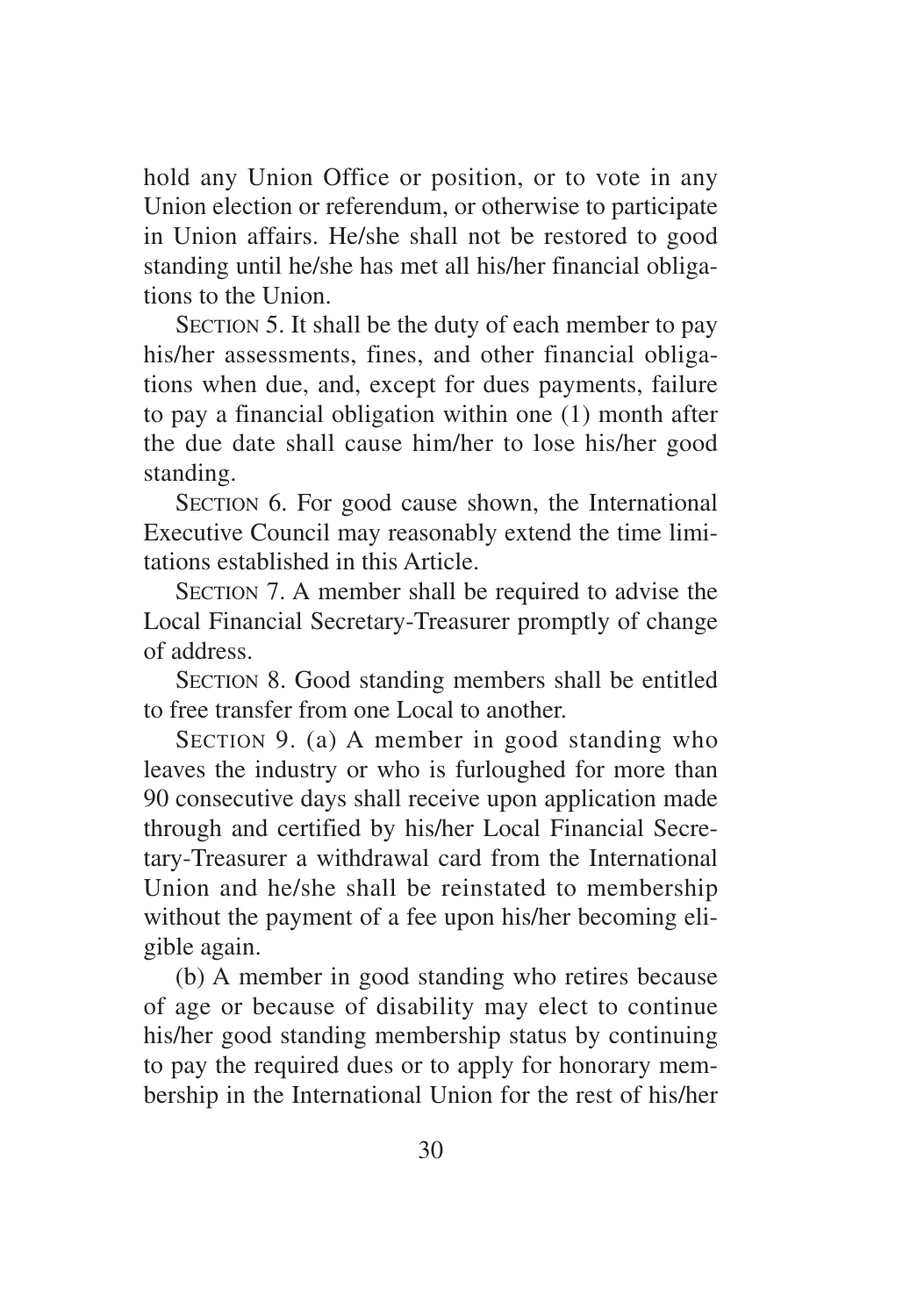hold any Union Office or position, or to vote in any Union election or referendum, or otherwise to participate in Union affairs. He/she shall not be restored to good standing until he/she has met all his/her financial obligations to the Union.

SECTION 5. It shall be the duty of each member to pay his/her assessments, fines, and other financial obligations when due, and, except for dues payments, failure to pay a financial obligation within one (1) month after the due date shall cause him/her to lose his/her good standing.

SECTION 6. For good cause shown, the International Executive Council may reasonably extend the time limitations established in this Article.

SECTION 7. A member shall be required to advise the Local Financial Secretary-Treasurer promptly of change of address.

SECTION 8. Good standing members shall be entitled to free transfer from one Local to another.

SECTION 9. (a) A member in good standing who leaves the industry or who is furloughed for more than 90 consecutive days shall receive upon application made through and certified by his/her Local Financial Secretary-Treasurer a withdrawal card from the International Union and he/she shall be reinstated to membership without the payment of a fee upon his/her becoming eligible again.

(b) A member in good standing who retires because of age or because of disability may elect to continue his/her good standing membership status by continuing to pay the required dues or to apply for honorary membership in the International Union for the rest of his/her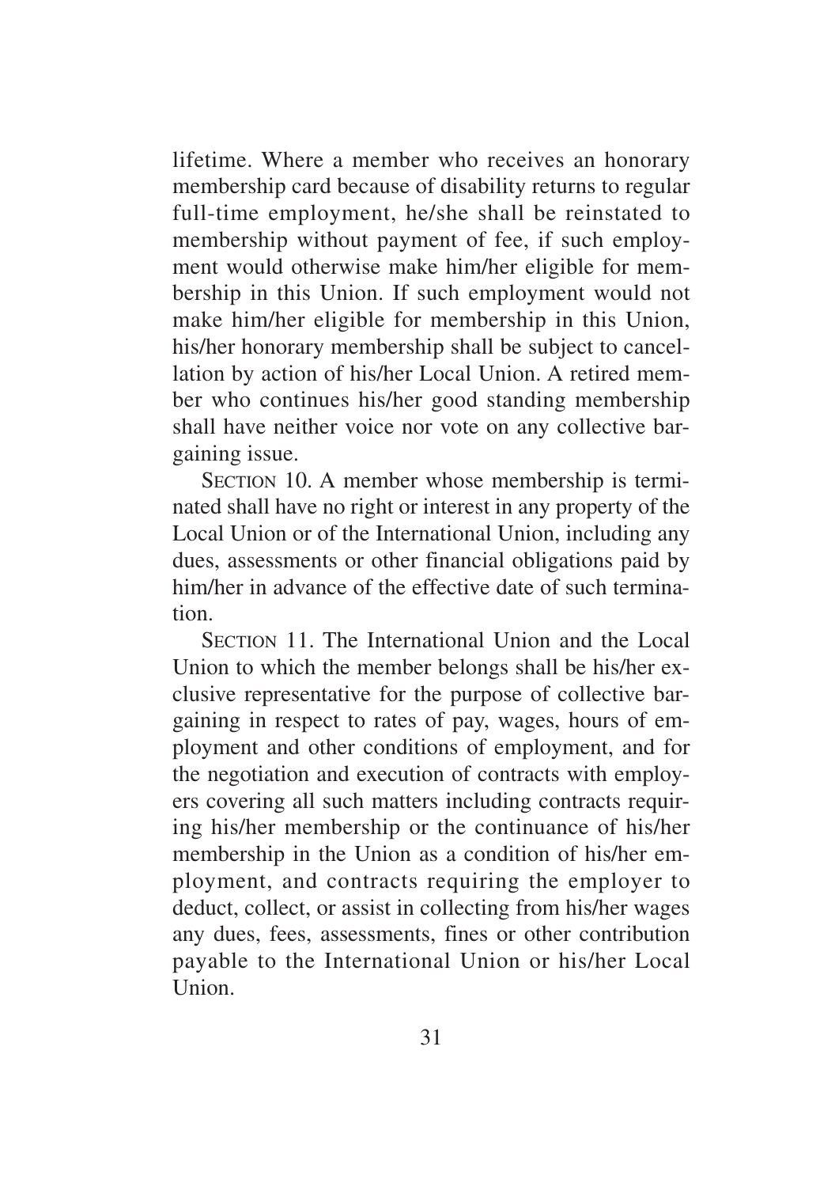lifetime. Where a member who receives an honorary membership card because of disability returns to regular full-time employment, he/she shall be reinstated to membership without payment of fee, if such employment would otherwise make him/her eligible for membership in this Union. If such employment would not make him/her eligible for membership in this Union, his/her honorary membership shall be subject to cancellation by action of his/her Local Union. A retired member who continues his/her good standing membership shall have neither voice nor vote on any collective bargaining issue.

SECTION 10. A member whose membership is terminated shall have no right or interest in any property of the Local Union or of the International Union, including any dues, assessments or other financial obligations paid by him/her in advance of the effective date of such termination.

SECTION 11. The International Union and the Local Union to which the member belongs shall be his/her exclusive representative for the purpose of collective bargaining in respect to rates of pay, wages, hours of employment and other conditions of employment, and for the negotiation and execution of contracts with employers covering all such matters including contracts requiring his/her membership or the continuance of his/her membership in the Union as a condition of his/her employment, and contracts requiring the employer to deduct, collect, or assist in collecting from his/her wages any dues, fees, assessments, fines or other contribution payable to the International Union or his/her Local Union.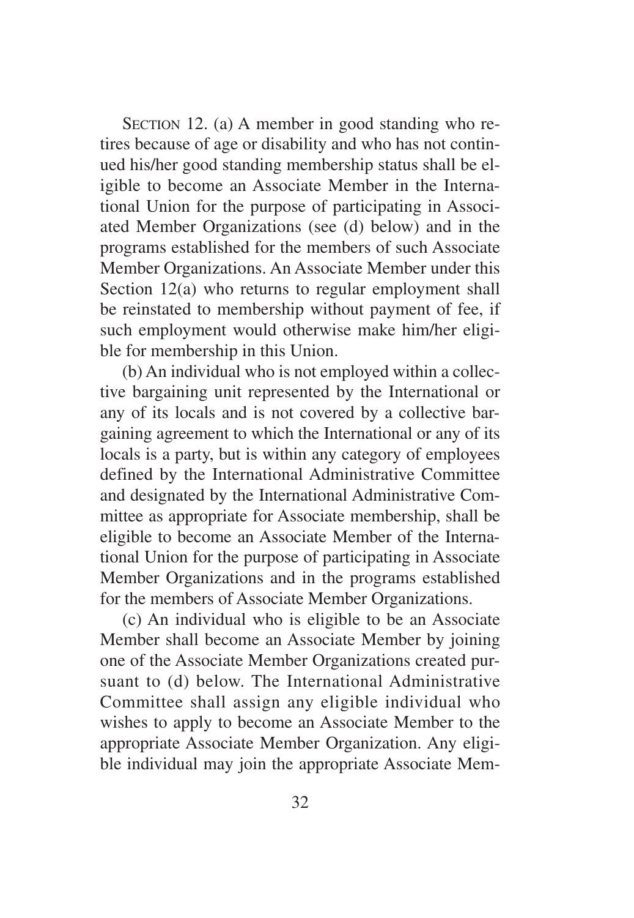SECTION 12. (a) A member in good standing who retires because of age or disability and who has not continued his/her good standing membership status shall be eligible to become an Associate Member in the International Union for the purpose of participating in Associated Member Organizations (see (d) below) and in the programs established for the members of such Associate Member Organizations. An Associate Member under this Section 12(a) who returns to regular employment shall be reinstated to membership without payment of fee, if such employment would otherwise make him/her eligible for membership in this Union.

(b) An individual who is not employed within a collective bargaining unit represented by the International or any of its locals and is not covered by a collective bargaining agreement to which the International or any of its locals is a party, but is within any category of employees defined by the International Administrative Committee and designated by the International Administrative Committee as appropriate for Associate membership, shall be eligible to become an Associate Member of the International Union for the purpose of participating in Associate Member Organizations and in the programs established for the members of Associate Member Organizations.

(c) An individual who is eligible to be an Associate Member shall become an Associate Member by joining one of the Associate Member Organizations created pursuant to (d) below. The International Administrative Committee shall assign any eligible individual who wishes to apply to become an Associate Member to the appropriate Associate Member Organization. Any eligible individual may join the appropriate Associate Mem-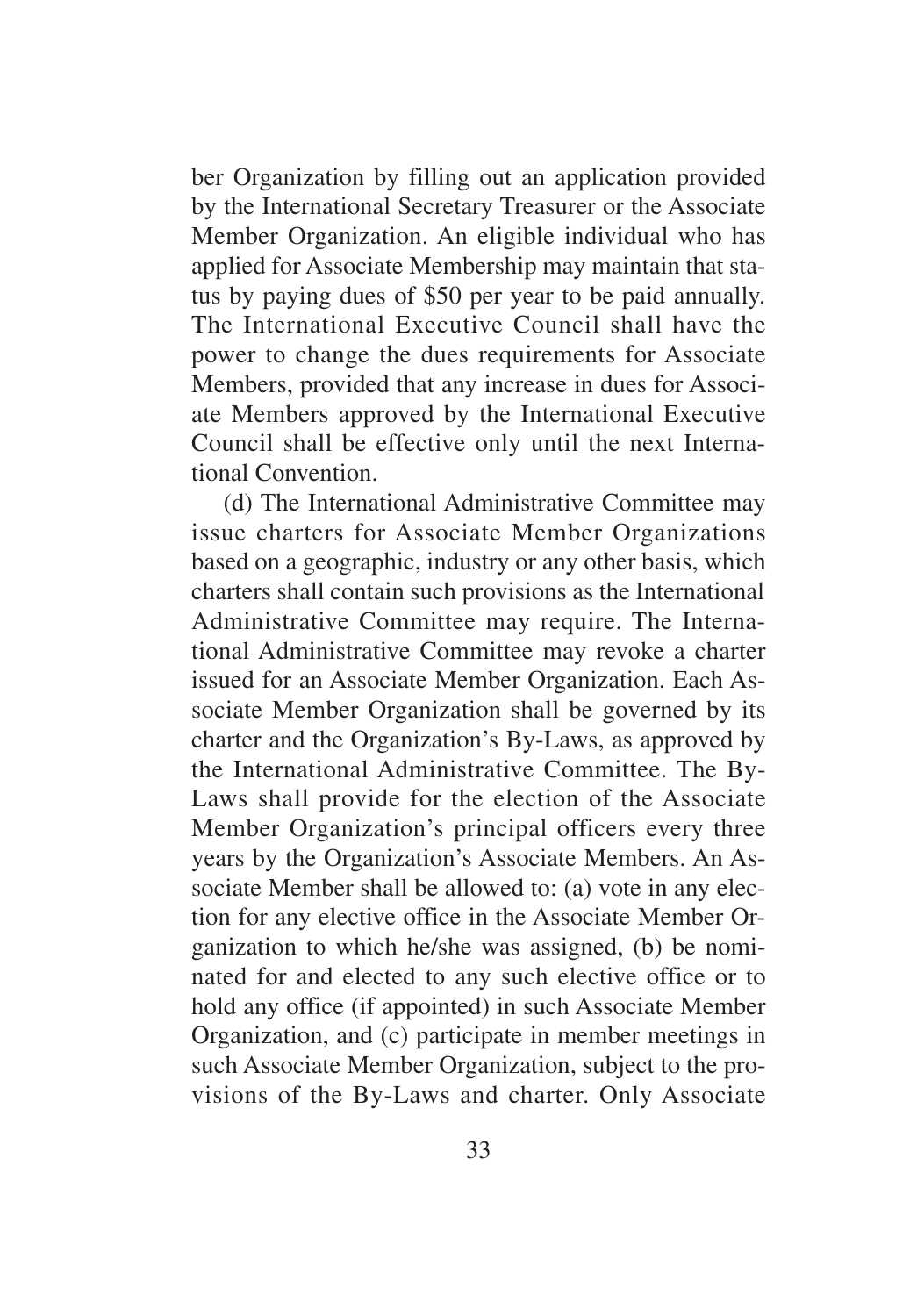ber Organization by filling out an application provided by the International Secretary Treasurer or the Associate Member Organization. An eligible individual who has applied for Associate Membership may maintain that status by paying dues of $50 per year to be paid annually. The International Executive Council shall have the power to change the dues requirements for Associate Members, provided that any increase in dues for Associate Members approved by the International Executive Council shall be effective only until the next International Convention.

(d) The International Administrative Committee may issue charters for Associate Member Organizations based on a geographic, industry or any other basis, which charters shall contain such provisions as the International Administrative Committee may require. The International Administrative Committee may revoke a charter issued for an Associate Member Organization. Each Associate Member Organization shall be governed by its charter and the Organization's By-Laws, as approved by the International Administrative Committee. The By-Laws shall provide for the election of the Associate Member Organization's principal officers every three years by the Organization's Associate Members. An Associate Member shall be allowed to: (a) vote in any election for any elective office in the Associate Member Organization to which he/she was assigned, (b) be nominated for and elected to any such elective office or to hold any office (if appointed) in such Associate Member Organization, and (c) participate in member meetings in such Associate Member Organization, subject to the provisions of the By-Laws and charter. Only Associate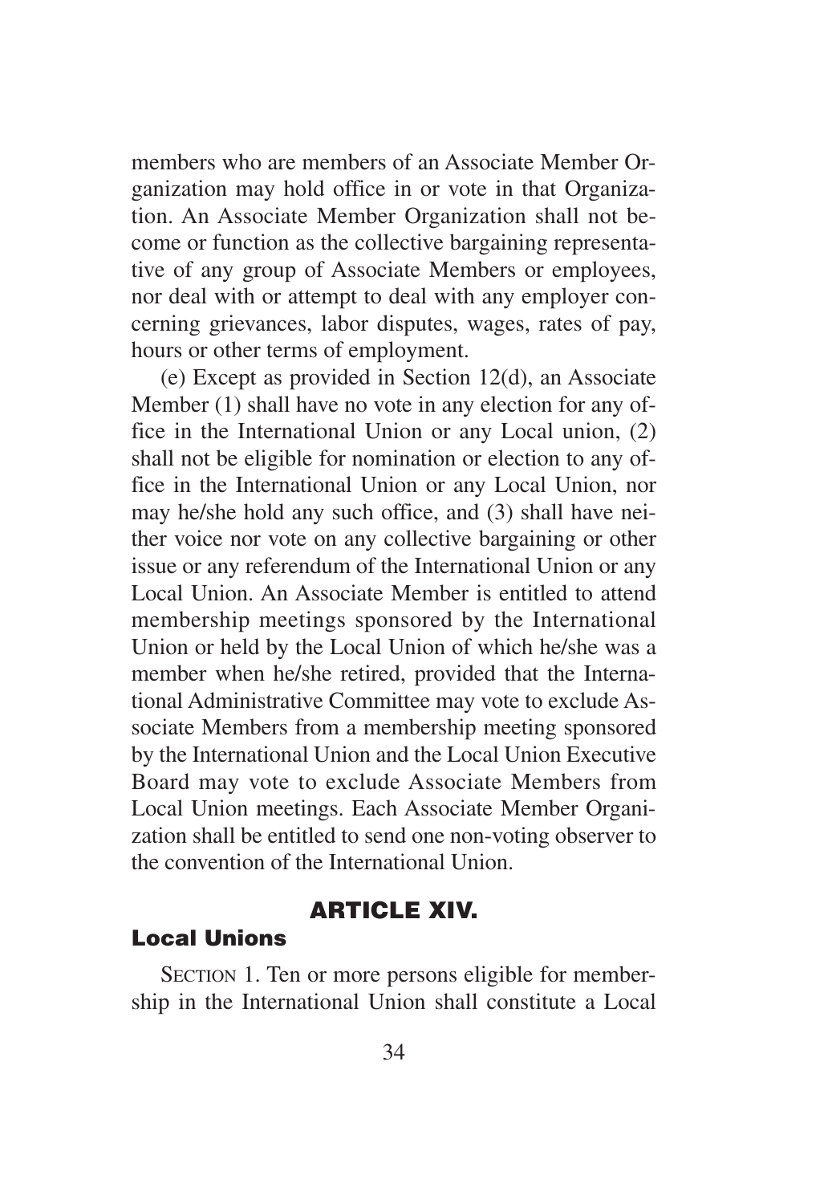members who are members of an Associate Member Organization may hold office in or vote in that Organization. An Associate Member Organization shall not become or function as the collective bargaining representative of any group of Associate Members or employees, nor deal with or attempt to deal with any employer concerning grievances, labor disputes, wages, rates of pay, hours or other terms of employment.

(e) Except as provided in Section 12(d), an Associate Member (1) shall have no vote in any election for any office in the International Union or any Local union, (2) shall not be eligible for nomination or election to any office in the International Union or any Local Union, nor may he/she hold any such office, and (3) shall have neither voice nor vote on any collective bargaining or other issue or any referendum of the International Union or any Local Union. An Associate Member is entitled to attend membership meetings sponsored by the International Union or held by the Local Union of which he/she was a member when he/she retired, provided that the International Administrative Committee may vote to exclude Associate Members from a membership meeting sponsored by the International Union and the Local Union Executive Board may vote to exclude Associate Members from Local Union meetings. Each Associate Member Organization shall be entitled to send one non-voting observer to the convention of the International Union.

## ARTICLE XIV.

### Local Unions

SECTION 1. Ten or more persons eligible for membership in the International Union shall constitute a Local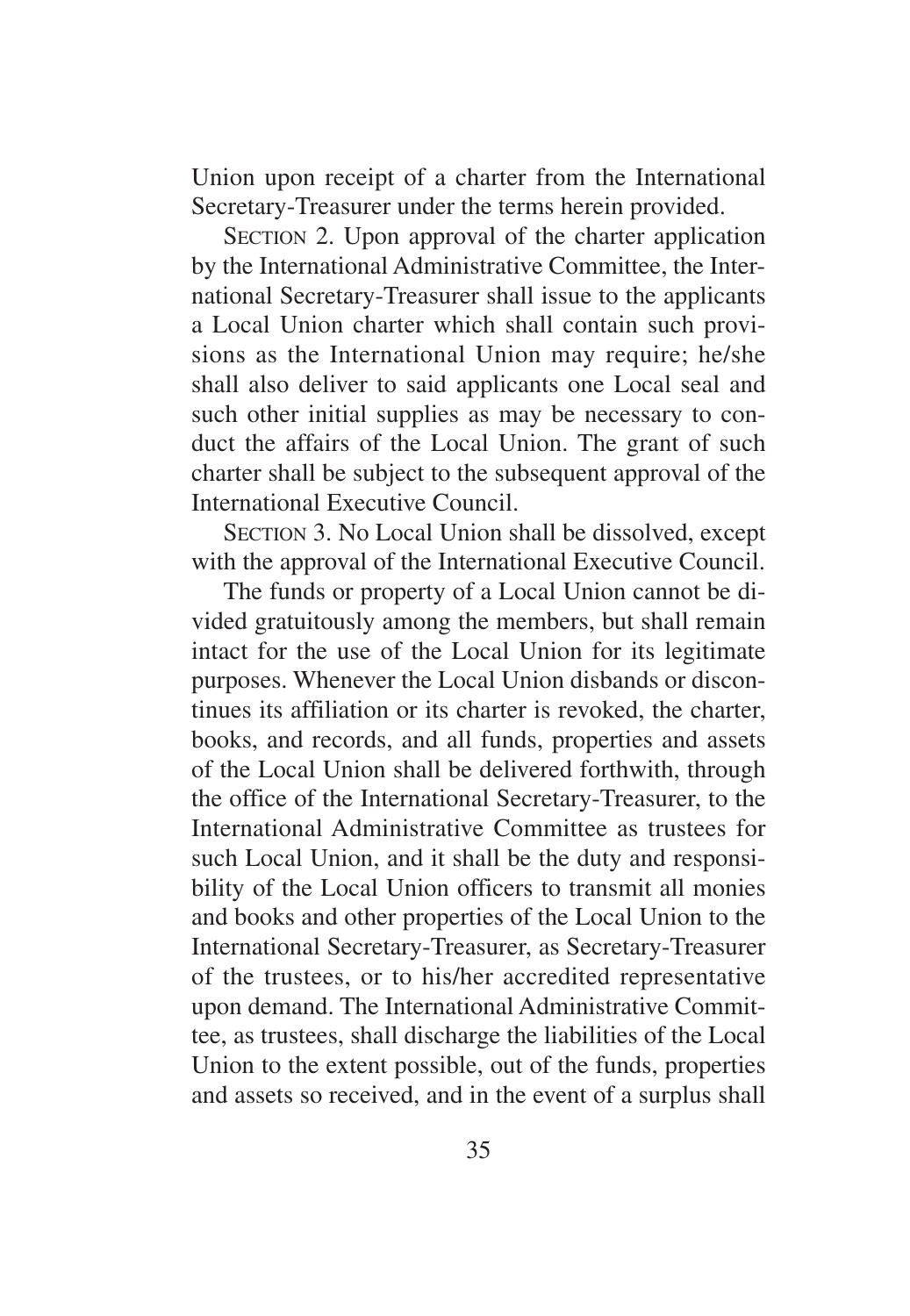Union upon receipt of a charter from the International Secretary-Treasurer under the terms herein provided.

SECTION 2. Upon approval of the charter application by the International Administrative Committee, the International Secretary-Treasurer shall issue to the applicants a Local Union charter which shall contain such provisions as the International Union may require; he/she shall also deliver to said applicants one Local seal and such other initial supplies as may be necessary to conduct the affairs of the Local Union. The grant of such charter shall be subject to the subsequent approval of the International Executive Council.

SECTION 3. No Local Union shall be dissolved, except with the approval of the International Executive Council.

The funds or property of a Local Union cannot be divided gratuitously among the members, but shall remain intact for the use of the Local Union for its legitimate purposes. Whenever the Local Union disbands or discontinues its affiliation or its charter is revoked, the charter, books, and records, and all funds, properties and assets of the Local Union shall be delivered forthwith, through the office of the International Secretary-Treasurer, to the International Administrative Committee as trustees for such Local Union, and it shall be the duty and responsibility of the Local Union officers to transmit all monies and books and other properties of the Local Union to the International Secretary-Treasurer, as Secretary-Treasurer of the trustees, or to his/her accredited representative upon demand. The International Administrative Committee, as trustees, shall discharge the liabilities of the Local Union to the extent possible, out of the funds, properties and assets so received, and in the event of a surplus shall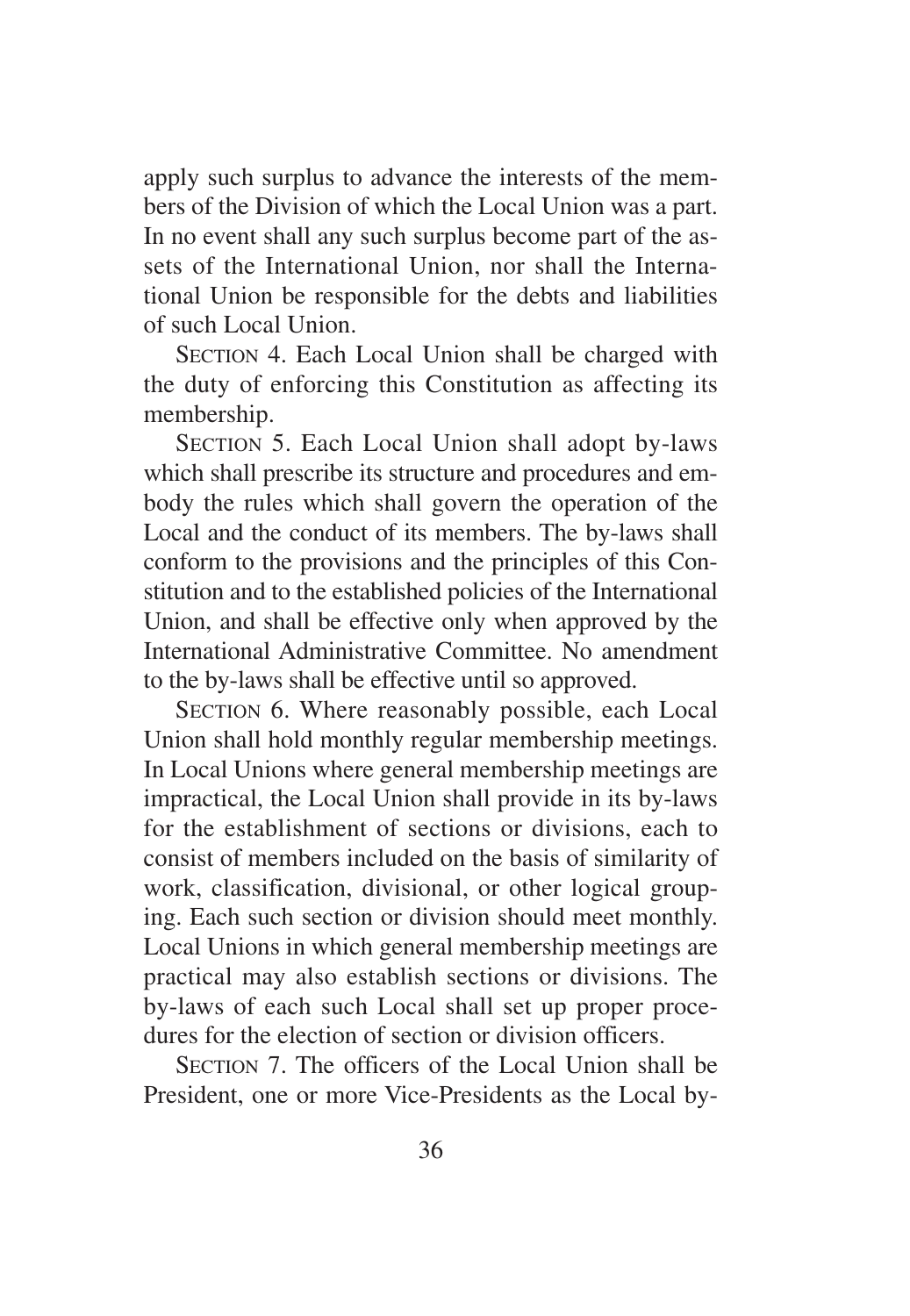apply such surplus to advance the interests of the members of the Division of which the Local Union was a part. In no event shall any such surplus become part of the assets of the International Union, nor shall the International Union be responsible for the debts and liabilities of such Local Union.

SECTION 4. Each Local Union shall be charged with the duty of enforcing this Constitution as affecting its membership.

SECTION 5. Each Local Union shall adopt by-laws which shall prescribe its structure and procedures and embody the rules which shall govern the operation of the Local and the conduct of its members. The by-laws shall conform to the provisions and the principles of this Constitution and to the established policies of the International Union, and shall be effective only when approved by the International Administrative Committee. No amendment to the by-laws shall be effective until so approved.

SECTION 6. Where reasonably possible, each Local Union shall hold monthly regular membership meetings. In Local Unions where general membership meetings are impractical, the Local Union shall provide in its by-laws for the establishment of sections or divisions, each to consist of members included on the basis of similarity of work, classification, divisional, or other logical grouping. Each such section or division should meet monthly. Local Unions in which general membership meetings are practical may also establish sections or divisions. The by-laws of each such Local shall set up proper procedures for the election of section or division officers.

SECTION 7. The officers of the Local Union shall be President, one or more Vice-Presidents as the Local by-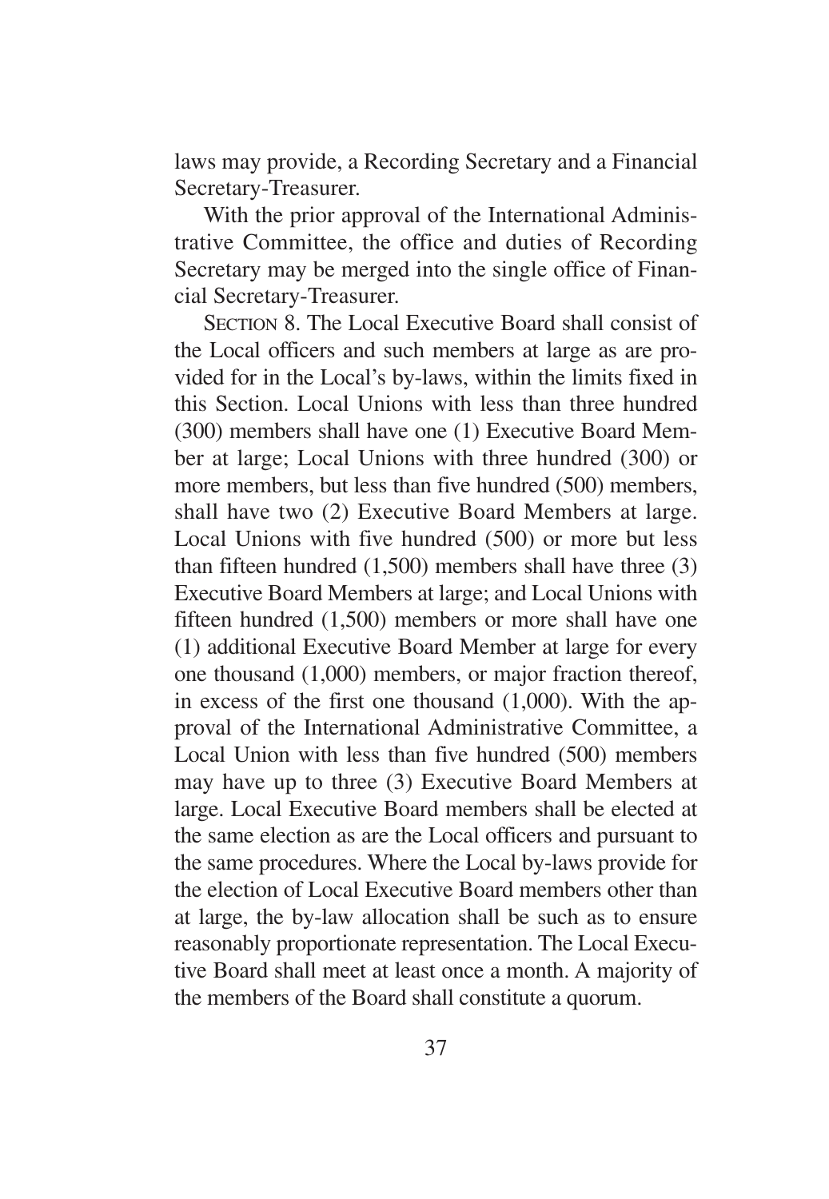laws may provide, a Recording Secretary and a Financial Secretary-Treasurer.

With the prior approval of the International Administrative Committee, the office and duties of Recording Secretary may be merged into the single office of Financial Secretary-Treasurer.

SECTION 8. The Local Executive Board shall consist of the Local officers and such members at large as are provided for in the Local's by-laws, within the limits fixed in this Section. Local Unions with less than three hundred (300) members shall have one (1) Executive Board Member at large; Local Unions with three hundred (300) or more members, but less than five hundred (500) members, shall have two (2) Executive Board Members at large. Local Unions with five hundred (500) or more but less than fifteen hundred (1,500) members shall have three (3) Executive Board Members at large; and Local Unions with fifteen hundred (1,500) members or more shall have one (1) additional Executive Board Member at large for every one thousand (1,000) members, or major fraction thereof, in excess of the first one thousand (1,000). With the approval of the International Administrative Committee, a Local Union with less than five hundred (500) members may have up to three (3) Executive Board Members at large. Local Executive Board members shall be elected at the same election as are the Local officers and pursuant to the same procedures. Where the Local by-laws provide for the election of Local Executive Board members other than at large, the by-law allocation shall be such as to ensure reasonably proportionate representation. The Local Executive Board shall meet at least once a month. A majority of the members of the Board shall constitute a quorum.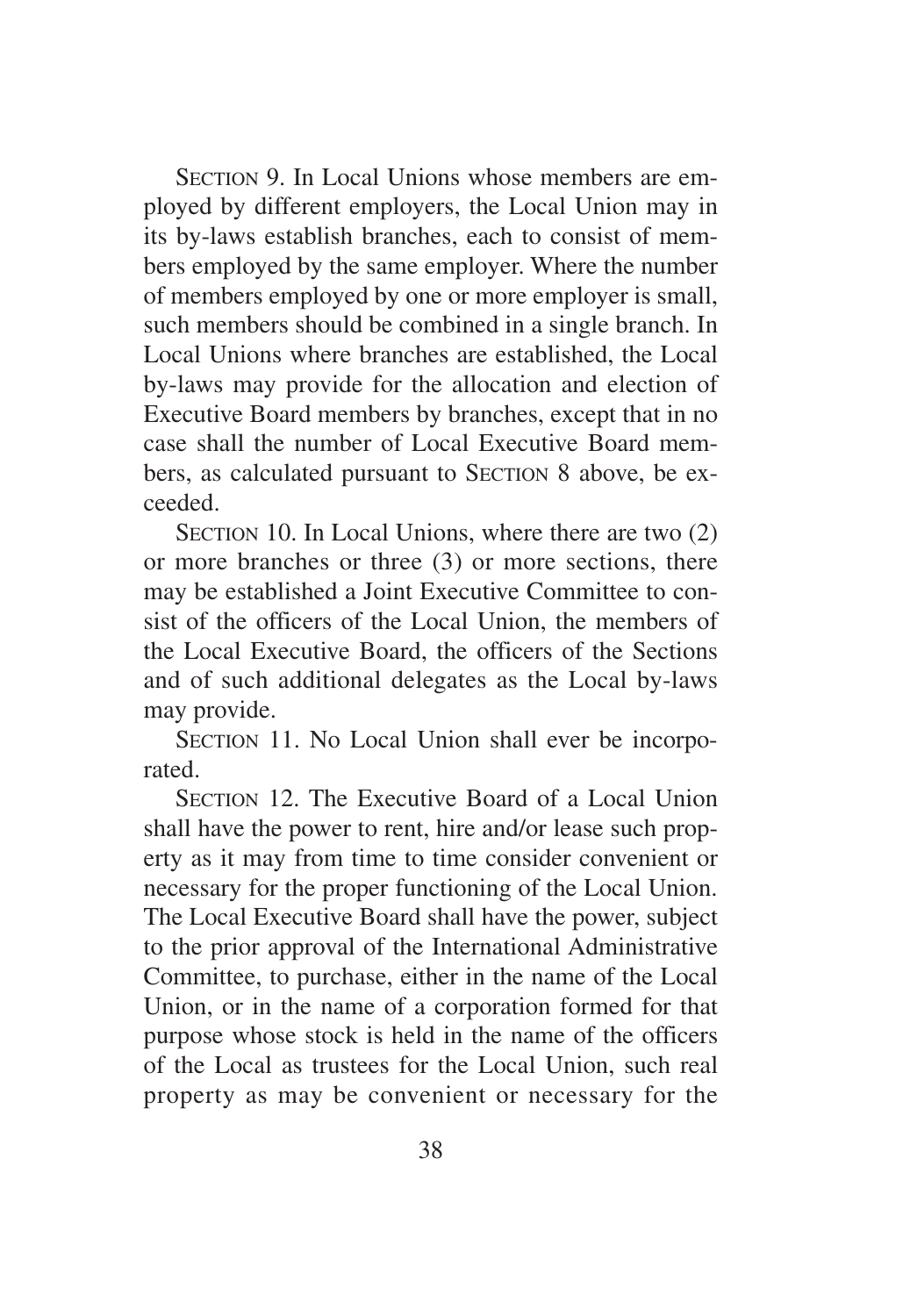SECTION 9. In Local Unions whose members are employed by different employers, the Local Union may in its by-laws establish branches, each to consist of members employed by the same employer. Where the number of members employed by one or more employer is small, such members should be combined in a single branch. In Local Unions where branches are established, the Local by-laws may provide for the allocation and election of Executive Board members by branches, except that in no case shall the number of Local Executive Board members, as calculated pursuant to SECTION 8 above, be exceeded.

SECTION 10. In Local Unions, where there are two (2) or more branches or three (3) or more sections, there may be established a Joint Executive Committee to consist of the officers of the Local Union, the members of the Local Executive Board, the officers of the Sections and of such additional delegates as the Local by-laws may provide.

SECTION 11. No Local Union shall ever be incorporated.

SECTION 12. The Executive Board of a Local Union shall have the power to rent, hire and/or lease such property as it may from time to time consider convenient or necessary for the proper functioning of the Local Union. The Local Executive Board shall have the power, subject to the prior approval of the International Administrative Committee, to purchase, either in the name of the Local Union, or in the name of a corporation formed for that purpose whose stock is held in the name of the officers of the Local as trustees for the Local Union, such real property as may be convenient or necessary for the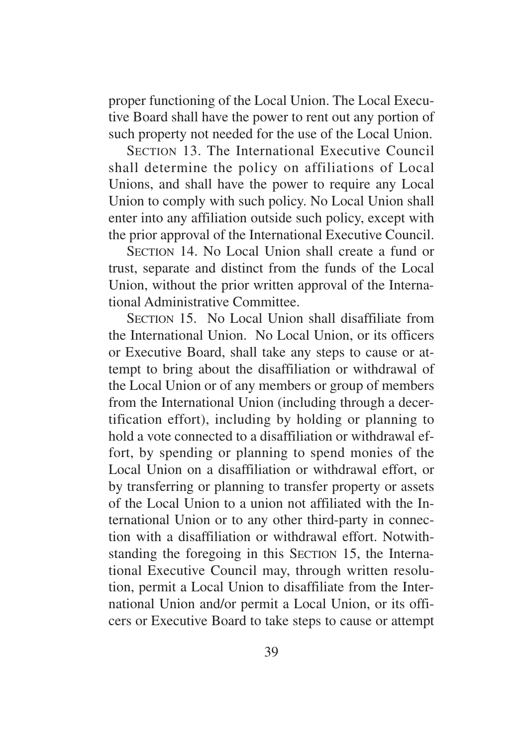proper functioning of the Local Union. The Local Executive Board shall have the power to rent out any portion of such property not needed for the use of the Local Union.

SECTION 13. The International Executive Council shall determine the policy on affiliations of Local Unions, and shall have the power to require any Local Union to comply with such policy. No Local Union shall enter into any affiliation outside such policy, except with the prior approval of the International Executive Council.

SECTION 14. No Local Union shall create a fund or trust, separate and distinct from the funds of the Local Union, without the prior written approval of the International Administrative Committee.

SECTION 15. No Local Union shall disaffiliate from the International Union. No Local Union, or its officers or Executive Board, shall take any steps to cause or attempt to bring about the disaffiliation or withdrawal of the Local Union or of any members or group of members from the International Union (including through a decertification effort), including by holding or planning to hold a vote connected to a disaffiliation or withdrawal effort, by spending or planning to spend monies of the Local Union on a disaffiliation or withdrawal effort, or by transferring or planning to transfer property or assets of the Local Union to a union not affiliated with the International Union or to any other third-party in connection with a disaffiliation or withdrawal effort. Notwithstanding the foregoing in this SECTION 15, the International Executive Council may, through written resolution, permit a Local Union to disaffiliate from the International Union and/or permit a Local Union, or its officers or Executive Board to take steps to cause or attempt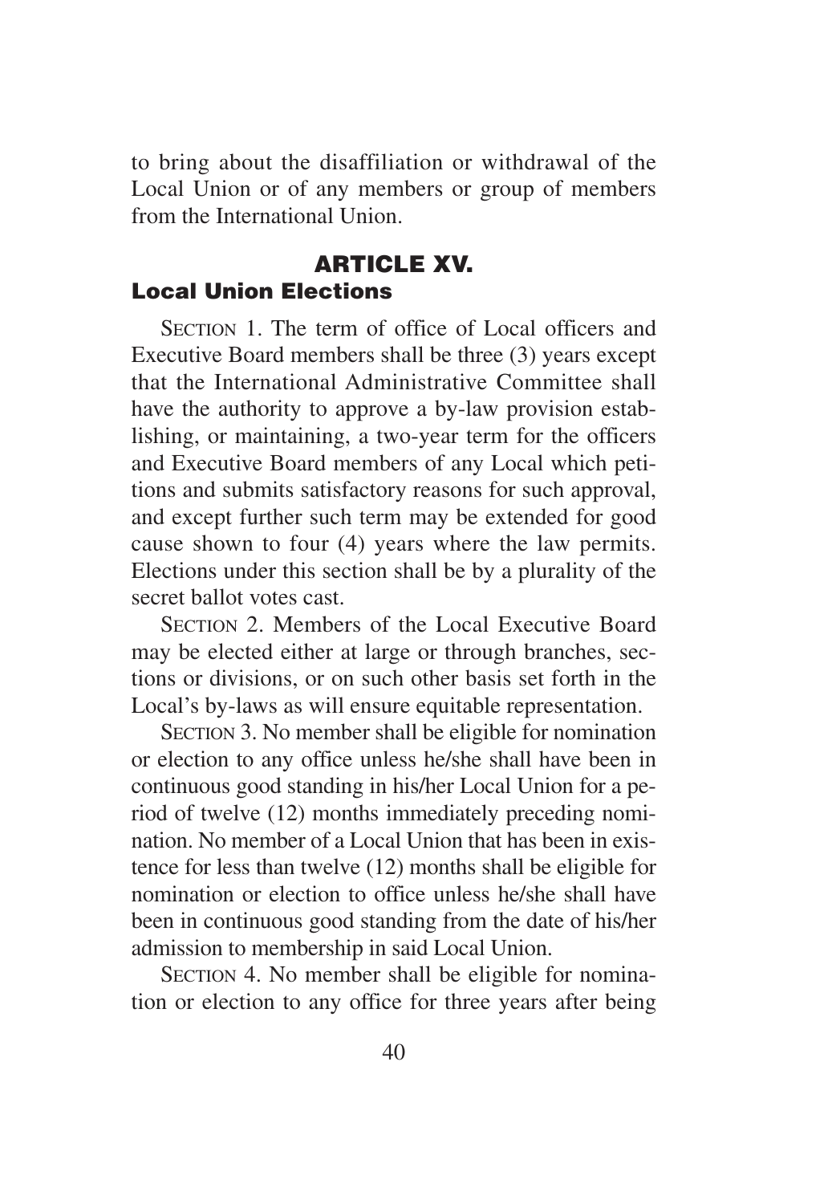to bring about the disaffiliation or withdrawal of the Local Union or of any members or group of members from the International Union.

## ARTICLE XV.

### Local Union Elections

SECTION 1. The term of office of Local officers and Executive Board members shall be three (3) years except that the International Administrative Committee shall have the authority to approve a by-law provision establishing, or maintaining, a two-year term for the officers and Executive Board members of any Local which petitions and submits satisfactory reasons for such approval, and except further such term may be extended for good cause shown to four (4) years where the law permits. Elections under this section shall be by a plurality of the secret ballot votes cast.

SECTION 2. Members of the Local Executive Board may be elected either at large or through branches, sections or divisions, or on such other basis set forth in the Local's by-laws as will ensure equitable representation.

SECTION 3. No member shall be eligible for nomination or election to any office unless he/she shall have been in continuous good standing in his/her Local Union for a period of twelve (12) months immediately preceding nomination. No member of a Local Union that has been in existence for less than twelve (12) months shall be eligible for nomination or election to office unless he/she shall have been in continuous good standing from the date of his/her admission to membership in said Local Union.

SECTION 4. No member shall be eligible for nomination or election to any office for three years after being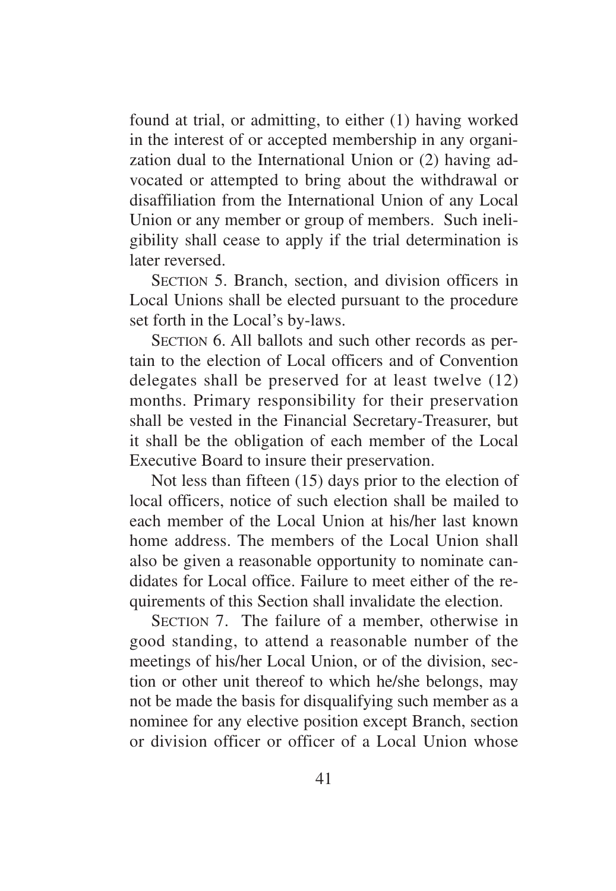found at trial, or admitting, to either (1) having worked in the interest of or accepted membership in any organization dual to the International Union or (2) having advocated or attempted to bring about the withdrawal or disaffiliation from the International Union of any Local Union or any member or group of members. Such ineligibility shall cease to apply if the trial determination is later reversed.

SECTION 5. Branch, section, and division officers in Local Unions shall be elected pursuant to the procedure set forth in the Local's by-laws.

SECTION 6. All ballots and such other records as pertain to the election of Local officers and of Convention delegates shall be preserved for at least twelve (12) months. Primary responsibility for their preservation shall be vested in the Financial Secretary-Treasurer, but it shall be the obligation of each member of the Local Executive Board to insure their preservation.

Not less than fifteen (15) days prior to the election of local officers, notice of such election shall be mailed to each member of the Local Union at his/her last known home address. The members of the Local Union shall also be given a reasonable opportunity to nominate candidates for Local office. Failure to meet either of the requirements of this Section shall invalidate the election.

SECTION 7. The failure of a member, otherwise in good standing, to attend a reasonable number of the meetings of his/her Local Union, or of the division, section or other unit thereof to which he/she belongs, may not be made the basis for disqualifying such member as a nominee for any elective position except Branch, section or division officer or officer of a Local Union whose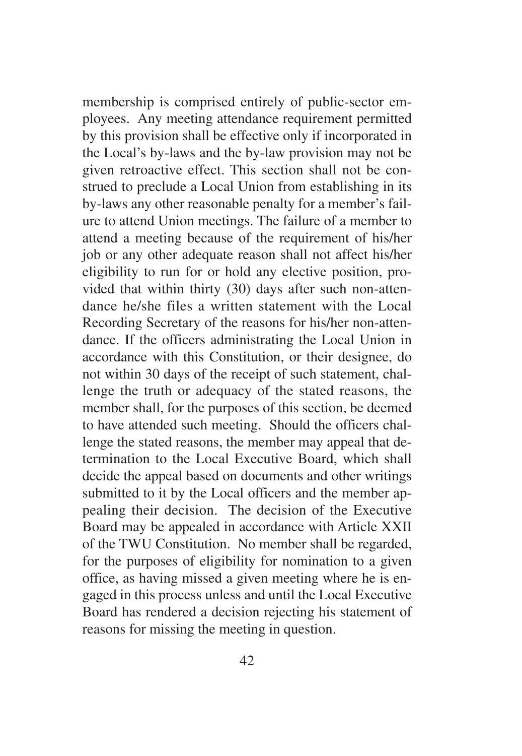membership is comprised entirely of public-sector employees. Any meeting attendance requirement permitted by this provision shall be effective only if incorporated in the Local's by-laws and the by-law provision may not be given retroactive effect. This section shall not be construed to preclude a Local Union from establishing in its by-laws any other reasonable penalty for a member's failure to attend Union meetings. The failure of a member to attend a meeting because of the requirement of his/her job or any other adequate reason shall not affect his/her eligibility to run for or hold any elective position, provided that within thirty (30) days after such non-attendance he/she files a written statement with the Local Recording Secretary of the reasons for his/her non-attendance. If the officers administrating the Local Union in accordance with this Constitution, or their designee, do not within 30 days of the receipt of such statement, challenge the truth or adequacy of the stated reasons, the member shall, for the purposes of this section, be deemed to have attended such meeting. Should the officers challenge the stated reasons, the member may appeal that determination to the Local Executive Board, which shall decide the appeal based on documents and other writings submitted to it by the Local officers and the member appealing their decision. The decision of the Executive Board may be appealed in accordance with Article XXII of the TWU Constitution. No member shall be regarded, for the purposes of eligibility for nomination to a given office, as having missed a given meeting where he is engaged in this process unless and until the Local Executive Board has rendered a decision rejecting his statement of reasons for missing the meeting in question.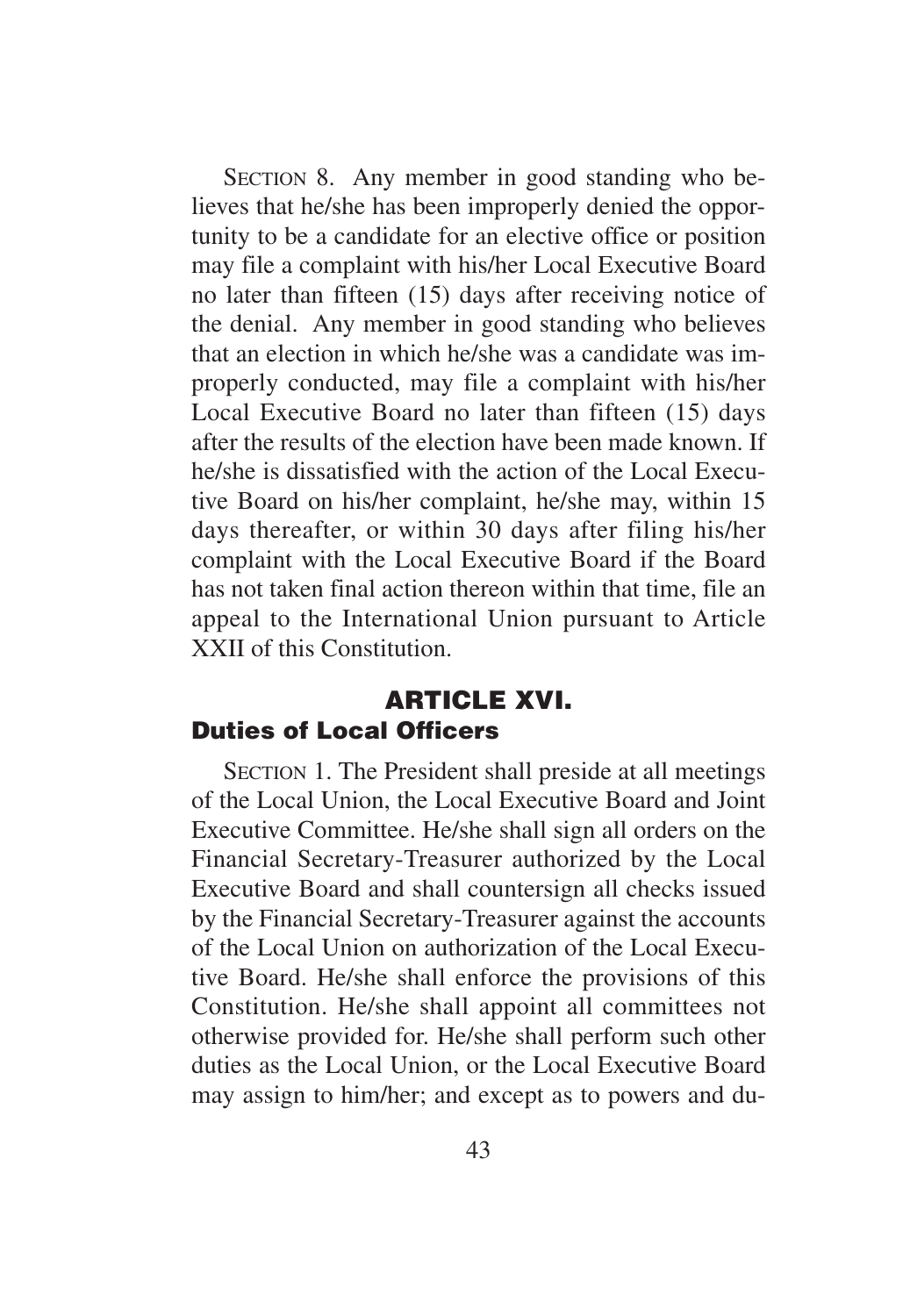SECTION 8. Any member in good standing who believes that he/she has been improperly denied the opportunity to be a candidate for an elective office or position may file a complaint with his/her Local Executive Board no later than fifteen (15) days after receiving notice of the denial. Any member in good standing who believes that an election in which he/she was a candidate was improperly conducted, may file a complaint with his/her Local Executive Board no later than fifteen (15) days after the results of the election have been made known. If he/she is dissatisfied with the action of the Local Executive Board on his/her complaint, he/she may, within 15 days thereafter, or within 30 days after filing his/her complaint with the Local Executive Board if the Board has not taken final action thereon within that time, file an appeal to the International Union pursuant to Article XXII of this Constitution.

## ARTICLE XVI.

### Duties of Local Officers

SECTION 1. The President shall preside at all meetings of the Local Union, the Local Executive Board and Joint Executive Committee. He/she shall sign all orders on the Financial Secretary-Treasurer authorized by the Local Executive Board and shall countersign all checks issued by the Financial Secretary-Treasurer against the accounts of the Local Union on authorization of the Local Executive Board. He/she shall enforce the provisions of this Constitution. He/she shall appoint all committees not otherwise provided for. He/she shall perform such other duties as the Local Union, or the Local Executive Board may assign to him/her; and except as to powers and du-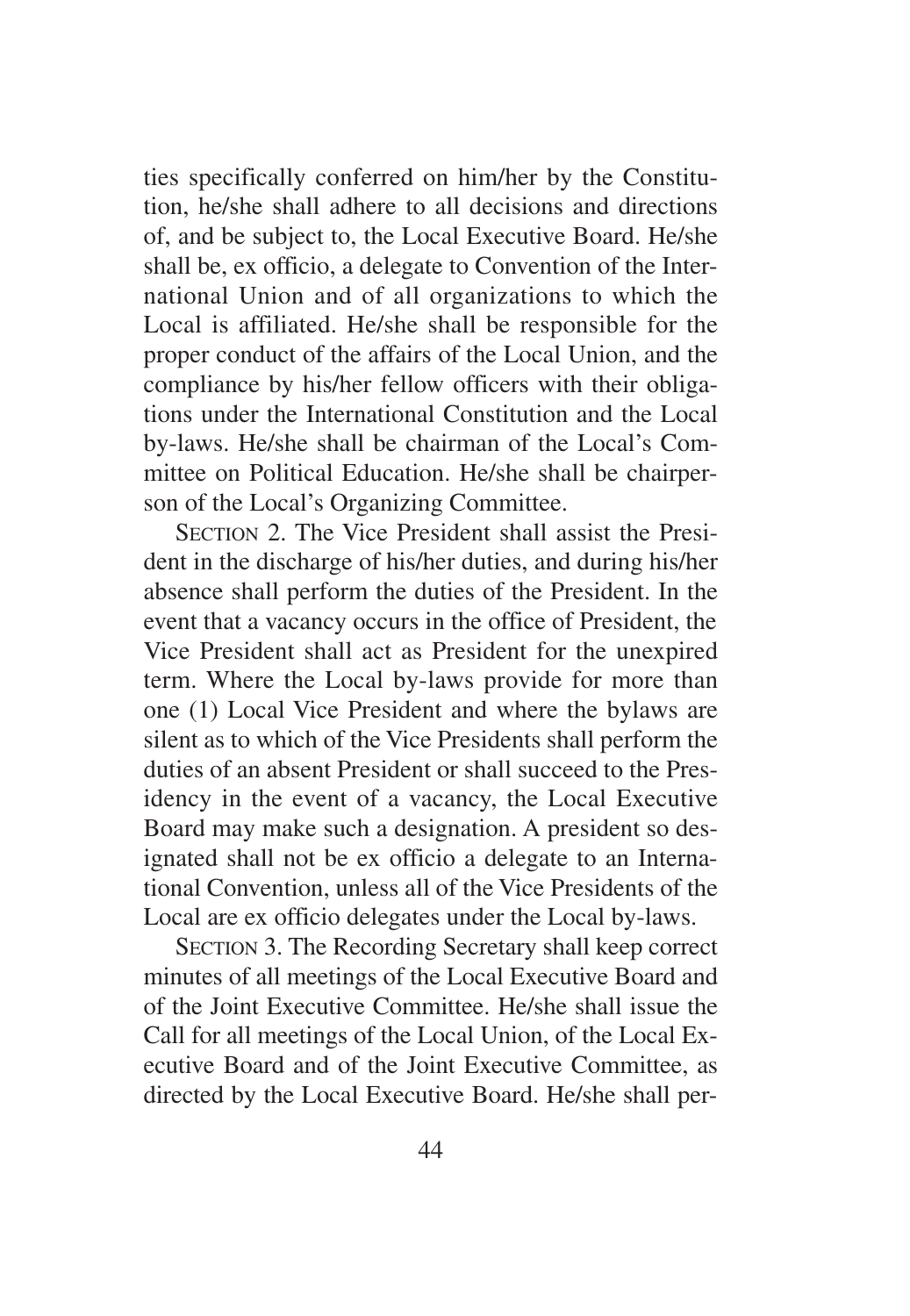ties specifically conferred on him/her by the Constitution, he/she shall adhere to all decisions and directions of, and be subject to, the Local Executive Board. He/she shall be, ex officio, a delegate to Convention of the International Union and of all organizations to which the Local is affiliated. He/she shall be responsible for the proper conduct of the affairs of the Local Union, and the compliance by his/her fellow officers with their obligations under the International Constitution and the Local by-laws. He/she shall be chairman of the Local's Committee on Political Education. He/she shall be chairperson of the Local's Organizing Committee.

SECTION 2. The Vice President shall assist the President in the discharge of his/her duties, and during his/her absence shall perform the duties of the President. In the event that a vacancy occurs in the office of President, the Vice President shall act as President for the unexpired term. Where the Local by-laws provide for more than one (1) Local Vice President and where the bylaws are silent as to which of the Vice Presidents shall perform the duties of an absent President or shall succeed to the Presidency in the event of a vacancy, the Local Executive Board may make such a designation. A president so designated shall not be ex officio a delegate to an International Convention, unless all of the Vice Presidents of the Local are ex officio delegates under the Local by-laws.

SECTION 3. The Recording Secretary shall keep correct minutes of all meetings of the Local Executive Board and of the Joint Executive Committee. He/she shall issue the Call for all meetings of the Local Union, of the Local Executive Board and of the Joint Executive Committee, as directed by the Local Executive Board. He/she shall per-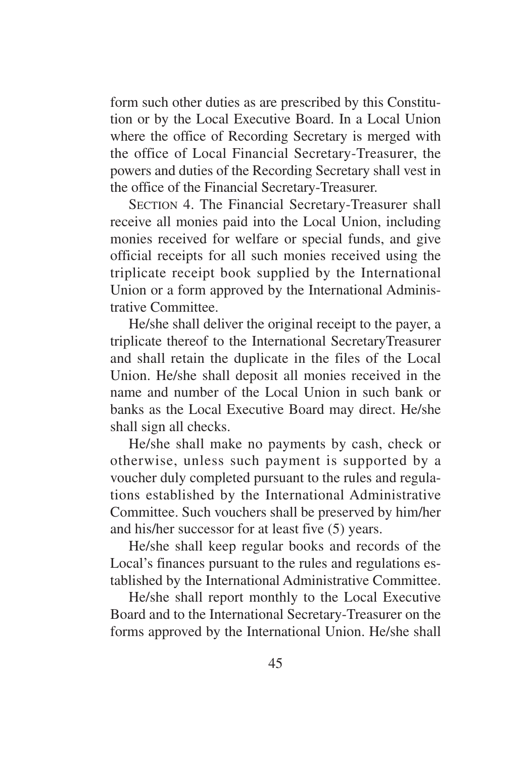form such other duties as are prescribed by this Constitution or by the Local Executive Board. In a Local Union where the office of Recording Secretary is merged with the office of Local Financial Secretary-Treasurer, the powers and duties of the Recording Secretary shall vest in the office of the Financial Secretary-Treasurer.

SECTION 4. The Financial Secretary-Treasurer shall receive all monies paid into the Local Union, including monies received for welfare or special funds, and give official receipts for all such monies received using the triplicate receipt book supplied by the International Union or a form approved by the International Administrative Committee.

He/she shall deliver the original receipt to the payer, a triplicate thereof to the International SecretaryTreasurer and shall retain the duplicate in the files of the Local Union. He/she shall deposit all monies received in the name and number of the Local Union in such bank or banks as the Local Executive Board may direct. He/she shall sign all checks.

He/she shall make no payments by cash, check or otherwise, unless such payment is supported by a voucher duly completed pursuant to the rules and regulations established by the International Administrative Committee. Such vouchers shall be preserved by him/her and his/her successor for at least five (5) years.

He/she shall keep regular books and records of the Local's finances pursuant to the rules and regulations established by the International Administrative Committee.

He/she shall report monthly to the Local Executive Board and to the International Secretary-Treasurer on the forms approved by the International Union. He/she shall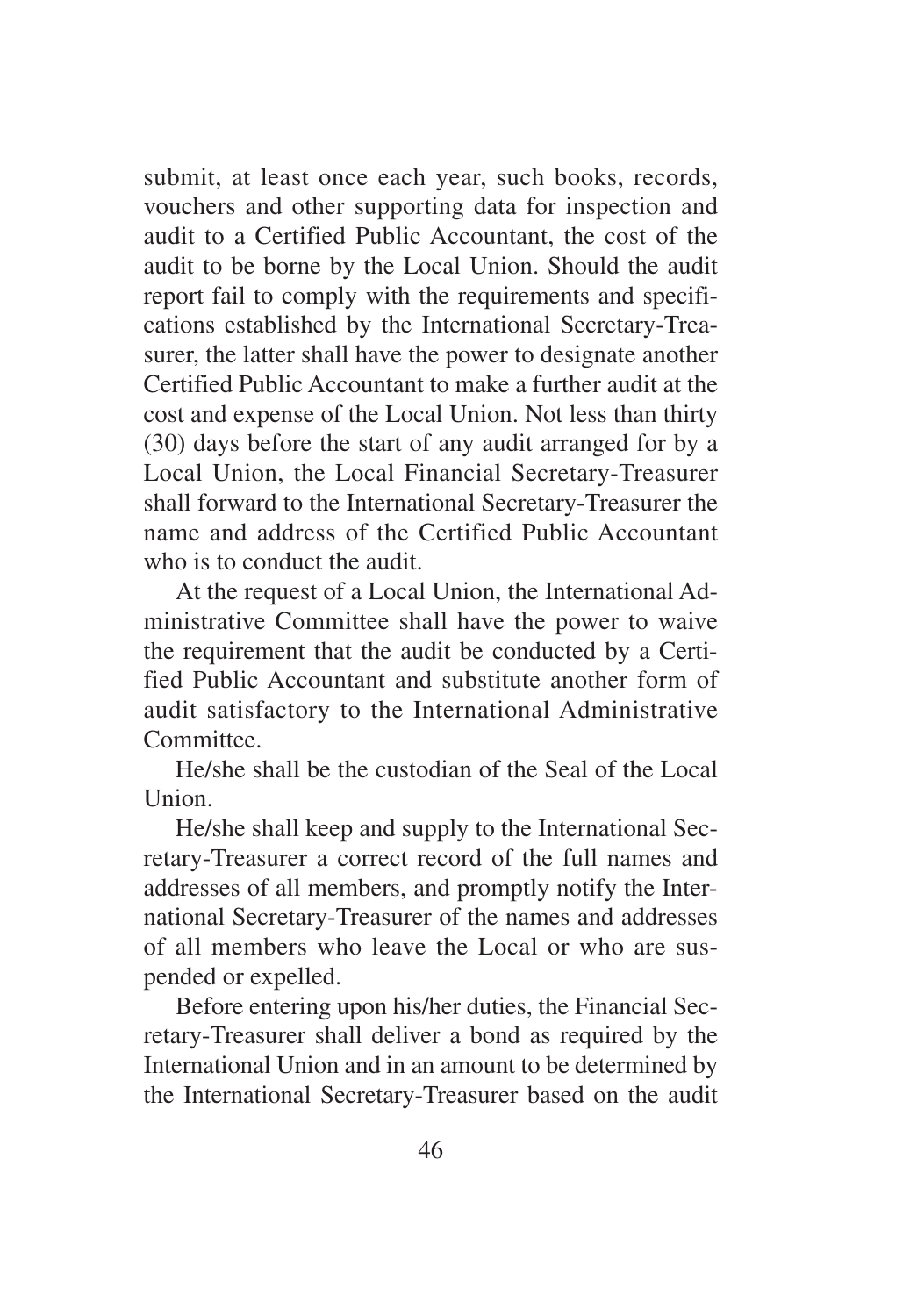submit, at least once each year, such books, records, vouchers and other supporting data for inspection and audit to a Certified Public Accountant, the cost of the audit to be borne by the Local Union. Should the audit report fail to comply with the requirements and specifications established by the International Secretary-Treasurer, the latter shall have the power to designate another Certified Public Accountant to make a further audit at the cost and expense of the Local Union. Not less than thirty (30) days before the start of any audit arranged for by a Local Union, the Local Financial Secretary-Treasurer shall forward to the International Secretary-Treasurer the name and address of the Certified Public Accountant who is to conduct the audit.

At the request of a Local Union, the International Administrative Committee shall have the power to waive the requirement that the audit be conducted by a Certified Public Accountant and substitute another form of audit satisfactory to the International Administrative Committee.

He/she shall be the custodian of the Seal of the Local Union.

He/she shall keep and supply to the International Secretary-Treasurer a correct record of the full names and addresses of all members, and promptly notify the International Secretary-Treasurer of the names and addresses of all members who leave the Local or who are suspended or expelled.

Before entering upon his/her duties, the Financial Secretary-Treasurer shall deliver a bond as required by the International Union and in an amount to be determined by the International Secretary-Treasurer based on the audit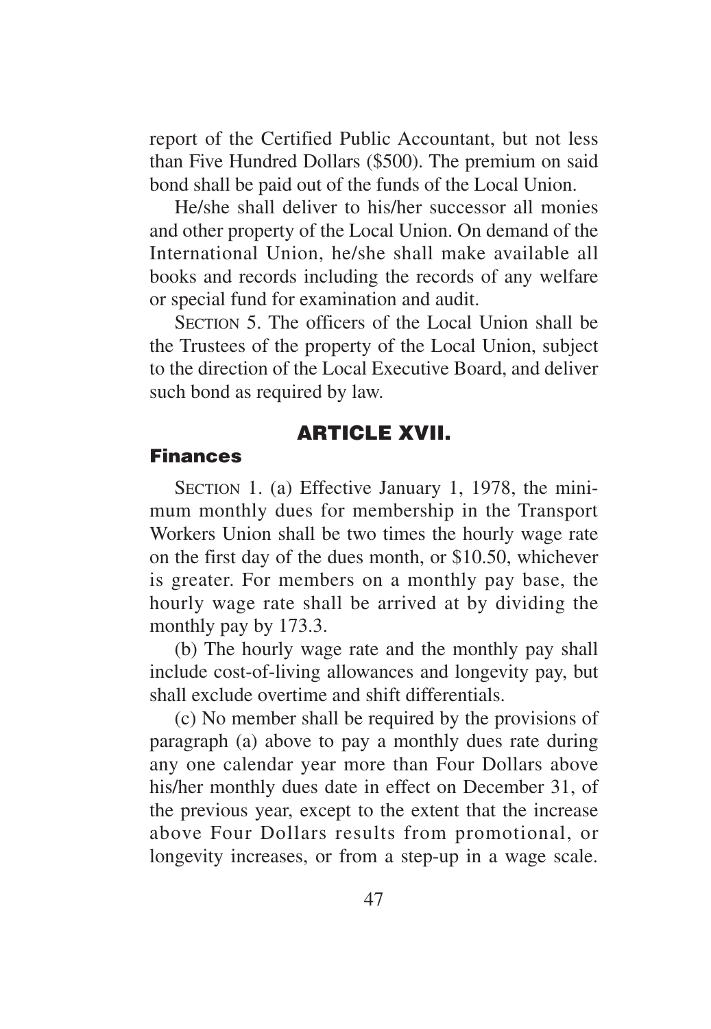report of the Certified Public Accountant, but not less than Five Hundred Dollars ($500). The premium on said bond shall be paid out of the funds of the Local Union.

He/she shall deliver to his/her successor all monies and other property of the Local Union. On demand of the International Union, he/she shall make available all books and records including the records of any welfare or special fund for examination and audit.

SECTION 5. The officers of the Local Union shall be the Trustees of the property of the Local Union, subject to the direction of the Local Executive Board, and deliver such bond as required by law.

## ARTICLE XVII.

### Finances

SECTION 1. (a) Effective January 1, 1978, the minimum monthly dues for membership in the Transport Workers Union shall be two times the hourly wage rate on the first day of the dues month, or $10.50, whichever is greater. For members on a monthly pay base, the hourly wage rate shall be arrived at by dividing the monthly pay by 173.3.

(b) The hourly wage rate and the monthly pay shall include cost-of-living allowances and longevity pay, but shall exclude overtime and shift differentials.

(c) No member shall be required by the provisions of paragraph (a) above to pay a monthly dues rate during any one calendar year more than Four Dollars above his/her monthly dues date in effect on December 31, of the previous year, except to the extent that the increase above Four Dollars results from promotional, or longevity increases, or from a step-up in a wage scale.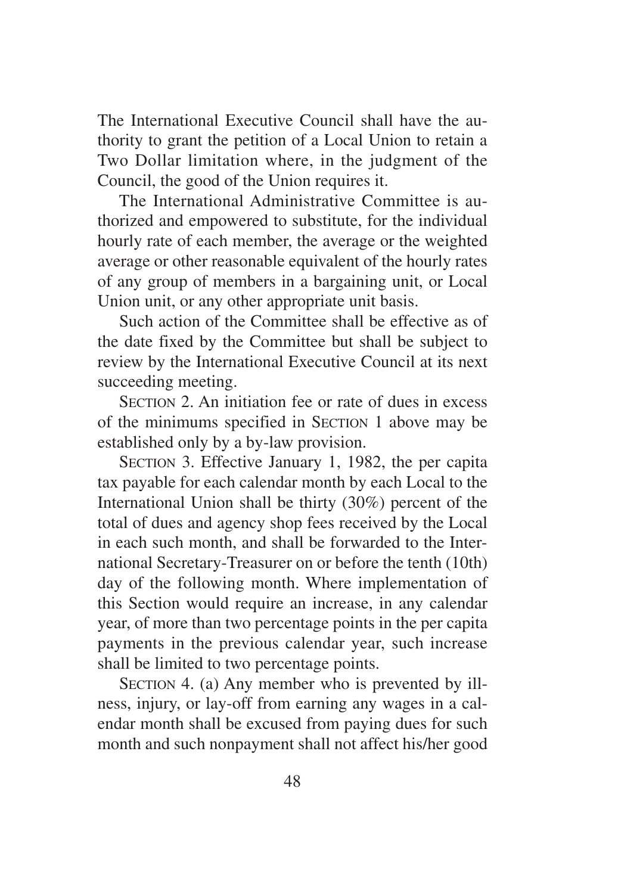The International Executive Council shall have the authority to grant the petition of a Local Union to retain a Two Dollar limitation where, in the judgment of the Council, the good of the Union requires it.

The International Administrative Committee is authorized and empowered to substitute, for the individual hourly rate of each member, the average or the weighted average or other reasonable equivalent of the hourly rates of any group of members in a bargaining unit, or Local Union unit, or any other appropriate unit basis.

Such action of the Committee shall be effective as of the date fixed by the Committee but shall be subject to review by the International Executive Council at its next succeeding meeting.

SECTION 2. An initiation fee or rate of dues in excess of the minimums specified in SECTION 1 above may be established only by a by-law provision.

SECTION 3. Effective January 1, 1982, the per capita tax payable for each calendar month by each Local to the International Union shall be thirty (30%) percent of the total of dues and agency shop fees received by the Local in each such month, and shall be forwarded to the International Secretary-Treasurer on or before the tenth (10th) day of the following month. Where implementation of this Section would require an increase, in any calendar year, of more than two percentage points in the per capita payments in the previous calendar year, such increase shall be limited to two percentage points.

SECTION 4. (a) Any member who is prevented by illness, injury, or lay-off from earning any wages in a calendar month shall be excused from paying dues for such month and such nonpayment shall not affect his/her good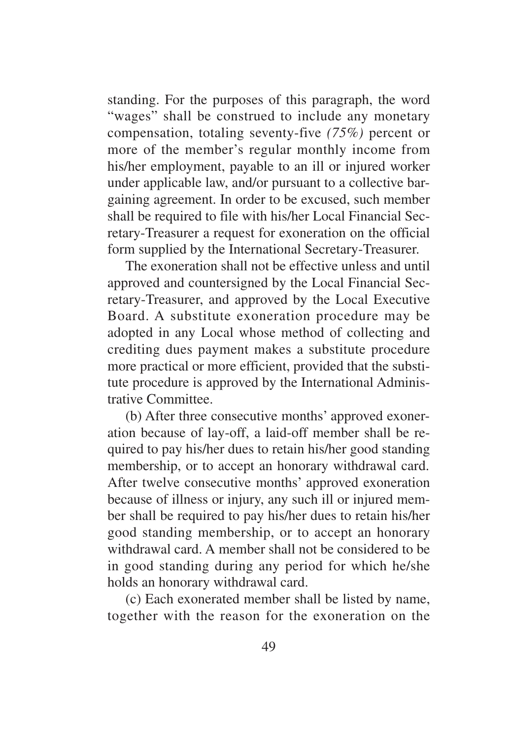standing. For the purposes of this paragraph, the word "wages" shall be construed to include any monetary compensation, totaling seventy-five *(75%)* percent or more of the member's regular monthly income from his/her employment, payable to an ill or injured worker under applicable law, and/or pursuant to a collective bargaining agreement. In order to be excused, such member shall be required to file with his/her Local Financial Secretary-Treasurer a request for exoneration on the official form supplied by the International Secretary-Treasurer.

The exoneration shall not be effective unless and until approved and countersigned by the Local Financial Secretary-Treasurer, and approved by the Local Executive Board. A substitute exoneration procedure may be adopted in any Local whose method of collecting and crediting dues payment makes a substitute procedure more practical or more efficient, provided that the substitute procedure is approved by the International Administrative Committee.

(b) After three consecutive months' approved exoneration because of lay-off, a laid-off member shall be required to pay his/her dues to retain his/her good standing membership, or to accept an honorary withdrawal card. After twelve consecutive months' approved exoneration because of illness or injury, any such ill or injured member shall be required to pay his/her dues to retain his/her good standing membership, or to accept an honorary withdrawal card. A member shall not be considered to be in good standing during any period for which he/she holds an honorary withdrawal card.

(c) Each exonerated member shall be listed by name, together with the reason for the exoneration on the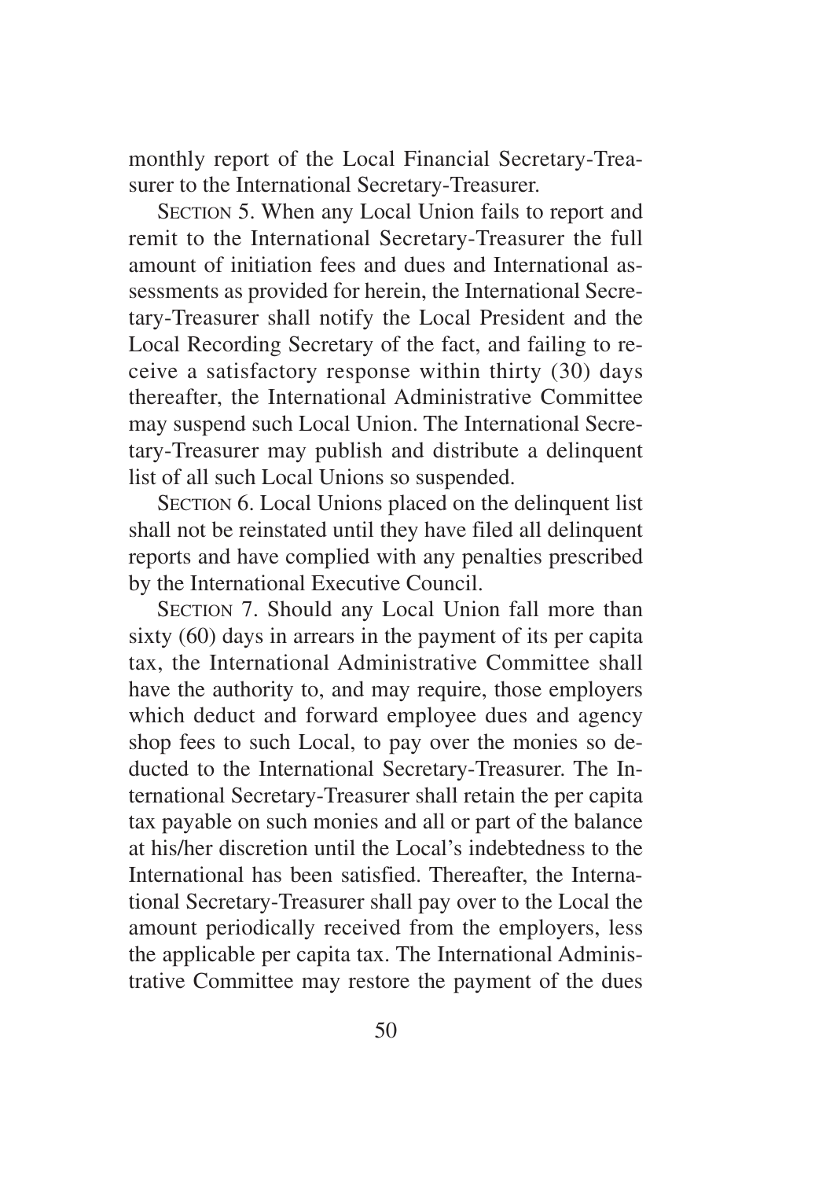monthly report of the Local Financial Secretary-Treasurer to the International Secretary-Treasurer.

SECTION 5. When any Local Union fails to report and remit to the International Secretary-Treasurer the full amount of initiation fees and dues and International assessments as provided for herein, the International Secretary-Treasurer shall notify the Local President and the Local Recording Secretary of the fact, and failing to receive a satisfactory response within thirty (30) days thereafter, the International Administrative Committee may suspend such Local Union. The International Secretary-Treasurer may publish and distribute a delinquent list of all such Local Unions so suspended.

SECTION 6. Local Unions placed on the delinquent list shall not be reinstated until they have filed all delinquent reports and have complied with any penalties prescribed by the International Executive Council.

SECTION 7. Should any Local Union fall more than sixty (60) days in arrears in the payment of its per capita tax, the International Administrative Committee shall have the authority to, and may require, those employers which deduct and forward employee dues and agency shop fees to such Local, to pay over the monies so deducted to the International Secretary-Treasurer. The International Secretary-Treasurer shall retain the per capita tax payable on such monies and all or part of the balance at his/her discretion until the Local's indebtedness to the International has been satisfied. Thereafter, the International Secretary-Treasurer shall pay over to the Local the amount periodically received from the employers, less the applicable per capita tax. The International Administrative Committee may restore the payment of the dues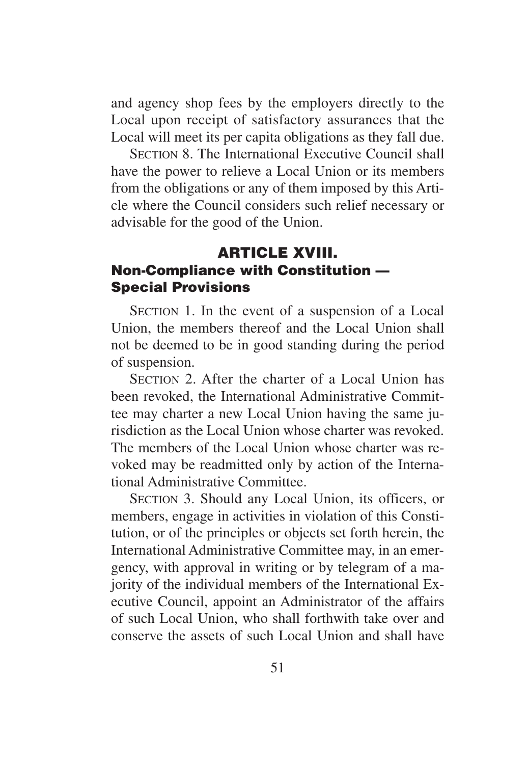and agency shop fees by the employers directly to the Local upon receipt of satisfactory assurances that the Local will meet its per capita obligations as they fall due.

SECTION 8. The International Executive Council shall have the power to relieve a Local Union or its members from the obligations or any of them imposed by this Article where the Council considers such relief necessary or advisable for the good of the Union.

## ARTICLE XVIII.
## Non-Compliance with Constitution — Special Provisions

SECTION 1. In the event of a suspension of a Local Union, the members thereof and the Local Union shall not be deemed to be in good standing during the period of suspension.

SECTION 2. After the charter of a Local Union has been revoked, the International Administrative Committee may charter a new Local Union having the same jurisdiction as the Local Union whose charter was revoked. The members of the Local Union whose charter was revoked may be readmitted only by action of the International Administrative Committee.

SECTION 3. Should any Local Union, its officers, or members, engage in activities in violation of this Constitution, or of the principles or objects set forth herein, the International Administrative Committee may, in an emergency, with approval in writing or by telegram of a majority of the individual members of the International Executive Council, appoint an Administrator of the affairs of such Local Union, who shall forthwith take over and conserve the assets of such Local Union and shall have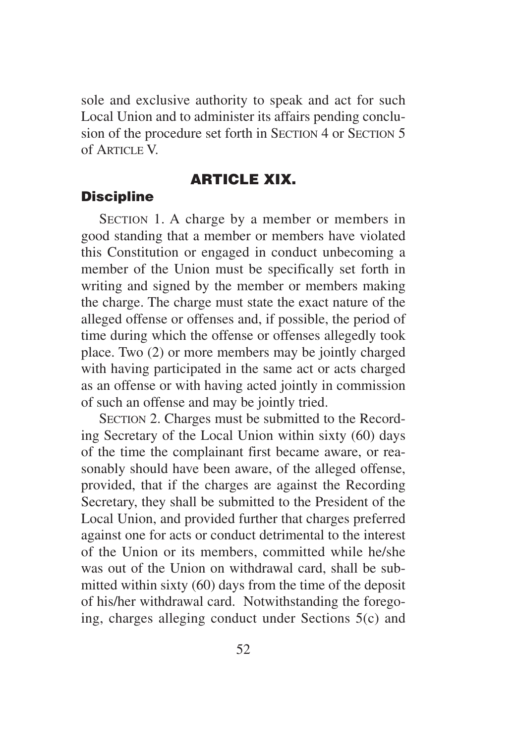sole and exclusive authority to speak and act for such Local Union and to administer its affairs pending conclusion of the procedure set forth in SECTION 4 or SECTION 5 of ARTICLE V.

## ARTICLE XIX.

### Discipline

SECTION 1. A charge by a member or members in good standing that a member or members have violated this Constitution or engaged in conduct unbecoming a member of the Union must be specifically set forth in writing and signed by the member or members making the charge. The charge must state the exact nature of the alleged offense or offenses and, if possible, the period of time during which the offense or offenses allegedly took place. Two (2) or more members may be jointly charged with having participated in the same act or acts charged as an offense or with having acted jointly in commission of such an offense and may be jointly tried.

SECTION 2. Charges must be submitted to the Recording Secretary of the Local Union within sixty (60) days of the time the complainant first became aware, or reasonably should have been aware, of the alleged offense, provided, that if the charges are against the Recording Secretary, they shall be submitted to the President of the Local Union, and provided further that charges preferred against one for acts or conduct detrimental to the interest of the Union or its members, committed while he/she was out of the Union on withdrawal card, shall be submitted within sixty (60) days from the time of the deposit of his/her withdrawal card. Notwithstanding the foregoing, charges alleging conduct under Sections 5(c) and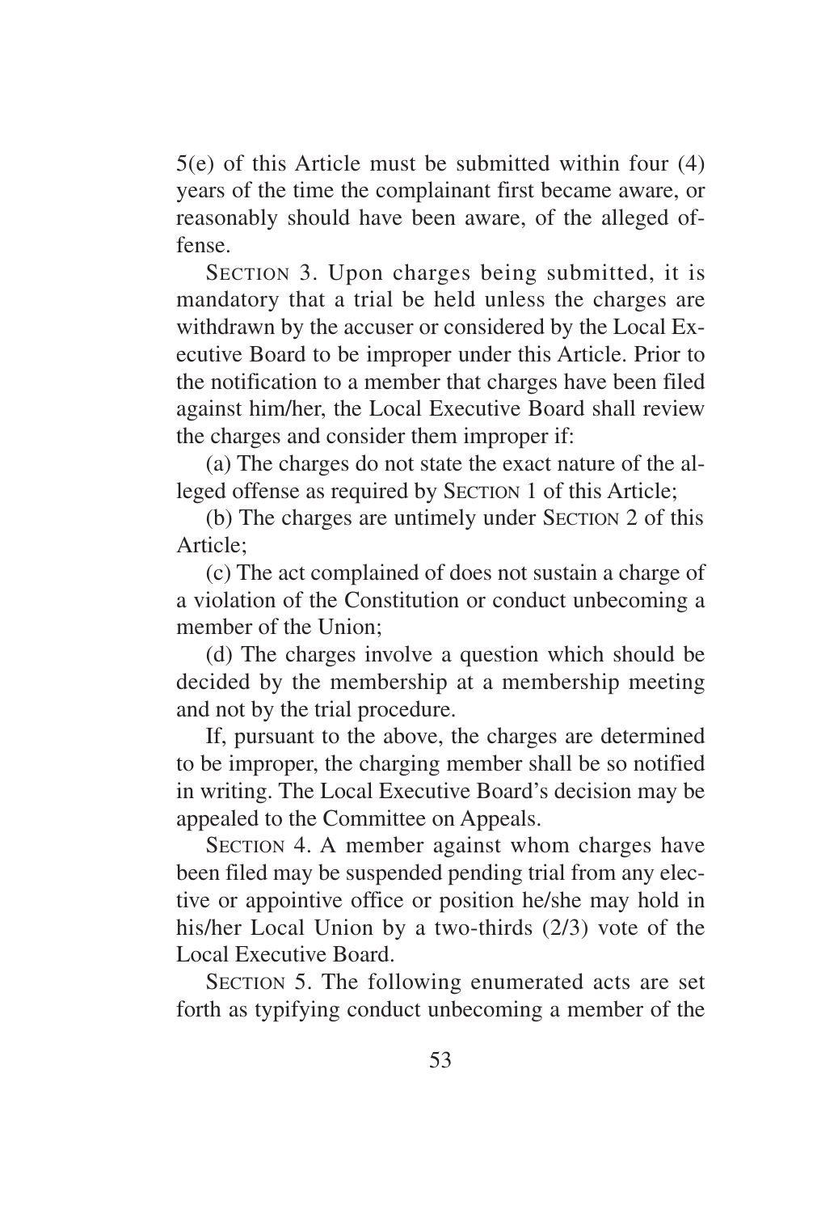5(e) of this Article must be submitted within four (4) years of the time the complainant first became aware, or reasonably should have been aware, of the alleged offense.

SECTION 3. Upon charges being submitted, it is mandatory that a trial be held unless the charges are withdrawn by the accuser or considered by the Local Executive Board to be improper under this Article. Prior to the notification to a member that charges have been filed against him/her, the Local Executive Board shall review the charges and consider them improper if:

(a) The charges do not state the exact nature of the alleged offense as required by SECTION 1 of this Article;

(b) The charges are untimely under SECTION 2 of this Article;

(c) The act complained of does not sustain a charge of a violation of the Constitution or conduct unbecoming a member of the Union;

(d) The charges involve a question which should be decided by the membership at a membership meeting and not by the trial procedure.

If, pursuant to the above, the charges are determined to be improper, the charging member shall be so notified in writing. The Local Executive Board's decision may be appealed to the Committee on Appeals.

SECTION 4. A member against whom charges have been filed may be suspended pending trial from any elective or appointive office or position he/she may hold in his/her Local Union by a two-thirds (2/3) vote of the Local Executive Board.

SECTION 5. The following enumerated acts are set forth as typifying conduct unbecoming a member of the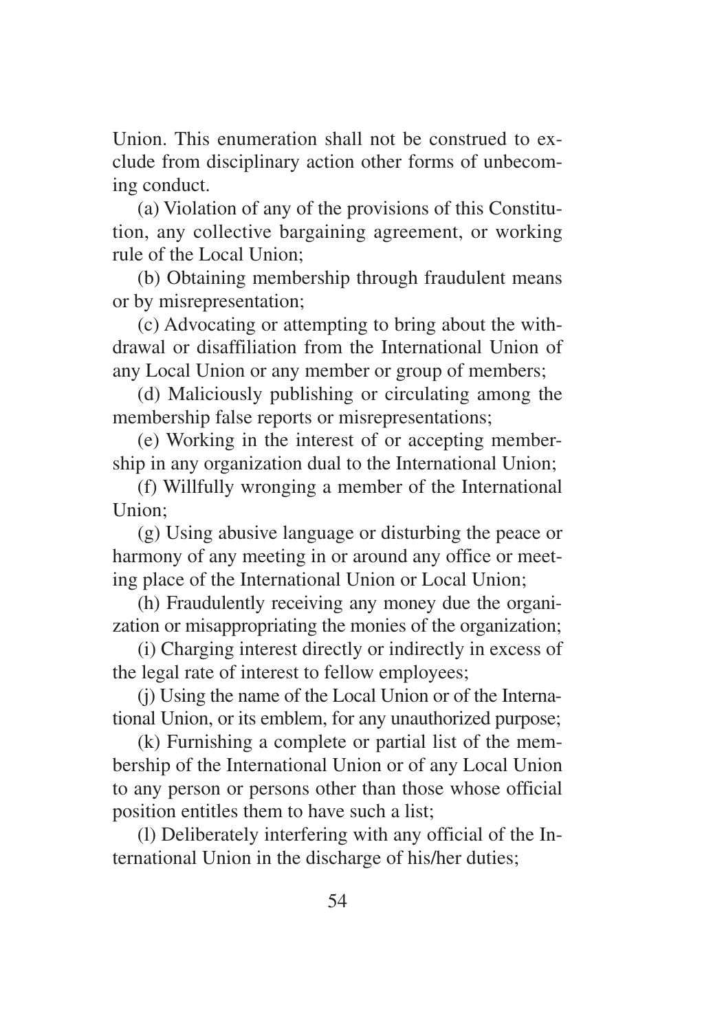Union. This enumeration shall not be construed to exclude from disciplinary action other forms of unbecoming conduct.

(a) Violation of any of the provisions of this Constitution, any collective bargaining agreement, or working rule of the Local Union;

(b) Obtaining membership through fraudulent means or by misrepresentation;

(c) Advocating or attempting to bring about the withdrawal or disaffiliation from the International Union of any Local Union or any member or group of members;

(d) Maliciously publishing or circulating among the membership false reports or misrepresentations;

(e) Working in the interest of or accepting membership in any organization dual to the International Union;

(f) Willfully wronging a member of the International Union;

(g) Using abusive language or disturbing the peace or harmony of any meeting in or around any office or meeting place of the International Union or Local Union;

(h) Fraudulently receiving any money due the organization or misappropriating the monies of the organization;

(i) Charging interest directly or indirectly in excess of the legal rate of interest to fellow employees;

(j) Using the name of the Local Union or of the International Union, or its emblem, for any unauthorized purpose;

(k) Furnishing a complete or partial list of the membership of the International Union or of any Local Union to any person or persons other than those whose official position entitles them to have such a list;

(l) Deliberately interfering with any official of the International Union in the discharge of his/her duties;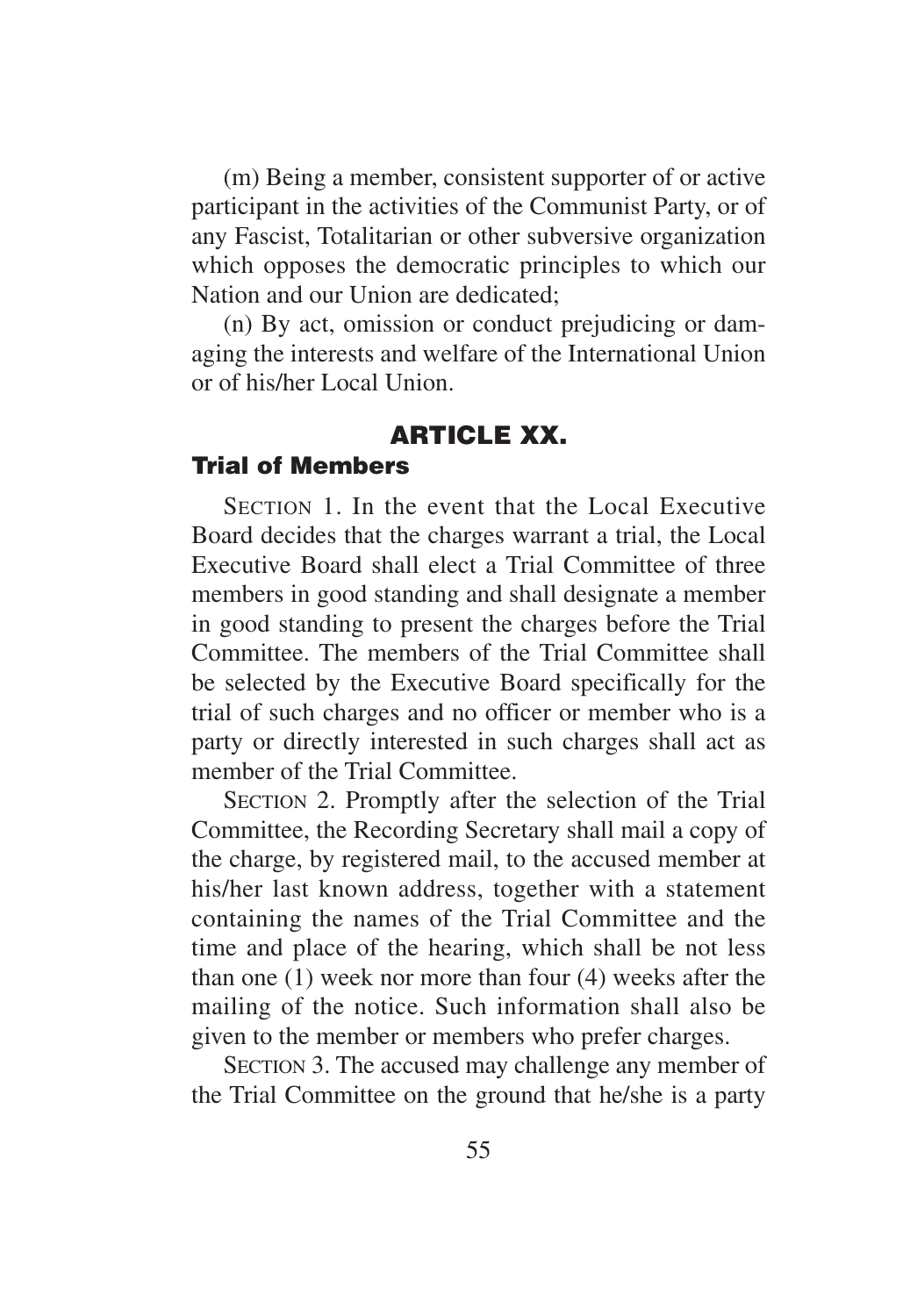(m) Being a member, consistent supporter of or active participant in the activities of the Communist Party, or of any Fascist, Totalitarian or other subversive organization which opposes the democratic principles to which our Nation and our Union are dedicated;

(n) By act, omission or conduct prejudicing or damaging the interests and welfare of the International Union or of his/her Local Union.

## ARTICLE XX.

### Trial of Members

SECTION 1. In the event that the Local Executive Board decides that the charges warrant a trial, the Local Executive Board shall elect a Trial Committee of three members in good standing and shall designate a member in good standing to present the charges before the Trial Committee. The members of the Trial Committee shall be selected by the Executive Board specifically for the trial of such charges and no officer or member who is a party or directly interested in such charges shall act as member of the Trial Committee.

SECTION 2. Promptly after the selection of the Trial Committee, the Recording Secretary shall mail a copy of the charge, by registered mail, to the accused member at his/her last known address, together with a statement containing the names of the Trial Committee and the time and place of the hearing, which shall be not less than one (1) week nor more than four (4) weeks after the mailing of the notice. Such information shall also be given to the member or members who prefer charges.

SECTION 3. The accused may challenge any member of the Trial Committee on the ground that he/she is a party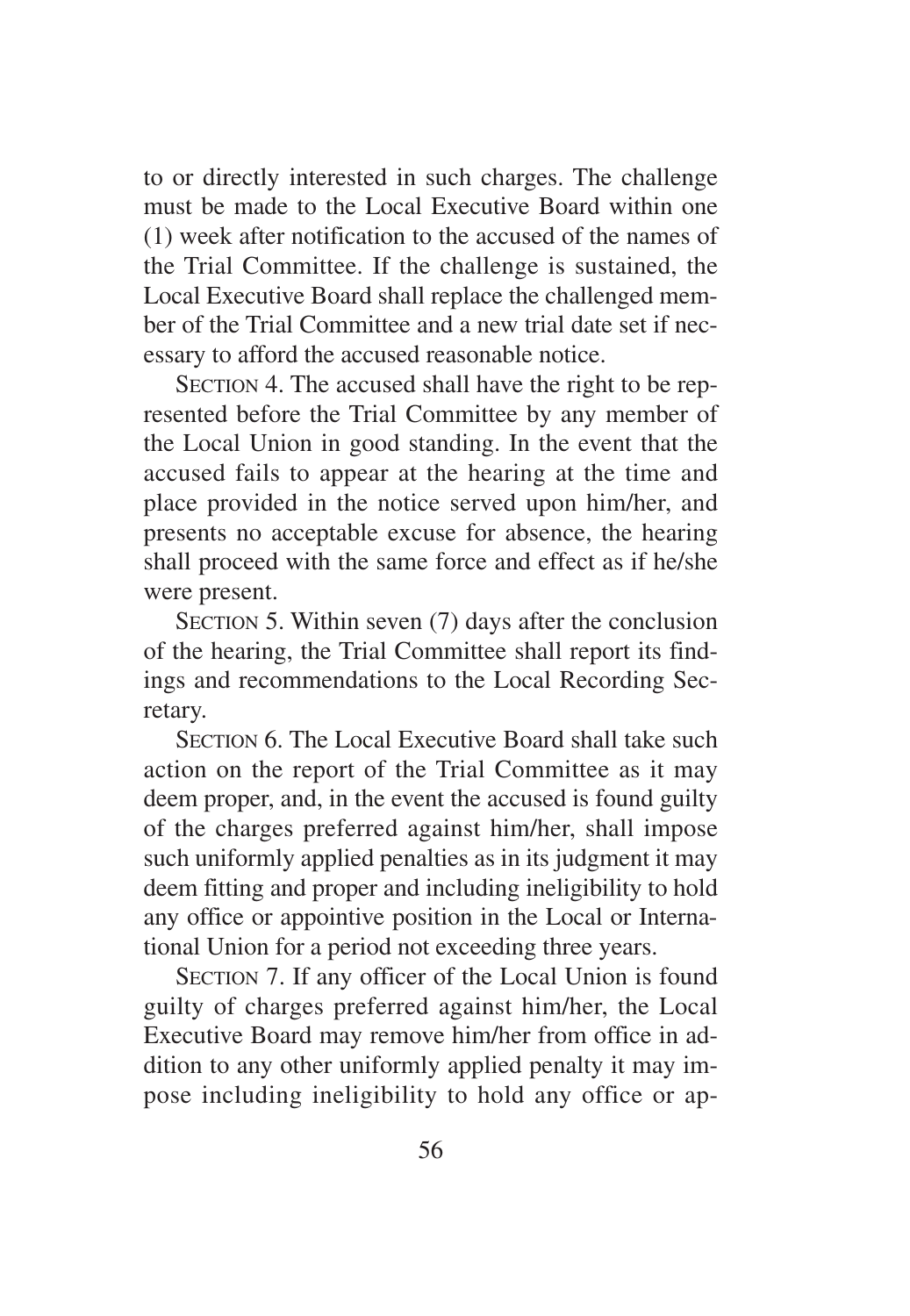to or directly interested in such charges. The challenge must be made to the Local Executive Board within one (1) week after notification to the accused of the names of the Trial Committee. If the challenge is sustained, the Local Executive Board shall replace the challenged member of the Trial Committee and a new trial date set if necessary to afford the accused reasonable notice.

SECTION 4. The accused shall have the right to be represented before the Trial Committee by any member of the Local Union in good standing. In the event that the accused fails to appear at the hearing at the time and place provided in the notice served upon him/her, and presents no acceptable excuse for absence, the hearing shall proceed with the same force and effect as if he/she were present.

SECTION 5. Within seven (7) days after the conclusion of the hearing, the Trial Committee shall report its findings and recommendations to the Local Recording Secretary.

SECTION 6. The Local Executive Board shall take such action on the report of the Trial Committee as it may deem proper, and, in the event the accused is found guilty of the charges preferred against him/her, shall impose such uniformly applied penalties as in its judgment it may deem fitting and proper and including ineligibility to hold any office or appointive position in the Local or International Union for a period not exceeding three years.

SECTION 7. If any officer of the Local Union is found guilty of charges preferred against him/her, the Local Executive Board may remove him/her from office in addition to any other uniformly applied penalty it may impose including ineligibility to hold any office or ap-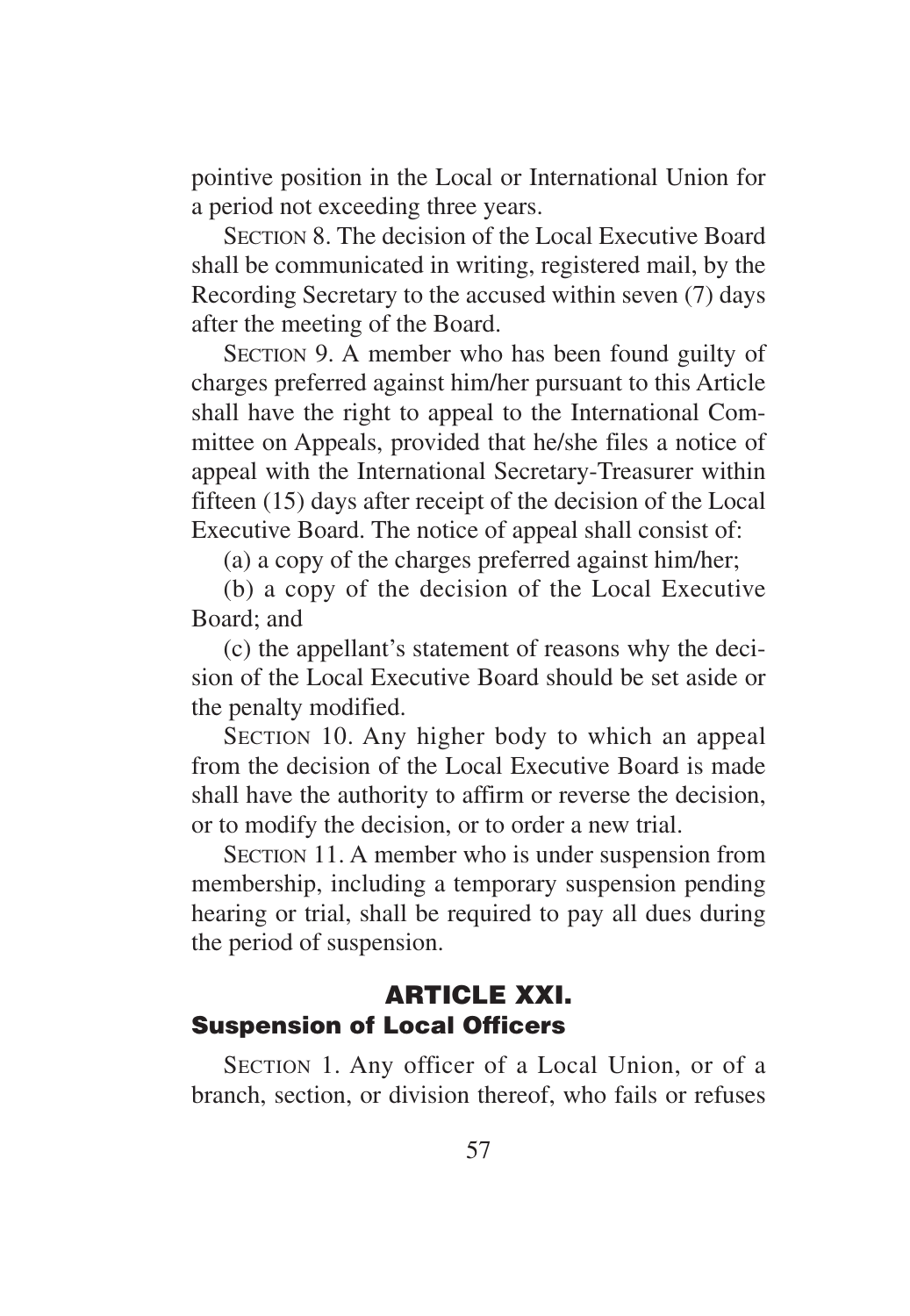pointive position in the Local or International Union for a period not exceeding three years.

SECTION 8. The decision of the Local Executive Board shall be communicated in writing, registered mail, by the Recording Secretary to the accused within seven (7) days after the meeting of the Board.

SECTION 9. A member who has been found guilty of charges preferred against him/her pursuant to this Article shall have the right to appeal to the International Committee on Appeals, provided that he/she files a notice of appeal with the International Secretary-Treasurer within fifteen (15) days after receipt of the decision of the Local Executive Board. The notice of appeal shall consist of:

(a) a copy of the charges preferred against him/her;

(b) a copy of the decision of the Local Executive Board; and

(c) the appellant's statement of reasons why the decision of the Local Executive Board should be set aside or the penalty modified.

SECTION 10. Any higher body to which an appeal from the decision of the Local Executive Board is made shall have the authority to affirm or reverse the decision, or to modify the decision, or to order a new trial.

SECTION 11. A member who is under suspension from membership, including a temporary suspension pending hearing or trial, shall be required to pay all dues during the period of suspension.

## ARTICLE XXI.
### Suspension of Local Officers

SECTION 1. Any officer of a Local Union, or of a branch, section, or division thereof, who fails or refuses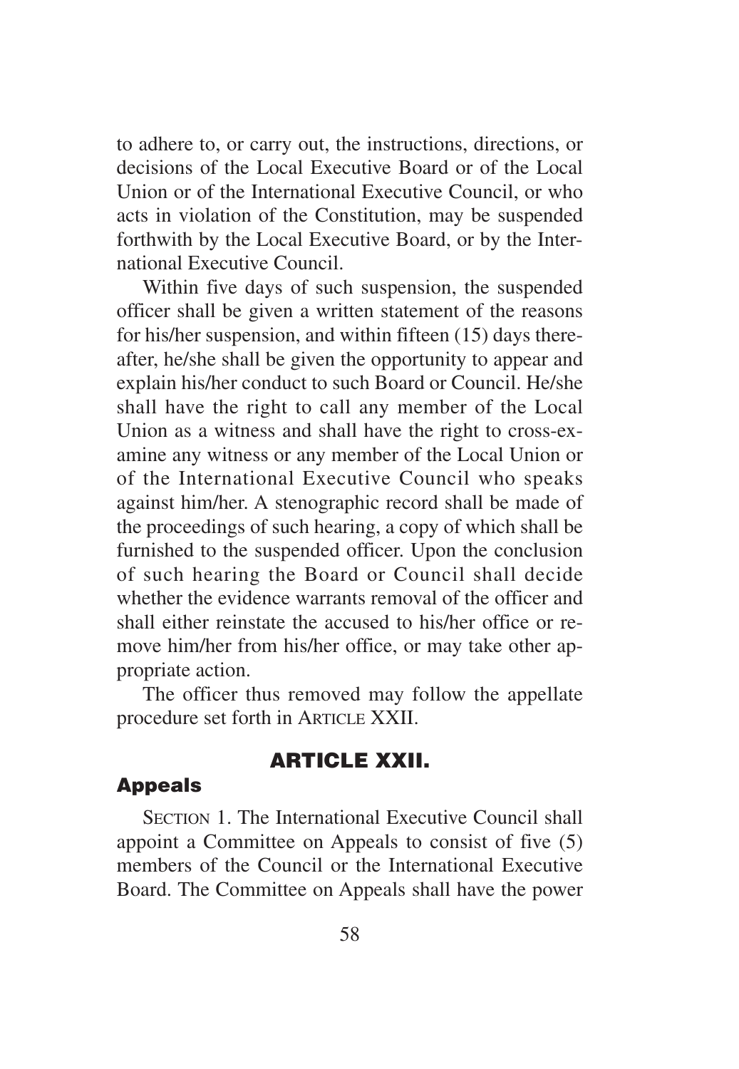to adhere to, or carry out, the instructions, directions, or decisions of the Local Executive Board or of the Local Union or of the International Executive Council, or who acts in violation of the Constitution, may be suspended forthwith by the Local Executive Board, or by the International Executive Council.

Within five days of such suspension, the suspended officer shall be given a written statement of the reasons for his/her suspension, and within fifteen (15) days thereafter, he/she shall be given the opportunity to appear and explain his/her conduct to such Board or Council. He/she shall have the right to call any member of the Local Union as a witness and shall have the right to cross-examine any witness or any member of the Local Union or of the International Executive Council who speaks against him/her. A stenographic record shall be made of the proceedings of such hearing, a copy of which shall be furnished to the suspended officer. Upon the conclusion of such hearing the Board or Council shall decide whether the evidence warrants removal of the officer and shall either reinstate the accused to his/her office or remove him/her from his/her office, or may take other appropriate action.

The officer thus removed may follow the appellate procedure set forth in ARTICLE XXII.

## ARTICLE XXII.

### Appeals

SECTION 1. The International Executive Council shall appoint a Committee on Appeals to consist of five (5) members of the Council or the International Executive Board. The Committee on Appeals shall have the power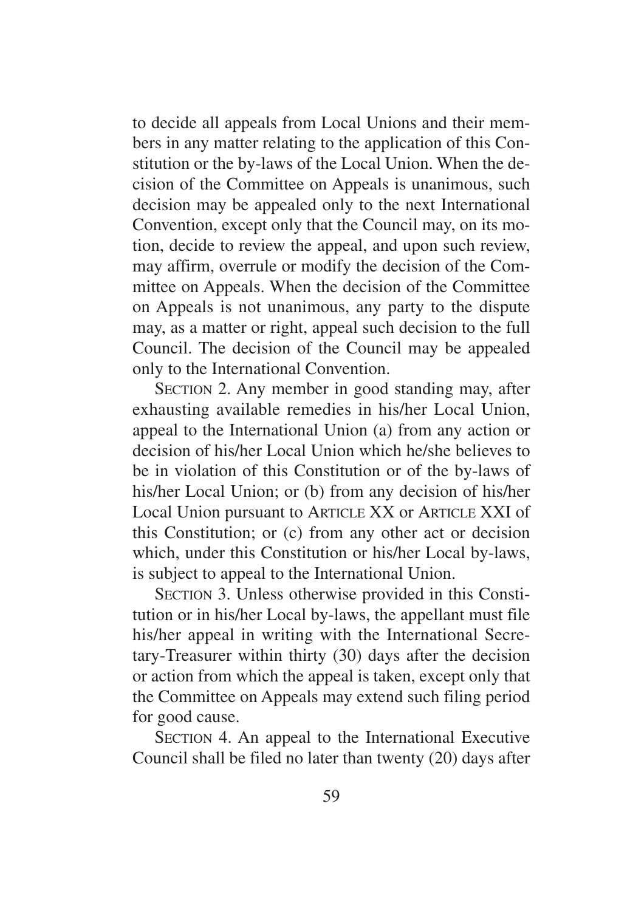to decide all appeals from Local Unions and their members in any matter relating to the application of this Constitution or the by-laws of the Local Union. When the decision of the Committee on Appeals is unanimous, such decision may be appealed only to the next International Convention, except only that the Council may, on its motion, decide to review the appeal, and upon such review, may affirm, overrule or modify the decision of the Committee on Appeals. When the decision of the Committee on Appeals is not unanimous, any party to the dispute may, as a matter or right, appeal such decision to the full Council. The decision of the Council may be appealed only to the International Convention.

SECTION 2. Any member in good standing may, after exhausting available remedies in his/her Local Union, appeal to the International Union (a) from any action or decision of his/her Local Union which he/she believes to be in violation of this Constitution or of the by-laws of his/her Local Union; or (b) from any decision of his/her Local Union pursuant to ARTICLE XX or ARTICLE XXI of this Constitution; or (c) from any other act or decision which, under this Constitution or his/her Local by-laws, is subject to appeal to the International Union.

SECTION 3. Unless otherwise provided in this Constitution or in his/her Local by-laws, the appellant must file his/her appeal in writing with the International Secretary-Treasurer within thirty (30) days after the decision or action from which the appeal is taken, except only that the Committee on Appeals may extend such filing period for good cause.

SECTION 4. An appeal to the International Executive Council shall be filed no later than twenty (20) days after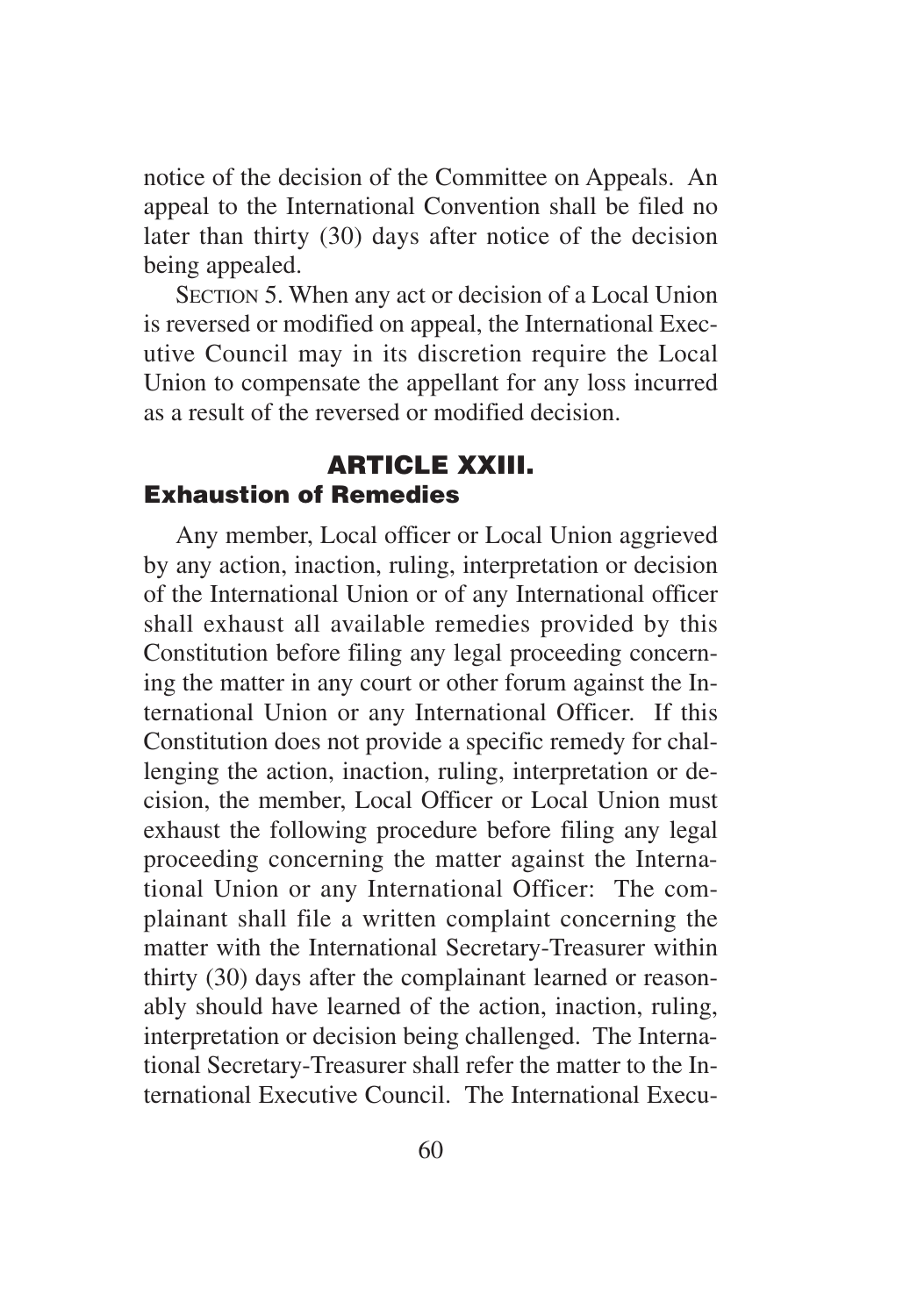notice of the decision of the Committee on Appeals. An appeal to the International Convention shall be filed no later than thirty (30) days after notice of the decision being appealed.

SECTION 5. When any act or decision of a Local Union is reversed or modified on appeal, the International Executive Council may in its discretion require the Local Union to compensate the appellant for any loss incurred as a result of the reversed or modified decision.

## ARTICLE XXIII.

### Exhaustion of Remedies

Any member, Local officer or Local Union aggrieved by any action, inaction, ruling, interpretation or decision of the International Union or of any International officer shall exhaust all available remedies provided by this Constitution before filing any legal proceeding concerning the matter in any court or other forum against the International Union or any International Officer. If this Constitution does not provide a specific remedy for challenging the action, inaction, ruling, interpretation or decision, the member, Local Officer or Local Union must exhaust the following procedure before filing any legal proceeding concerning the matter against the International Union or any International Officer: The complainant shall file a written complaint concerning the matter with the International Secretary-Treasurer within thirty (30) days after the complainant learned or reasonably should have learned of the action, inaction, ruling, interpretation or decision being challenged. The International Secretary-Treasurer shall refer the matter to the International Executive Council. The International Execu-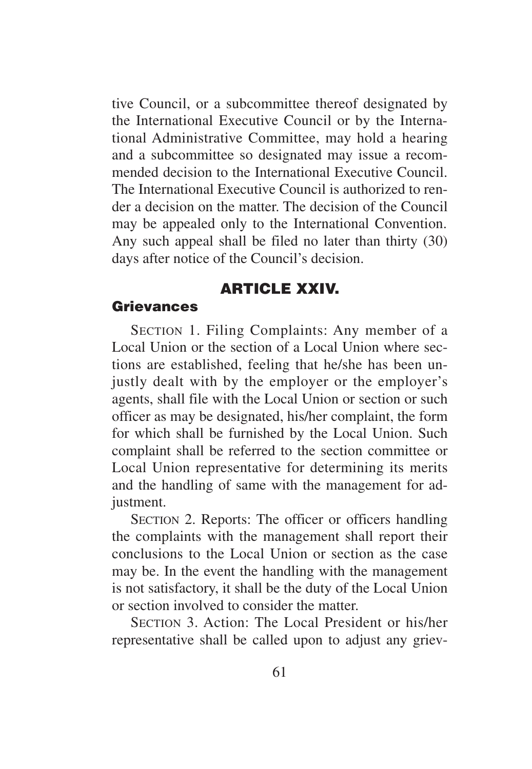tive Council, or a subcommittee thereof designated by the International Executive Council or by the International Administrative Committee, may hold a hearing and a subcommittee so designated may issue a recommended decision to the International Executive Council. The International Executive Council is authorized to render a decision on the matter. The decision of the Council may be appealed only to the International Convention. Any such appeal shall be filed no later than thirty (30) days after notice of the Council's decision.

## ARTICLE XXIV.

### Grievances

SECTION 1. Filing Complaints: Any member of a Local Union or the section of a Local Union where sections are established, feeling that he/she has been unjustly dealt with by the employer or the employer's agents, shall file with the Local Union or section or such officer as may be designated, his/her complaint, the form for which shall be furnished by the Local Union. Such complaint shall be referred to the section committee or Local Union representative for determining its merits and the handling of same with the management for adjustment.

SECTION 2. Reports: The officer or officers handling the complaints with the management shall report their conclusions to the Local Union or section as the case may be. In the event the handling with the management is not satisfactory, it shall be the duty of the Local Union or section involved to consider the matter.

SECTION 3. Action: The Local President or his/her representative shall be called upon to adjust any griev-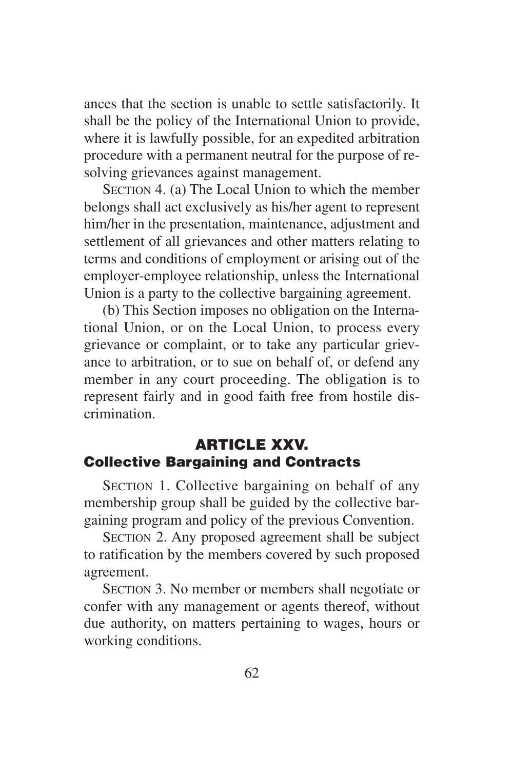ances that the section is unable to settle satisfactorily. It shall be the policy of the International Union to provide, where it is lawfully possible, for an expedited arbitration procedure with a permanent neutral for the purpose of resolving grievances against management.

SECTION 4. (a) The Local Union to which the member belongs shall act exclusively as his/her agent to represent him/her in the presentation, maintenance, adjustment and settlement of all grievances and other matters relating to terms and conditions of employment or arising out of the employer-employee relationship, unless the International Union is a party to the collective bargaining agreement.

(b) This Section imposes no obligation on the International Union, or on the Local Union, to process every grievance or complaint, or to take any particular grievance to arbitration, or to sue on behalf of, or defend any member in any court proceeding. The obligation is to represent fairly and in good faith free from hostile discrimination.

## ARTICLE XXV.
## Collective Bargaining and Contracts

SECTION 1. Collective bargaining on behalf of any membership group shall be guided by the collective bargaining program and policy of the previous Convention.

SECTION 2. Any proposed agreement shall be subject to ratification by the members covered by such proposed agreement.

SECTION 3. No member or members shall negotiate or confer with any management or agents thereof, without due authority, on matters pertaining to wages, hours or working conditions.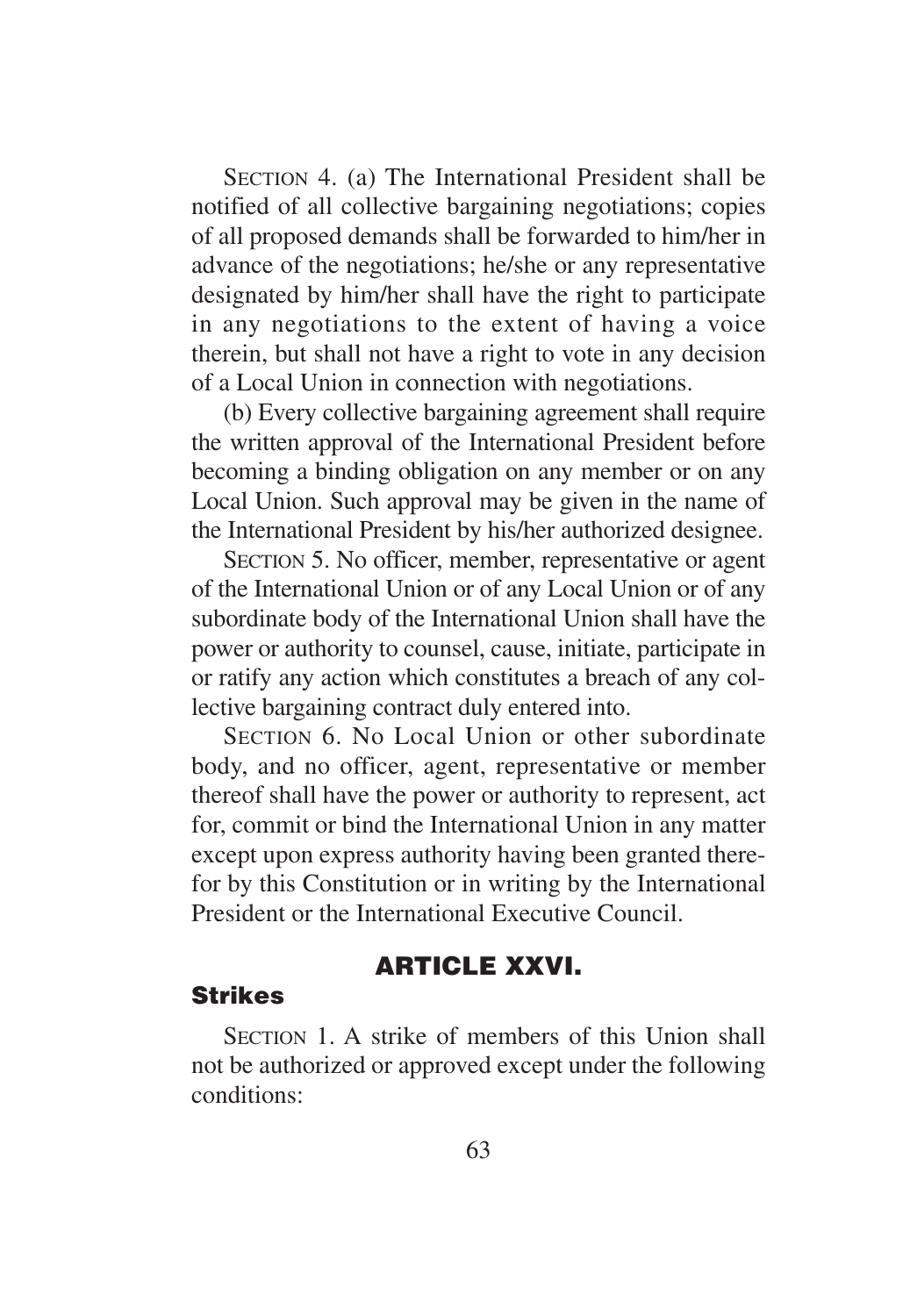SECTION 4. (a) The International President shall be notified of all collective bargaining negotiations; copies of all proposed demands shall be forwarded to him/her in advance of the negotiations; he/she or any representative designated by him/her shall have the right to participate in any negotiations to the extent of having a voice therein, but shall not have a right to vote in any decision of a Local Union in connection with negotiations.

(b) Every collective bargaining agreement shall require the written approval of the International President before becoming a binding obligation on any member or on any Local Union. Such approval may be given in the name of the International President by his/her authorized designee.

SECTION 5. No officer, member, representative or agent of the International Union or of any Local Union or of any subordinate body of the International Union shall have the power or authority to counsel, cause, initiate, participate in or ratify any action which constitutes a breach of any collective bargaining contract duly entered into.

SECTION 6. No Local Union or other subordinate body, and no officer, agent, representative or member thereof shall have the power or authority to represent, act for, commit or bind the International Union in any matter except upon express authority having been granted therefor by this Constitution or in writing by the International President or the International Executive Council.

## ARTICLE XXVI.

### Strikes

SECTION 1. A strike of members of this Union shall not be authorized or approved except under the following conditions: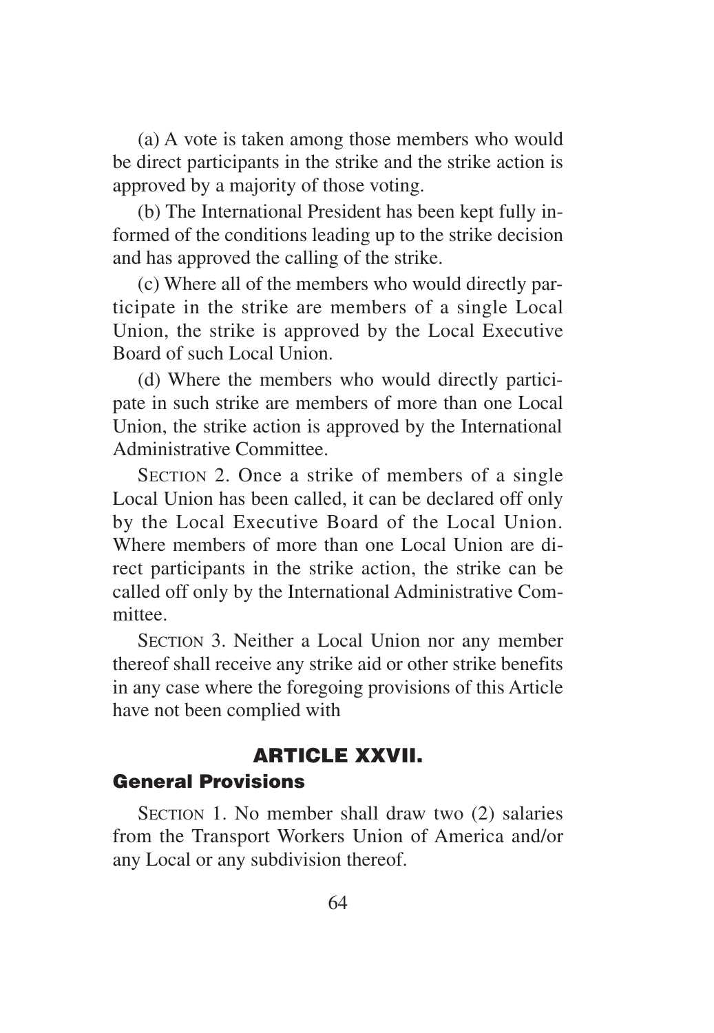(a) A vote is taken among those members who would be direct participants in the strike and the strike action is approved by a majority of those voting.

(b) The International President has been kept fully informed of the conditions leading up to the strike decision and has approved the calling of the strike.

(c) Where all of the members who would directly participate in the strike are members of a single Local Union, the strike is approved by the Local Executive Board of such Local Union.

(d) Where the members who would directly participate in such strike are members of more than one Local Union, the strike action is approved by the International Administrative Committee.

SECTION 2. Once a strike of members of a single Local Union has been called, it can be declared off only by the Local Executive Board of the Local Union. Where members of more than one Local Union are direct participants in the strike action, the strike can be called off only by the International Administrative Committee.

SECTION 3. Neither a Local Union nor any member thereof shall receive any strike aid or other strike benefits in any case where the foregoing provisions of this Article have not been complied with

## ARTICLE XXVII.

### General Provisions

SECTION 1. No member shall draw two (2) salaries from the Transport Workers Union of America and/or any Local or any subdivision thereof.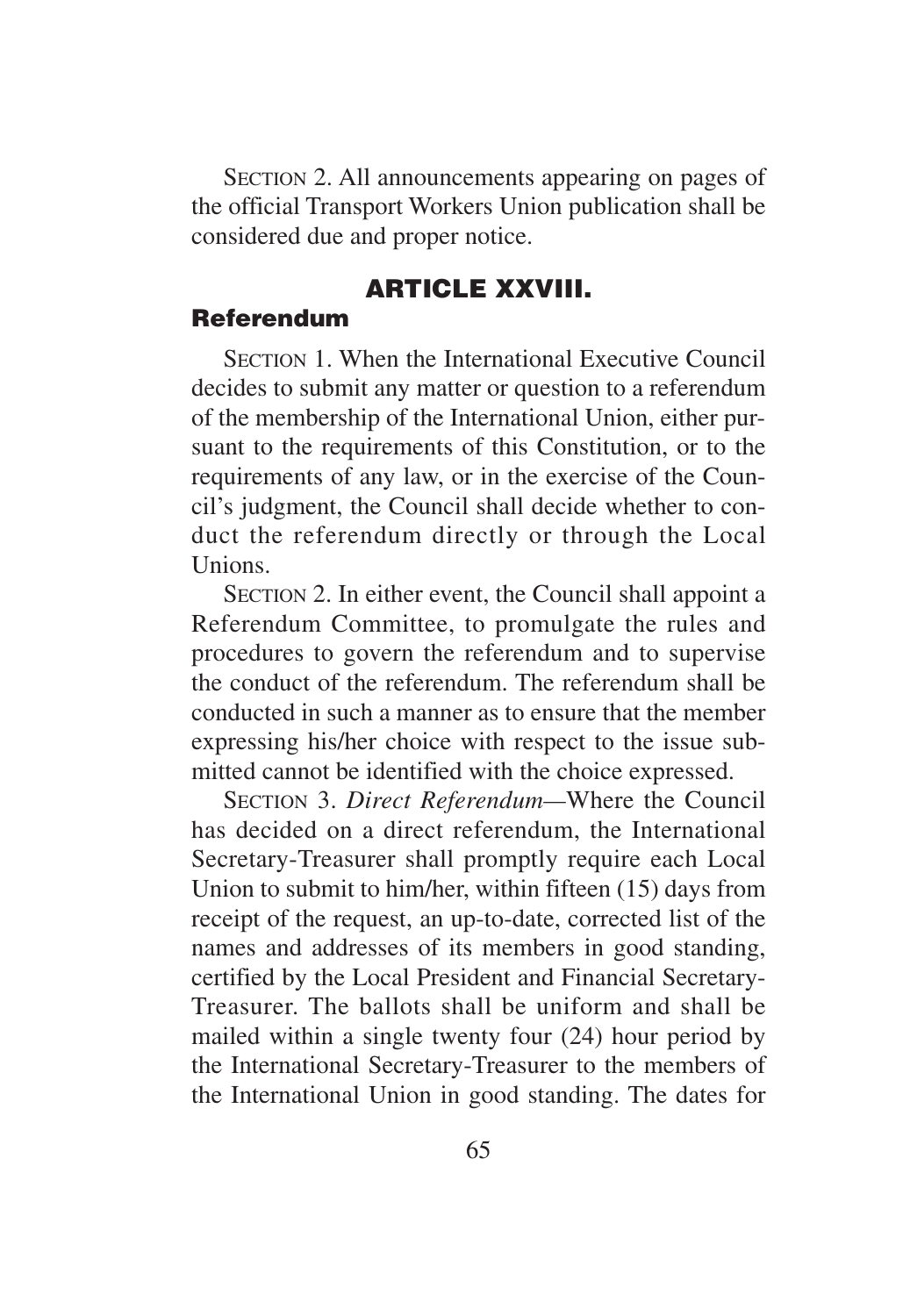SECTION 2. All announcements appearing on pages of the official Transport Workers Union publication shall be considered due and proper notice.

## ARTICLE XXVIII.

### Referendum

SECTION 1. When the International Executive Council decides to submit any matter or question to a referendum of the membership of the International Union, either pursuant to the requirements of this Constitution, or to the requirements of any law, or in the exercise of the Council's judgment, the Council shall decide whether to conduct the referendum directly or through the Local Unions.

SECTION 2. In either event, the Council shall appoint a Referendum Committee, to promulgate the rules and procedures to govern the referendum and to supervise the conduct of the referendum. The referendum shall be conducted in such a manner as to ensure that the member expressing his/her choice with respect to the issue submitted cannot be identified with the choice expressed.

SECTION 3. *Direct Referendum*—Where the Council has decided on a direct referendum, the International Secretary-Treasurer shall promptly require each Local Union to submit to him/her, within fifteen (15) days from receipt of the request, an up-to-date, corrected list of the names and addresses of its members in good standing, certified by the Local President and Financial Secretary-Treasurer. The ballots shall be uniform and shall be mailed within a single twenty four (24) hour period by the International Secretary-Treasurer to the members of the International Union in good standing. The dates for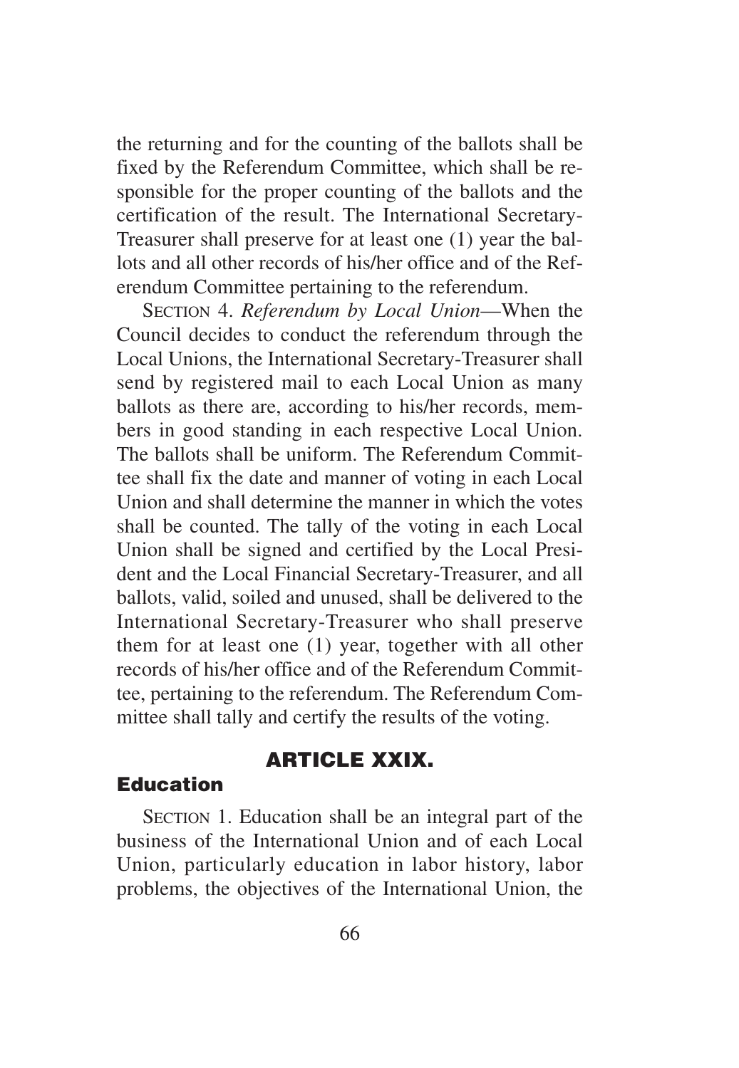the returning and for the counting of the ballots shall be fixed by the Referendum Committee, which shall be responsible for the proper counting of the ballots and the certification of the result. The International Secretary-Treasurer shall preserve for at least one (1) year the ballots and all other records of his/her office and of the Referendum Committee pertaining to the referendum.

SECTION 4. *Referendum by Local Union*—When the Council decides to conduct the referendum through the Local Unions, the International Secretary-Treasurer shall send by registered mail to each Local Union as many ballots as there are, according to his/her records, members in good standing in each respective Local Union. The ballots shall be uniform. The Referendum Committee shall fix the date and manner of voting in each Local Union and shall determine the manner in which the votes shall be counted. The tally of the voting in each Local Union shall be signed and certified by the Local President and the Local Financial Secretary-Treasurer, and all ballots, valid, soiled and unused, shall be delivered to the International Secretary-Treasurer who shall preserve them for at least one (1) year, together with all other records of his/her office and of the Referendum Committee, pertaining to the referendum. The Referendum Committee shall tally and certify the results of the voting.

## ARTICLE XXIX.

### Education

SECTION 1. Education shall be an integral part of the business of the International Union and of each Local Union, particularly education in labor history, labor problems, the objectives of the International Union, the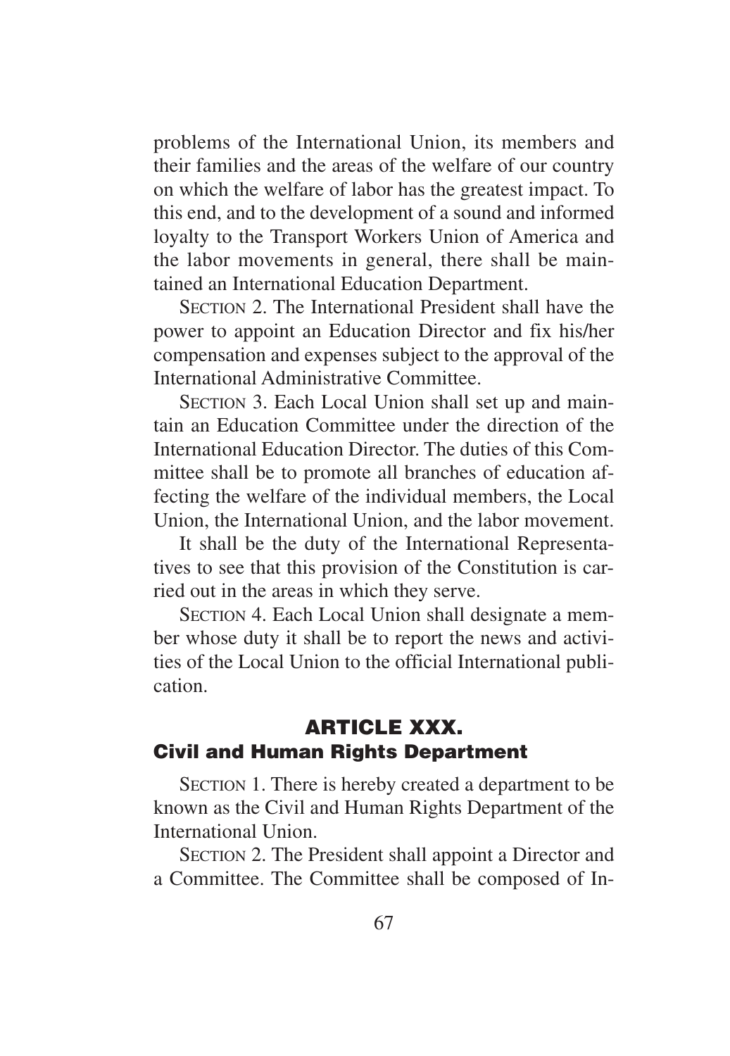problems of the International Union, its members and their families and the areas of the welfare of our country on which the welfare of labor has the greatest impact. To this end, and to the development of a sound and informed loyalty to the Transport Workers Union of America and the labor movements in general, there shall be maintained an International Education Department.

SECTION 2. The International President shall have the power to appoint an Education Director and fix his/her compensation and expenses subject to the approval of the International Administrative Committee.

SECTION 3. Each Local Union shall set up and maintain an Education Committee under the direction of the International Education Director. The duties of this Committee shall be to promote all branches of education affecting the welfare of the individual members, the Local Union, the International Union, and the labor movement.

It shall be the duty of the International Representatives to see that this provision of the Constitution is carried out in the areas in which they serve.

SECTION 4. Each Local Union shall designate a member whose duty it shall be to report the news and activities of the Local Union to the official International publication.

## ARTICLE XXX.
### Civil and Human Rights Department

SECTION 1. There is hereby created a department to be known as the Civil and Human Rights Department of the International Union.

SECTION 2. The President shall appoint a Director and a Committee. The Committee shall be composed of In-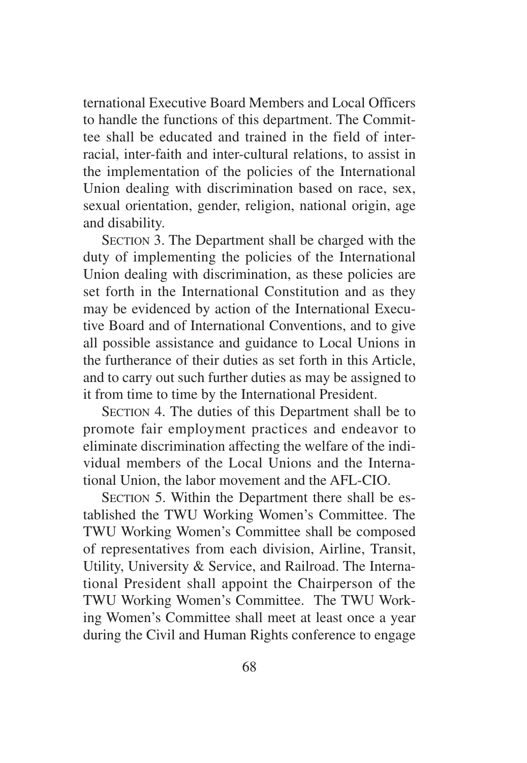ternational Executive Board Members and Local Officers to handle the functions of this department. The Committee shall be educated and trained in the field of inter-racial, inter-faith and inter-cultural relations, to assist in the implementation of the policies of the International Union dealing with discrimination based on race, sex, sexual orientation, gender, religion, national origin, age and disability.

SECTION 3. The Department shall be charged with the duty of implementing the policies of the International Union dealing with discrimination, as these policies are set forth in the International Constitution and as they may be evidenced by action of the International Executive Board and of International Conventions, and to give all possible assistance and guidance to Local Unions in the furtherance of their duties as set forth in this Article, and to carry out such further duties as may be assigned to it from time to time by the International President.

SECTION 4. The duties of this Department shall be to promote fair employment practices and endeavor to eliminate discrimination affecting the welfare of the individual members of the Local Unions and the International Union, the labor movement and the AFL-CIO.

SECTION 5. Within the Department there shall be established the TWU Working Women's Committee. The TWU Working Women's Committee shall be composed of representatives from each division, Airline, Transit, Utility, University & Service, and Railroad. The International President shall appoint the Chairperson of the TWU Working Women's Committee. The TWU Working Women's Committee shall meet at least once a year during the Civil and Human Rights conference to engage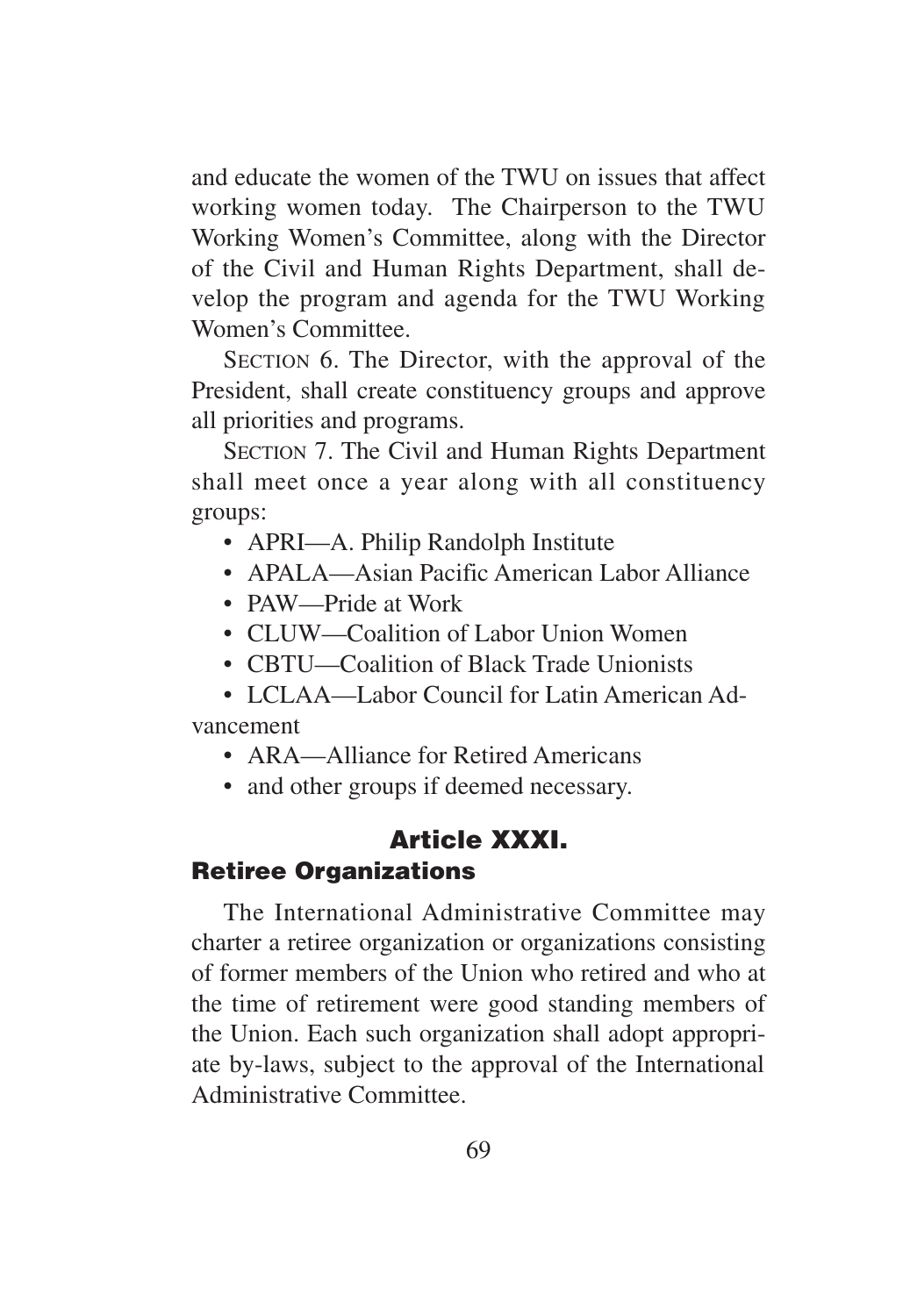and educate the women of the TWU on issues that affect working women today. The Chairperson to the TWU Working Women's Committee, along with the Director of the Civil and Human Rights Department, shall develop the program and agenda for the TWU Working Women's Committee.

SECTION 6. The Director, with the approval of the President, shall create constituency groups and approve all priorities and programs.

SECTION 7. The Civil and Human Rights Department shall meet once a year along with all constituency groups:

- APRI—A. Philip Randolph Institute
- APALA—Asian Pacific American Labor Alliance
- PAW—Pride at Work
- CLUW—Coalition of Labor Union Women
- CBTU—Coalition of Black Trade Unionists
- LCLAA—Labor Council for Latin American Advancement
- ARA—Alliance for Retired Americans
- and other groups if deemed necessary.

## Article XXXI.

### Retiree Organizations

The International Administrative Committee may charter a retiree organization or organizations consisting of former members of the Union who retired and who at the time of retirement were good standing members of the Union. Each such organization shall adopt appropriate by-laws, subject to the approval of the International Administrative Committee.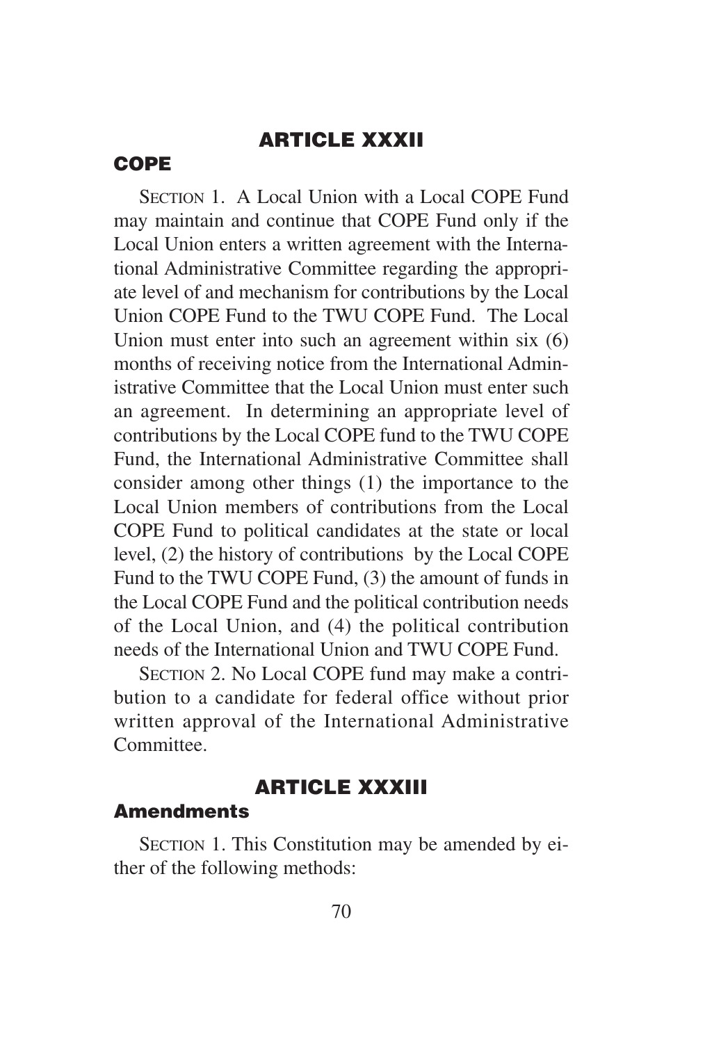## ARTICLE XXXII

### COPE

SECTION 1. A Local Union with a Local COPE Fund may maintain and continue that COPE Fund only if the Local Union enters a written agreement with the International Administrative Committee regarding the appropriate level of and mechanism for contributions by the Local Union COPE Fund to the TWU COPE Fund. The Local Union must enter into such an agreement within six (6) months of receiving notice from the International Administrative Committee that the Local Union must enter such an agreement. In determining an appropriate level of contributions by the Local COPE fund to the TWU COPE Fund, the International Administrative Committee shall consider among other things (1) the importance to the Local Union members of contributions from the Local COPE Fund to political candidates at the state or local level, (2) the history of contributions by the Local COPE Fund to the TWU COPE Fund, (3) the amount of funds in the Local COPE Fund and the political contribution needs of the Local Union, and (4) the political contribution needs of the International Union and TWU COPE Fund.

SECTION 2. No Local COPE fund may make a contribution to a candidate for federal office without prior written approval of the International Administrative Committee.

## ARTICLE XXXIII

### Amendments

SECTION 1. This Constitution may be amended by either of the following methods: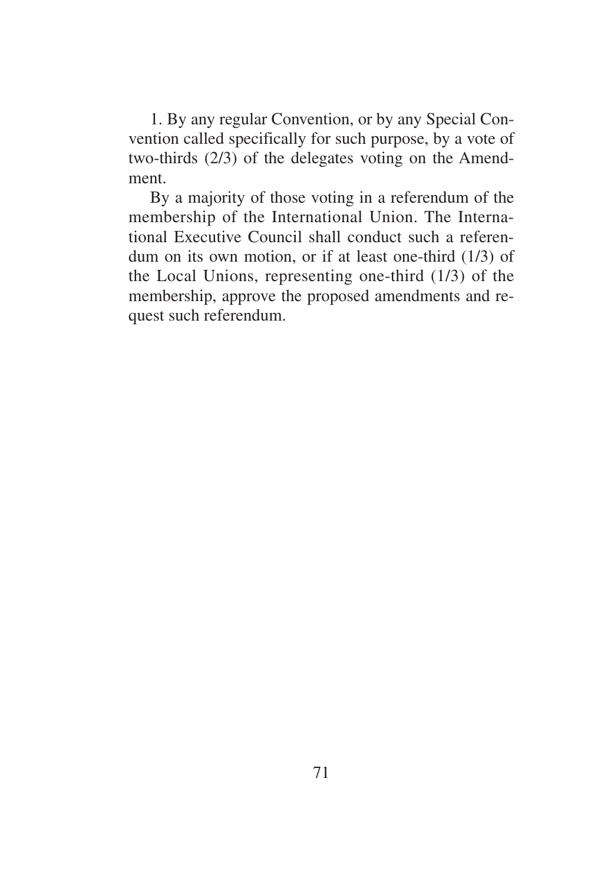1. By any regular Convention, or by any Special Convention called specifically for such purpose, by a vote of two-thirds (2/3) of the delegates voting on the Amendment.

By a majority of those voting in a referendum of the membership of the International Union. The International Executive Council shall conduct such a referendum on its own motion, or if at least one-third (1/3) of the Local Unions, representing one-third (1/3) of the membership, approve the proposed amendments and request such referendum.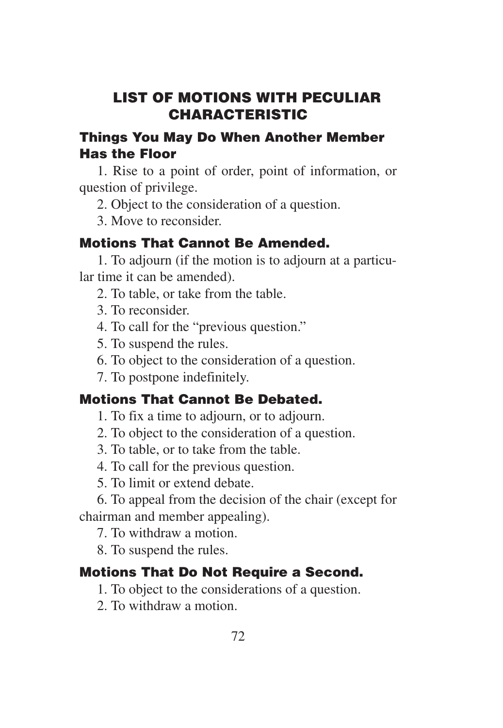# LIST OF MOTIONS WITH PECULIAR CHARACTERISTIC

## Things You May Do When Another Member Has the Floor

1. Rise to a point of order, point of information, or question of privilege.
2. Object to the consideration of a question.
3. Move to reconsider.

## Motions That Cannot Be Amended.

1. To adjourn (if the motion is to adjourn at a particular time it can be amended).
2. To table, or take from the table.
3. To reconsider.
4. To call for the "previous question."
5. To suspend the rules.
6. To object to the consideration of a question.
7. To postpone indefinitely.

## Motions That Cannot Be Debated.

1. To fix a time to adjourn, or to adjourn.
2. To object to the consideration of a question.
3. To table, or to take from the table.
4. To call for the previous question.
5. To limit or extend debate.
6. To appeal from the decision of the chair (except for chairman and member appealing).
7. To withdraw a motion.
8. To suspend the rules.

## Motions That Do Not Require a Second.

1. To object to the considerations of a question.
2. To withdraw a motion.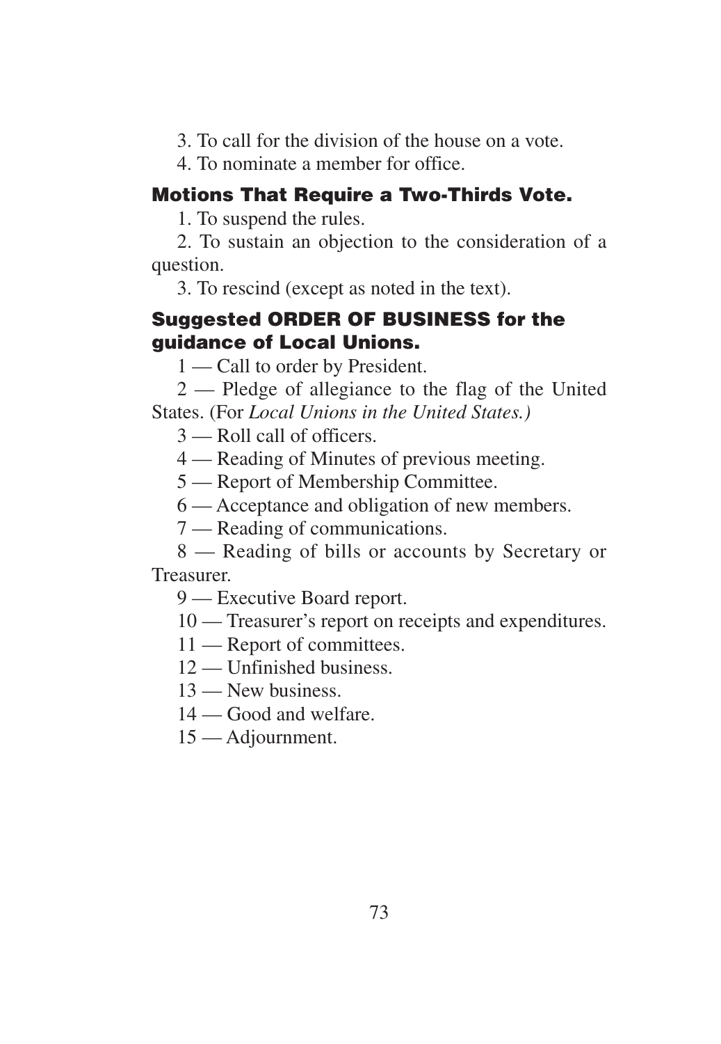3. To call for the division of the house on a vote.

4. To nominate a member for office.

### Motions That Require a Two-Thirds Vote.

1. To suspend the rules.

2. To sustain an objection to the consideration of a question.

3. To rescind (except as noted in the text).

### Suggested ORDER OF BUSINESS for the guidance of Local Unions.

1 — Call to order by President.

2 — Pledge of allegiance to the flag of the United States. (For *Local Unions in the United States.)*

3 — Roll call of officers.

4 — Reading of Minutes of previous meeting.

5 — Report of Membership Committee.

6 — Acceptance and obligation of new members.

7 — Reading of communications.

8 — Reading of bills or accounts by Secretary or Treasurer.

9 — Executive Board report.

10 — Treasurer's report on receipts and expenditures.

11 — Report of committees.

12 — Unfinished business.

13 — New business.

14 — Good and welfare.

15 — Adjournment.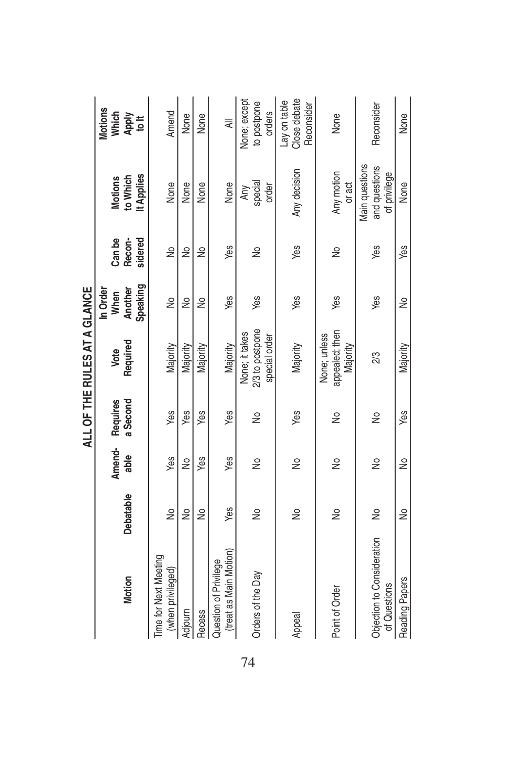## ALL OF THE RULES AT A GLANCE

| Motion | Debatable | Amendable | Requires a Second | Vote Required | In Order When Another Speaking | Can be Reconsidered | Motions to Which It Applies | Motions Which Apply to It |
|---|---|---|---|---|---|---|---|---|
| Time for Next Meeting (when privileged) | No | Yes | Yes | Majority | No | No | None | Amend |
| Adjourn | No | No | Yes | Majority | No | No | None | None |
| Recess | No | Yes | Yes | Majority | No | No | None | None |
| Question of Privilege (treat as Main Motion) | Yes | Yes | Yes | Majority | Yes | Yes | None | All |
| Orders of the Day | No | No | No | None; it takes 2/3 to postpone special order | Yes | No | Any special order | None; except to postpone orders |
| Appeal | No | No | Yes | Majority | Yes | Yes | Any decision | Lay on table Close debate Reconsider |
| Point of Order | No | No | No | None; unless appealed; then Majority | Yes | No | Any motion or act | None |
| Objection to Consideration of Questions | No | No | No | 2/3 | Yes | Yes | Main questions and questions of privilege | Reconsider |
| Reading Papers | No | No | Yes | Majority | No | Yes | None | None |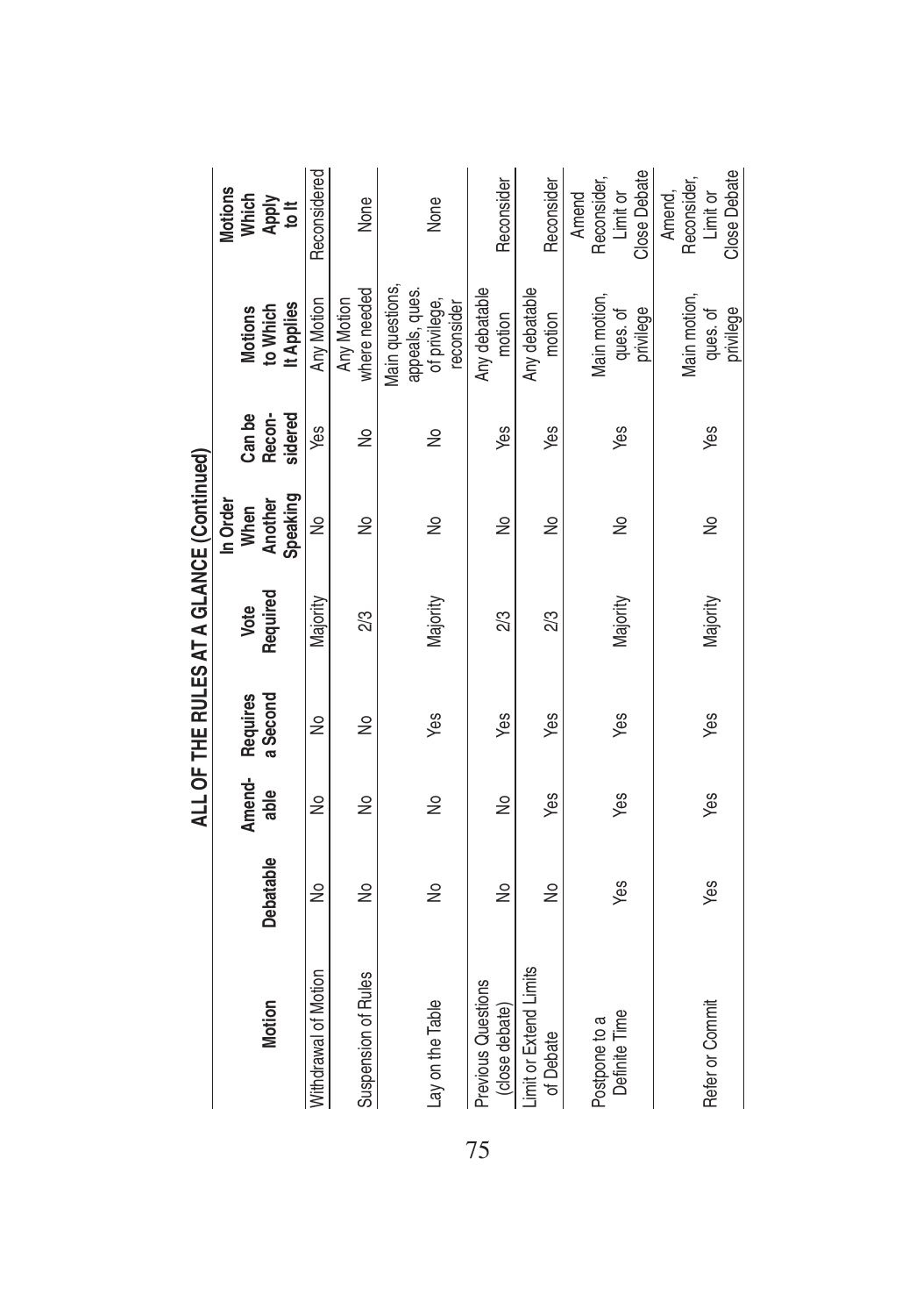## ALL OF THE RULES AT A GLANCE (Continued)

| Motion | Debatable | Amend-able | Requires a Second | Vote Required | In Order When Another Speaking | Can be Recon-sidered | Motions to Which It Applies | Motions Which Apply to It |
|---|---|---|---|---|---|---|---|---|
| Withdrawal of Motion | No | No | No | Majority | No | Yes | Any Motion | Reconsidered |
| Suspension of Rules | No | No | No | 2/3 | No | No | Any Motion where needed | None |
| Lay on the Table | No | No | Yes | Majority | No | No | Main questions, appeals, ques. of privilege, reconsider | None |
| Previous Questions (close debate) | No | No | Yes | 2/3 | No | Yes | Any debatable motion | Reconsider |
| Limit or Extend Limits of Debate | No | Yes | Yes | 2/3 | No | Yes | Any debatable motion | Reconsider |
| Postpone to a Definite Time | Yes | Yes | Yes | Majority | No | Yes | Main motion, ques. of privilege | Amend Reconsider, Limit or Close Debate |
| Refer or Commit | Yes | Yes | Yes | Majority | No | Yes | Main motion, ques. of privilege | Amend, Reconsider, Limit or Close Debate |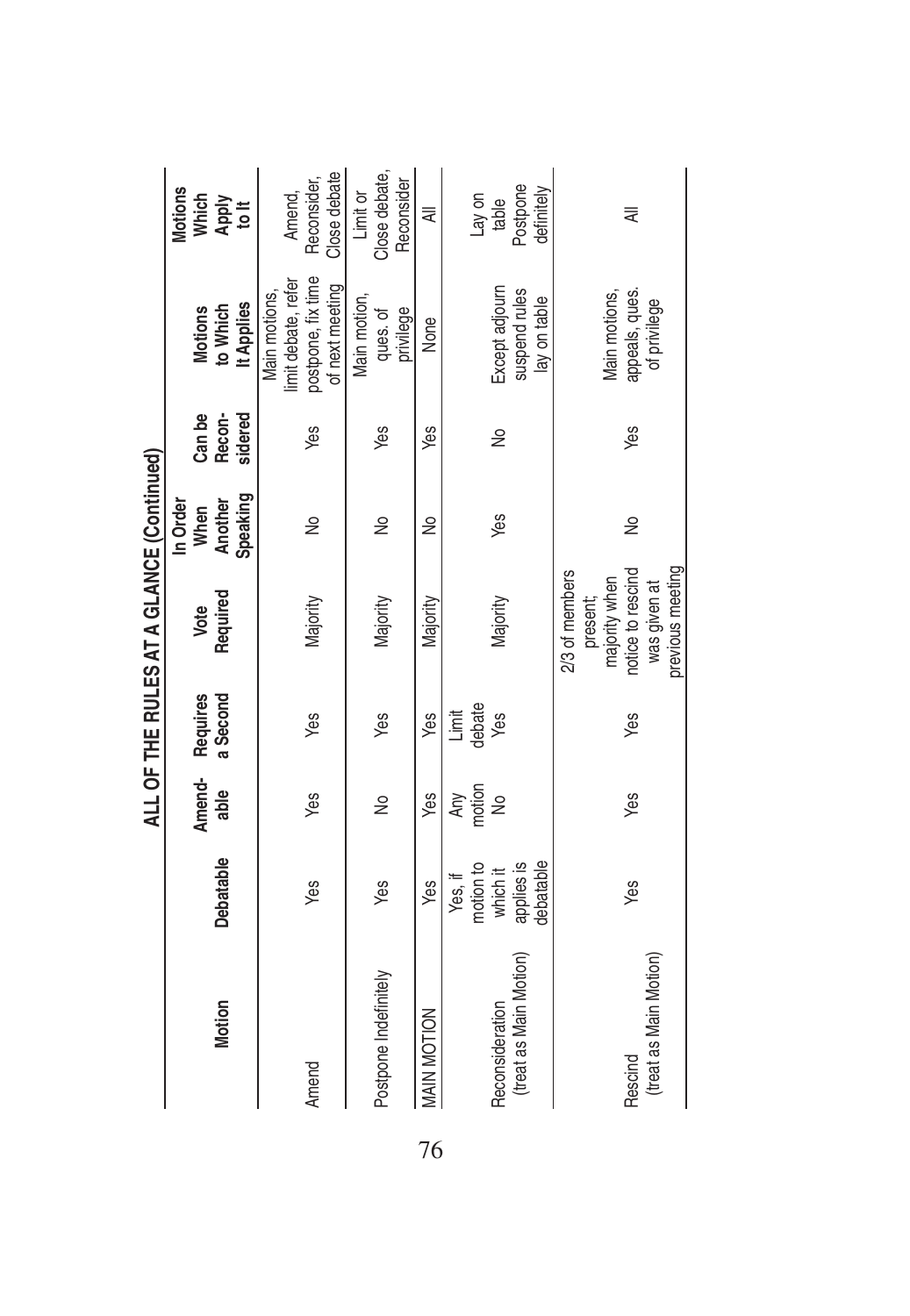## ALL OF THE RULES AT A GLANCE (Continued)

| Motion | Debatable | Amendable | Requires a Second | Vote Required | In Order When Another Speaking | Can be Reconsidered | Motions to Which It Applies | Motions Which Apply to It |
|---|---|---|---|---|---|---|---|---|
| Amend | Yes | Yes | Yes | Majority | No | Yes | Main motions, limit debate, refer postpone, fix time of next meeting | Amend, Reconsider, Close debate |
| Postpone Indefinitely | Yes | No | Yes | Majority | No | Yes | Main motion, ques. of privilege | Limit or Close debate, Reconsider |
| MAIN MOTION | Yes | Yes | Yes | Majority | No | Yes | None | All |
| Reconsideration (treat as Main Motion) | Yes, if motion to which it applies is debatable | Any motion No | Limit debate Yes | Majority | Yes | No | Except adjourn suspend rules lay on table | Lay on table Postpone definitely |
| Rescind (treat as Main Motion) | Yes | Yes | Yes | 2/3 of members present; majority when notice to rescind was given at previous meeting | No | Yes | Main motions, appeals, ques. of privilege | All |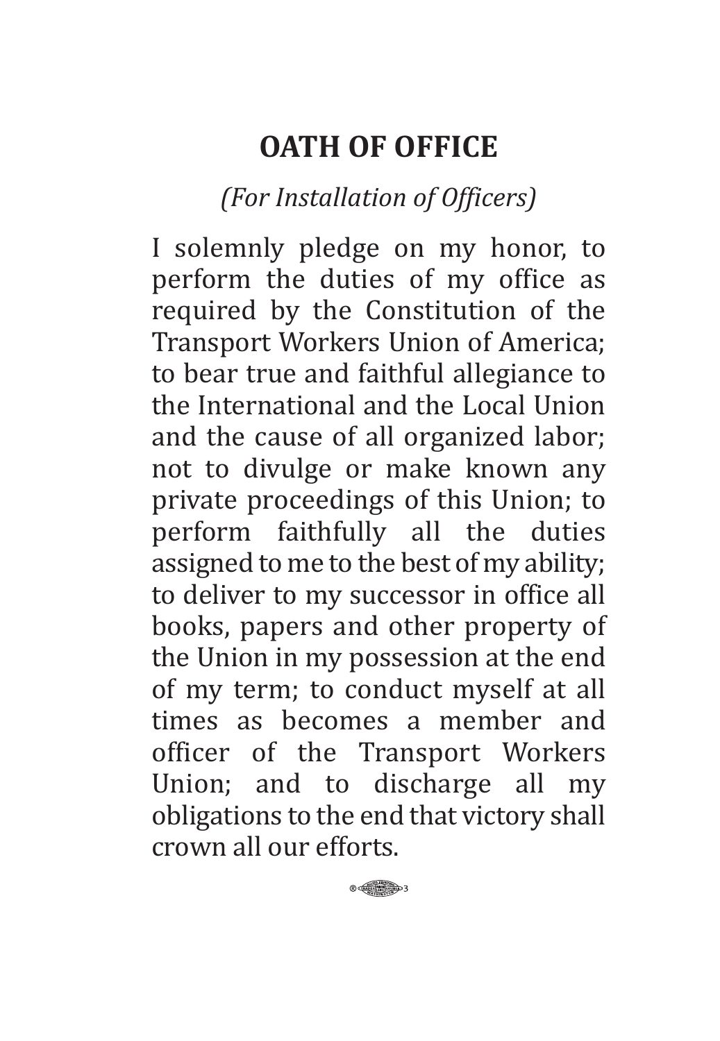# OATH OF OFFICE

*(For Installation of Officers)*

I solemnly pledge on my honor, to perform the duties of my office as required by the Constitution of the Transport Workers Union of America; to bear true and faithful allegiance to the International and the Local Union and the cause of all organized labor; not to divulge or make known any private proceedings of this Union; to perform faithfully all the duties assigned to me to the best of my ability; to deliver to my successor in office all books, papers and other property of the Union in my possession at the end of my term; to conduct myself at all times as becomes a member and officer of the Transport Workers Union; and to discharge all my obligations to the end that victory shall crown all our efforts.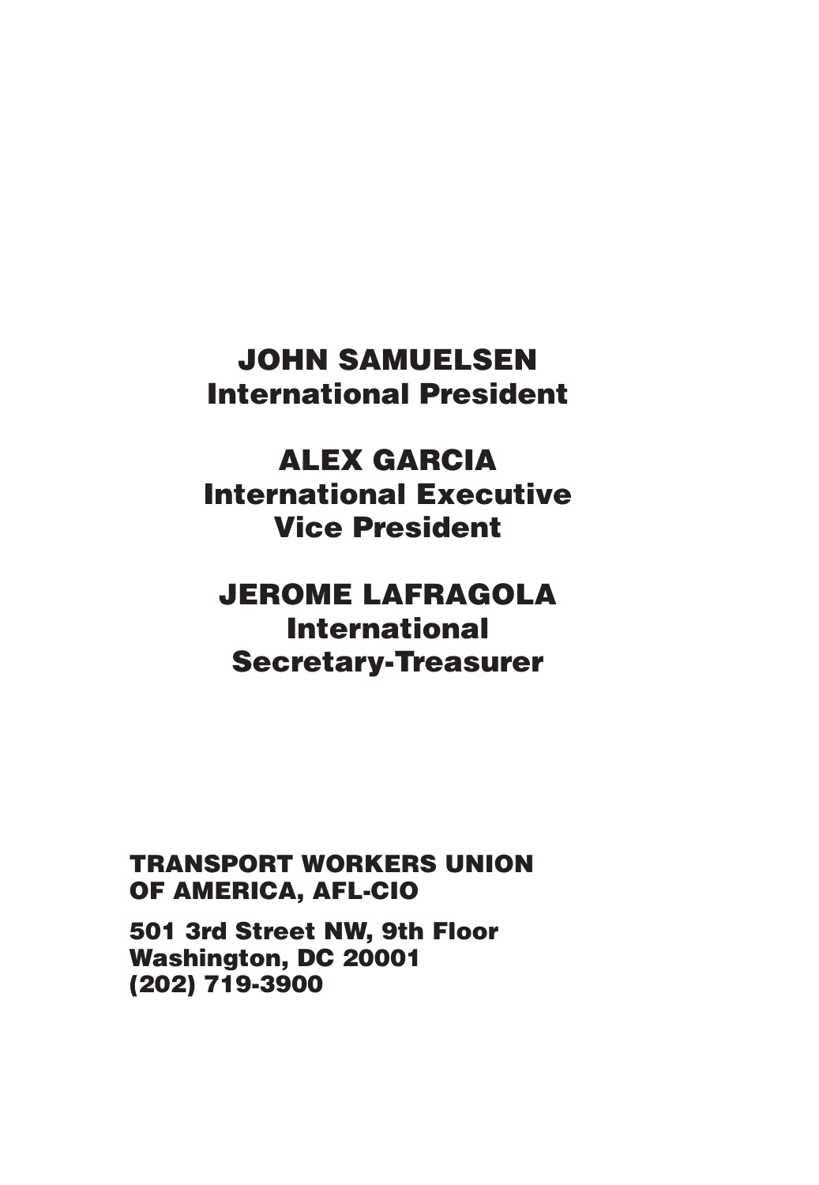**JOHN SAMUELSEN**
**International President**

**ALEX GARCIA**
**International Executive**
**Vice President**

**JEROME LAFRAGOLA**
**International**
**Secretary-Treasurer**

**TRANSPORT WORKERS UNION**
**OF AMERICA, AFL-CIO**

**501 3rd Street NW, 9th Floor**
**Washington, DC 20001**
**(202) 719-3900**